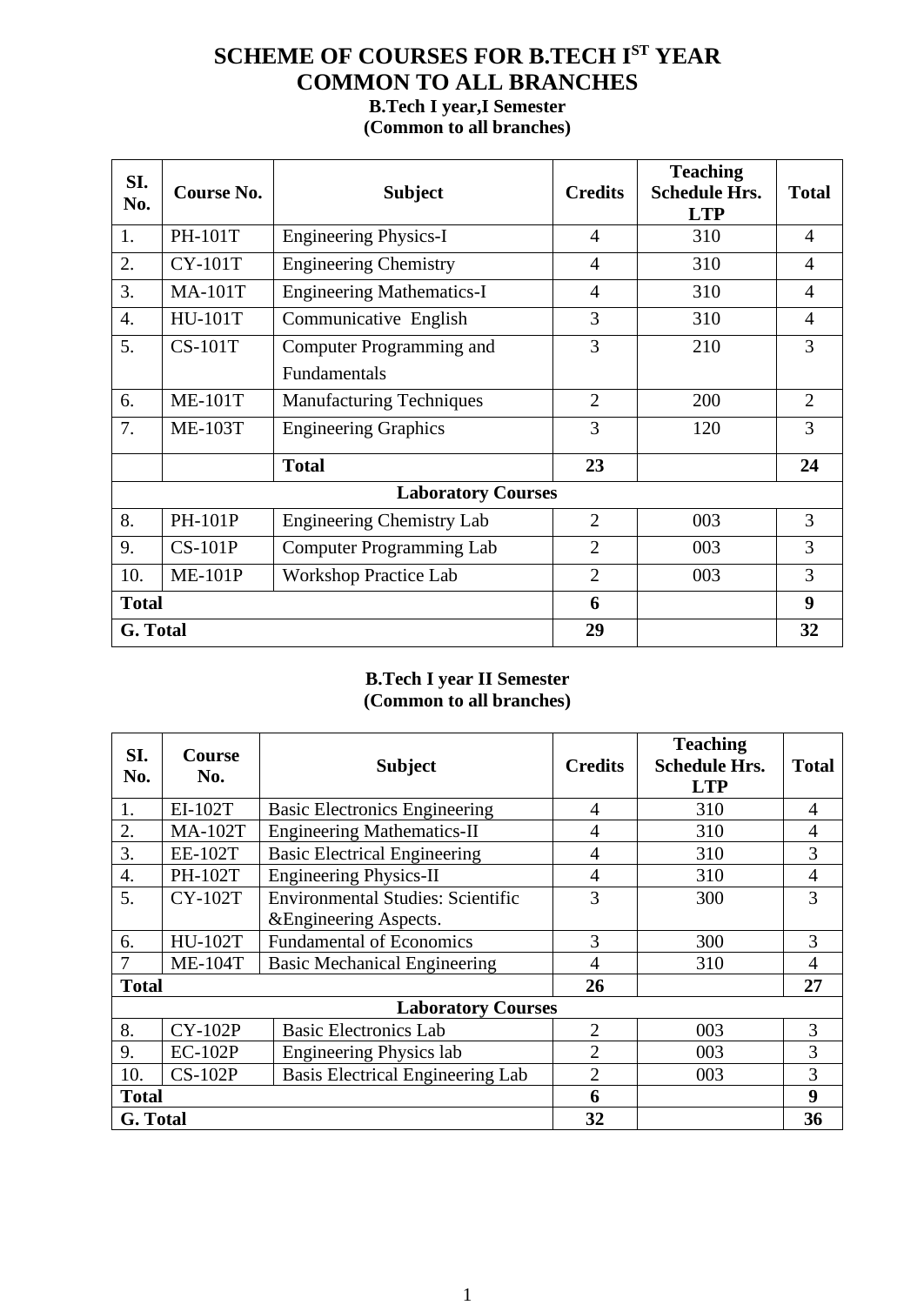# SCHEME OF COURSES FOR B.TECH I$^{ST}$ YEAR
# COMMON TO ALL BRANCHES

### B.Tech I year,I Semester
### (Common to all branches)

| SI. No. | Course No. | Subject | Credits | Teaching Schedule Hrs. LTP | Total |
|---|---|---|---|---|---|
| 1. | PH-101T | Engineering Physics-I | 4 | 310 | 4 |
| 2. | CY-101T | Engineering Chemistry | 4 | 310 | 4 |
| 3. | MA-101T | Engineering Mathematics-I | 4 | 310 | 4 |
| 4. | HU-101T | Communicative English | 3 | 310 | 4 |
| 5. | CS-101T | Computer Programming and Fundamentals | 3 | 210 | 3 |
| 6. | ME-101T | Manufacturing Techniques | 2 | 200 | 2 |
| 7. | ME-103T | Engineering Graphics | 3 | 120 | 3 |
| | | **Total** | **23** | | **24** |
| **Laboratory Courses** | | | | | |
| 8. | PH-101P | Engineering Chemistry Lab | 2 | 003 | 3 |
| 9. | CS-101P | Computer Programming Lab | 2 | 003 | 3 |
| 10. | ME-101P | Workshop Practice Lab | 2 | 003 | 3 |
| **Total** | | | **6** | | **9** |
| **G. Total** | | | **29** | | **32** |

### B.Tech I year II Semester
### (Common to all branches)

| SI. No. | Course No. | Subject | Credits | Teaching Schedule Hrs. LTP | Total |
|---|---|---|---|---|---|
| 1. | EI-102T | Basic Electronics Engineering | 4 | 310 | 4 |
| 2. | MA-102T | Engineering Mathematics-II | 4 | 310 | 4 |
| 3. | EE-102T | Basic Electrical Engineering | 4 | 310 | 3 |
| 4. | PH-102T | Engineering Physics-II | 4 | 310 | 4 |
| 5. | CY-102T | Environmental Studies: Scientific &Engineering Aspects. | 3 | 300 | 3 |
| 6. | HU-102T | Fundamental of Economics | 3 | 300 | 3 |
| 7 | ME-104T | Basic Mechanical Engineering | 4 | 310 | 4 |
| **Total** | | | **26** | | **27** |
| **Laboratory Courses** | | | | | |
| 8. | CY-102P | Basic Electronics Lab | 2 | 003 | 3 |
| 9. | EC-102P | Engineering Physics lab | 2 | 003 | 3 |
| 10. | CS-102P | Basis Electrical Engineering Lab | 2 | 003 | 3 |
| **Total** | | | **6** | | **9** |
| **G. Total** | | | **32** | | **36** |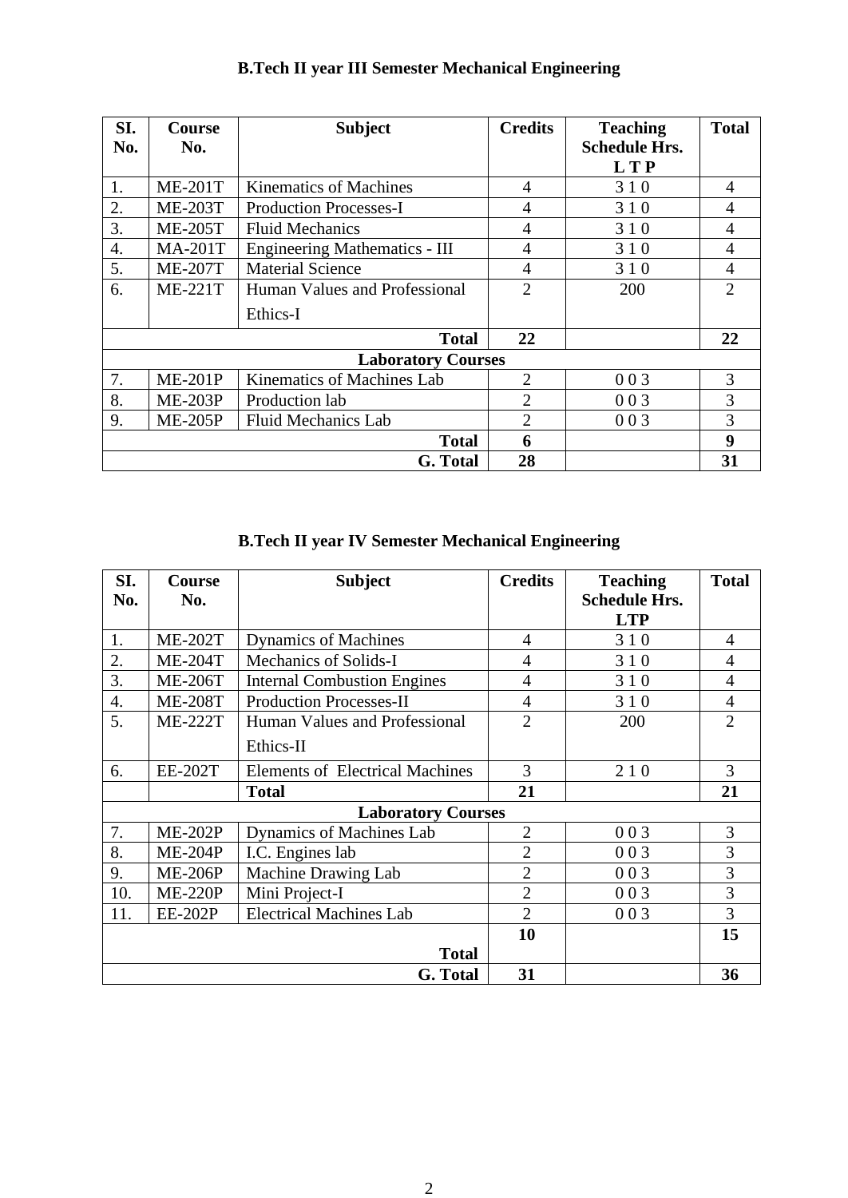### B.Tech II year III Semester Mechanical Engineering

| SI. No. | Course No. | Subject | Credits | Teaching Schedule Hrs. L T P | Total |
|---|---|---|---|---|---|
| 1. | ME-201T | Kinematics of Machines | 4 | 3 1 0 | 4 |
| 2. | ME-203T | Production Processes-I | 4 | 3 1 0 | 4 |
| 3. | ME-205T | Fluid Mechanics | 4 | 3 1 0 | 4 |
| 4. | MA-201T | Engineering Mathematics - III | 4 | 3 1 0 | 4 |
| 5. | ME-207T | Material Science | 4 | 3 1 0 | 4 |
| 6. | ME-221T | Human Values and Professional Ethics-I | 2 | 200 | 2 |
| | | **Total** | **22** | | **22** |
| | | **Laboratory Courses** | | | |
| 7. | ME-201P | Kinematics of Machines Lab | 2 | 0 0 3 | 3 |
| 8. | ME-203P | Production lab | 2 | 0 0 3 | 3 |
| 9. | ME-205P | Fluid Mechanics Lab | 2 | 0 0 3 | 3 |
| | | **Total** | **6** | | **9** |
| | | **G. Total** | **28** | | **31** |

### B.Tech II year IV Semester Mechanical Engineering

| SI. No. | Course No. | Subject | Credits | Teaching Schedule Hrs. LTP | Total |
|---|---|---|---|---|---|
| 1. | ME-202T | Dynamics of Machines | 4 | 3 1 0 | 4 |
| 2. | ME-204T | Mechanics of Solids-I | 4 | 3 1 0 | 4 |
| 3. | ME-206T | Internal Combustion Engines | 4 | 3 1 0 | 4 |
| 4. | ME-208T | Production Processes-II | 4 | 3 1 0 | 4 |
| 5. | ME-222T | Human Values and Professional Ethics-II | 2 | 200 | 2 |
| 6. | EE-202T | Elements of Electrical Machines | 3 | 2 1 0 | 3 |
| | | **Total** | **21** | | **21** |
| | | **Laboratory Courses** | | | |
| 7. | ME-202P | Dynamics of Machines Lab | 2 | 0 0 3 | 3 |
| 8. | ME-204P | I.C. Engines lab | 2 | 0 0 3 | 3 |
| 9. | ME-206P | Machine Drawing Lab | 2 | 0 0 3 | 3 |
| 10. | ME-220P | Mini Project-I | 2 | 0 0 3 | 3 |
| 11. | EE-202P | Electrical Machines Lab | 2 | 0 0 3 | 3 |
| | | **Total** | **10** | | **15** |
| | | **G. Total** | **31** | | **36** |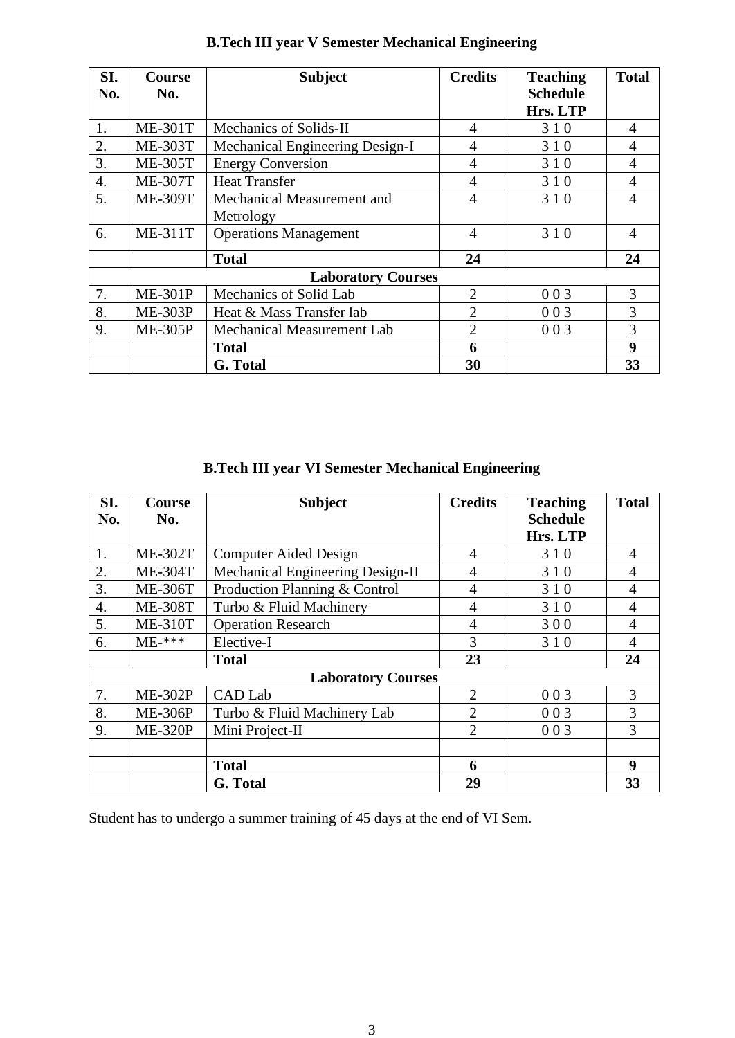## B.Tech III year V Semester Mechanical Engineering

| SI. No. | Course No. | Subject | Credits | Teaching Schedule Hrs. LTP | Total |
|---|---|---|---|---|---|
| 1. | ME-301T | Mechanics of Solids-II | 4 | 3 1 0 | 4 |
| 2. | ME-303T | Mechanical Engineering Design-I | 4 | 3 1 0 | 4 |
| 3. | ME-305T | Energy Conversion | 4 | 3 1 0 | 4 |
| 4. | ME-307T | Heat Transfer | 4 | 3 1 0 | 4 |
| 5. | ME-309T | Mechanical Measurement and Metrology | 4 | 3 1 0 | 4 |
| 6. | ME-311T | Operations Management | 4 | 3 1 0 | 4 |
| | | **Total** | **24** | | **24** |
| | | **Laboratory Courses** | | | |
| 7. | ME-301P | Mechanics of Solid Lab | 2 | 0 0 3 | 3 |
| 8. | ME-303P | Heat & Mass Transfer lab | 2 | 0 0 3 | 3 |
| 9. | ME-305P | Mechanical Measurement Lab | 2 | 0 0 3 | 3 |
| | | **Total** | **6** | | **9** |
| | | **G. Total** | **30** | | **33** |

## B.Tech III year VI Semester Mechanical Engineering

| SI. No. | Course No. | Subject | Credits | Teaching Schedule Hrs. LTP | Total |
|---|---|---|---|---|---|
| 1. | ME-302T | Computer Aided Design | 4 | 3 1 0 | 4 |
| 2. | ME-304T | Mechanical Engineering Design-II | 4 | 3 1 0 | 4 |
| 3. | ME-306T | Production Planning & Control | 4 | 3 1 0 | 4 |
| 4. | ME-308T | Turbo & Fluid Machinery | 4 | 3 1 0 | 4 |
| 5. | ME-310T | Operation Research | 4 | 3 0 0 | 4 |
| 6. | ME-*** | Elective-I | 3 | 3 1 0 | 4 |
| | | **Total** | **23** | | **24** |
| | | **Laboratory Courses** | | | |
| 7. | ME-302P | CAD Lab | 2 | 0 0 3 | 3 |
| 8. | ME-306P | Turbo & Fluid Machinery Lab | 2 | 0 0 3 | 3 |
| 9. | ME-320P | Mini Project-II | 2 | 0 0 3 | 3 |
| | | | | | |
| | | **Total** | **6** | | **9** |
| | | **G. Total** | **29** | | **33** |

Student has to undergo a summer training of 45 days at the end of VI Sem.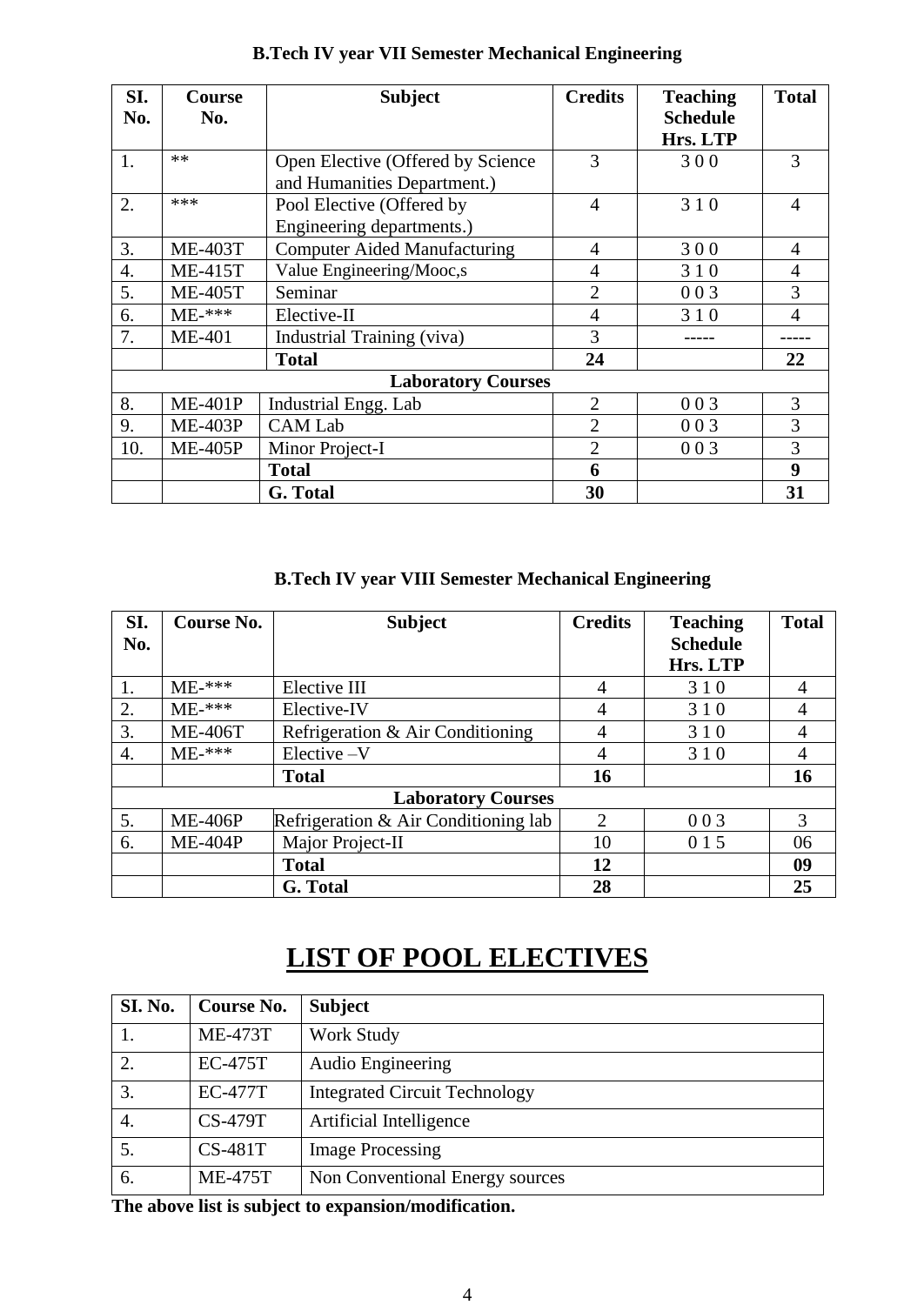### B.Tech IV year VII Semester Mechanical Engineering

| SI. No. | Course No. | Subject | Credits | Teaching Schedule Hrs. LTP | Total |
|---|---|---|---|---|---|
| 1. | ** | Open Elective (Offered by Science and Humanities Department.) | 3 | 3 0 0 | 3 |
| 2. | *** | Pool Elective (Offered by Engineering departments.) | 4 | 3 1 0 | 4 |
| 3. | ME-403T | Computer Aided Manufacturing | 4 | 3 0 0 | 4 |
| 4. | ME-415T | Value Engineering/Mooc,s | 4 | 3 1 0 | 4 |
| 5. | ME-405T | Seminar | 2 | 0 0 3 | 3 |
| 6. | ME-*** | Elective-II | 4 | 3 1 0 | 4 |
| 7. | ME-401 | Industrial Training (viva) | 3 | ----- | ----- |
| | | **Total** | **24** | | **22** |
| | | **Laboratory Courses** | | | |
| 8. | ME-401P | Industrial Engg. Lab | 2 | 0 0 3 | 3 |
| 9. | ME-403P | CAM Lab | 2 | 0 0 3 | 3 |
| 10. | ME-405P | Minor Project-I | 2 | 0 0 3 | 3 |
| | | **Total** | **6** | | **9** |
| | | **G. Total** | **30** | | **31** |

### B.Tech IV year VIII Semester Mechanical Engineering

| SI. No. | Course No. | Subject | Credits | Teaching Schedule Hrs. LTP | Total |
|---|---|---|---|---|---|
| 1. | ME-*** | Elective III | 4 | 3 1 0 | 4 |
| 2. | ME-*** | Elective-IV | 4 | 3 1 0 | 4 |
| 3. | ME-406T | Refrigeration & Air Conditioning | 4 | 3 1 0 | 4 |
| 4. | ME-*** | Elective –V | 4 | 3 1 0 | 4 |
| | | **Total** | **16** | | **16** |
| | | **Laboratory Courses** | | | |
| 5. | ME-406P | Refrigeration & Air Conditioning lab | 2 | 0 0 3 | 3 |
| 6. | ME-404P | Major Project-II | 10 | 0 1 5 | 06 |
| | | **Total** | **12** | | **09** |
| | | **G. Total** | **28** | | **25** |

# LIST OF POOL ELECTIVES

| SI. No. | Course No. | Subject |
|---|---|---|
| 1. | ME-473T | Work Study |
| 2. | EC-475T | Audio Engineering |
| 3. | EC-477T | Integrated Circuit Technology |
| 4. | CS-479T | Artificial Intelligence |
| 5. | CS-481T | Image Processing |
| 6. | ME-475T | Non Conventional Energy sources |

**The above list is subject to expansion/modification.**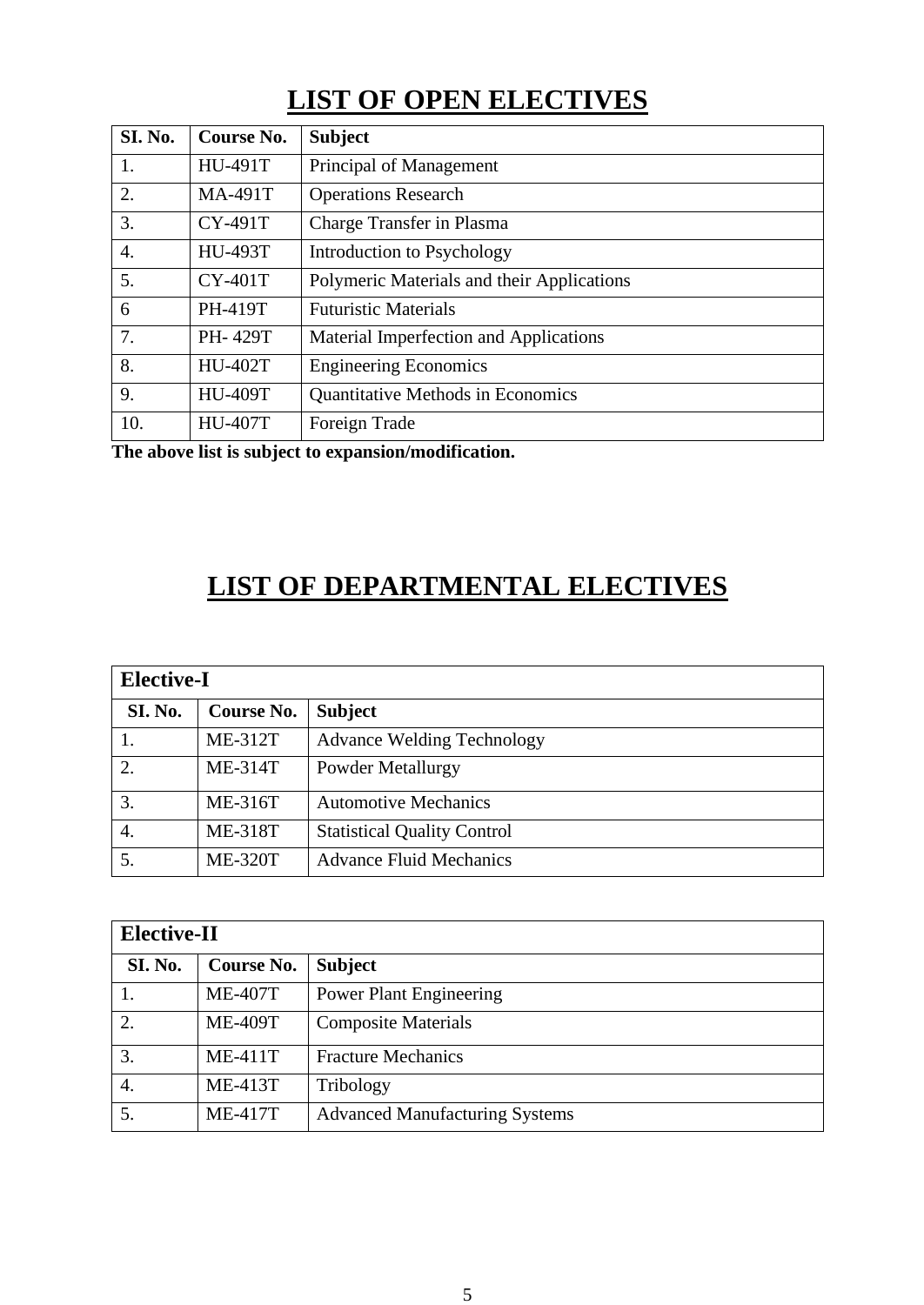# LIST OF OPEN ELECTIVES

| SI. No. | Course No. | Subject |
|---|---|---|
| 1. | HU-491T | Principal of Management |
| 2. | MA-491T | Operations Research |
| 3. | CY-491T | Charge Transfer in Plasma |
| 4. | HU-493T | Introduction to Psychology |
| 5. | CY-401T | Polymeric Materials and their Applications |
| 6 | PH-419T | Futuristic Materials |
| 7. | PH- 429T | Material Imperfection and Applications |
| 8. | HU-402T | Engineering Economics |
| 9. | HU-409T | Quantitative Methods in Economics |
| 10. | HU-407T | Foreign Trade |

**The above list is subject to expansion/modification.**

# LIST OF DEPARTMENTAL ELECTIVES

| Elective-I | | |
|---|---|---|
| **SI. No.** | **Course No.** | **Subject** |
| 1. | ME-312T | Advance Welding Technology |
| 2. | ME-314T | Powder Metallurgy |
| 3. | ME-316T | Automotive Mechanics |
| 4. | ME-318T | Statistical Quality Control |
| 5. | ME-320T | Advance Fluid Mechanics |

| Elective-II | | |
|---|---|---|
| **SI. No.** | **Course No.** | **Subject** |
| 1. | ME-407T | Power Plant Engineering |
| 2. | ME-409T | Composite Materials |
| 3. | ME-411T | Fracture Mechanics |
| 4. | ME-413T | Tribology |
| 5. | ME-417T | Advanced Manufacturing Systems |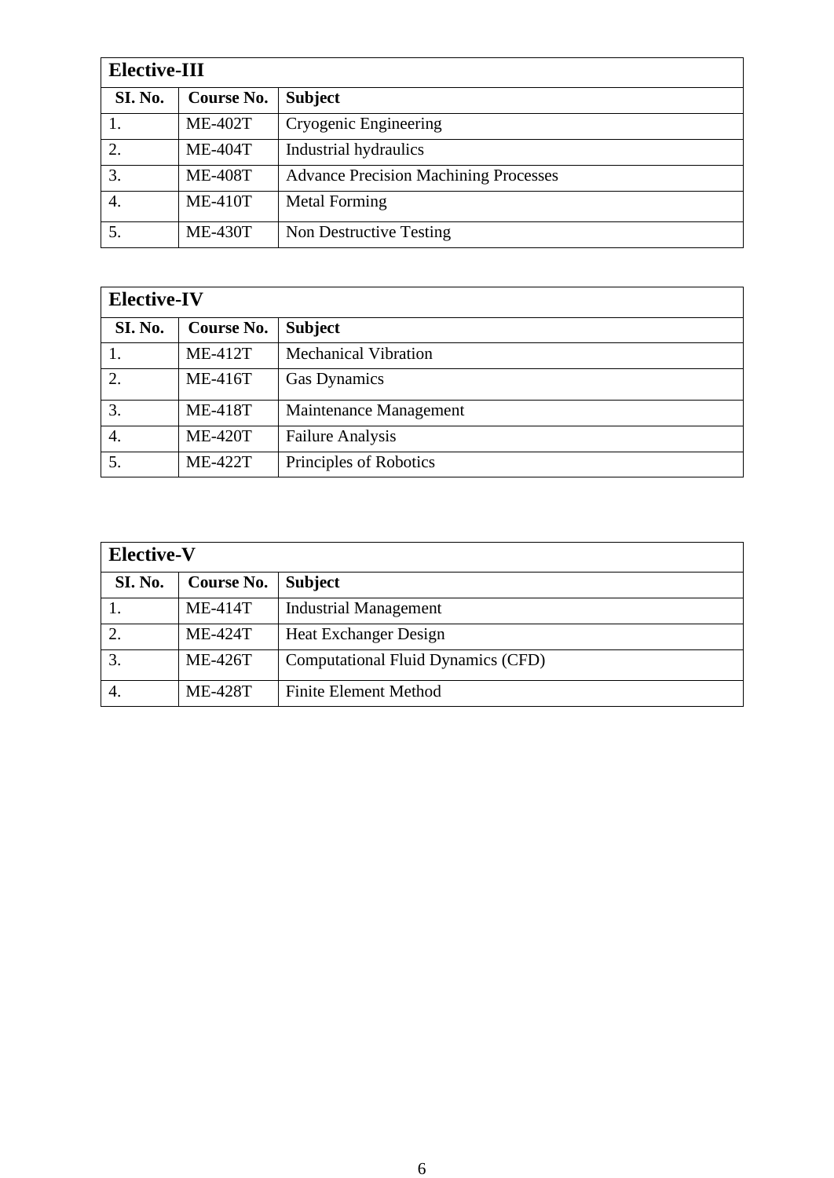| **Elective-III** | | |
|---|---|---|
| **SI. No.** | **Course No.** | **Subject** |
| 1. | ME-402T | Cryogenic Engineering |
| 2. | ME-404T | Industrial hydraulics |
| 3. | ME-408T | Advance Precision Machining Processes |
| 4. | ME-410T | Metal Forming |
| 5. | ME-430T | Non Destructive Testing |

| **Elective-IV** | | |
|---|---|---|
| **SI. No.** | **Course No.** | **Subject** |
| 1. | ME-412T | Mechanical Vibration |
| 2. | ME-416T | Gas Dynamics |
| 3. | ME-418T | Maintenance Management |
| 4. | ME-420T | Failure Analysis |
| 5. | ME-422T | Principles of Robotics |

| **Elective-V** | | |
|---|---|---|
| **SI. No.** | **Course No.** | **Subject** |
| 1. | ME-414T | Industrial Management |
| 2. | ME-424T | Heat Exchanger Design |
| 3. | ME-426T | Computational Fluid Dynamics (CFD) |
| 4. | ME-428T | Finite Element Method |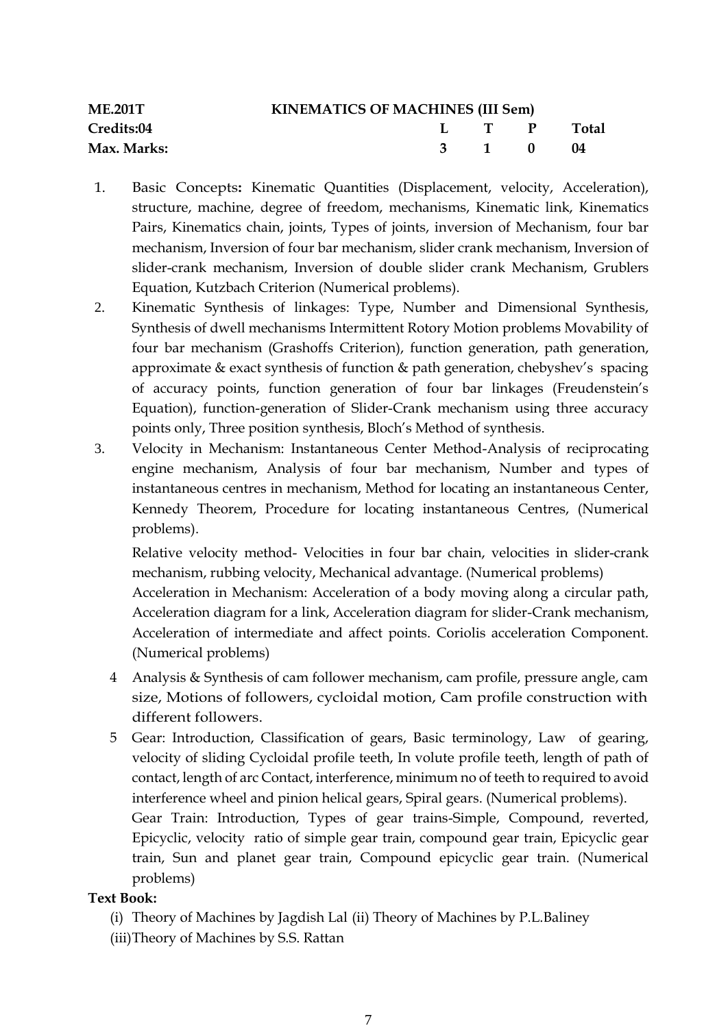| **ME.201T** | **KINEMATICS OF MACHINES (III Sem)** | | | |
|---|---|---|---|---|
| **Credits:04** | **L** | **T** | **P** | **Total** |
| **Max. Marks:** | **3** | **1** | **0** | **04** |

1. Basic Concepts**:** Kinematic Quantities (Displacement, velocity, Acceleration), structure, machine, degree of freedom, mechanisms, Kinematic link, Kinematics Pairs, Kinematics chain, joints, Types of joints, inversion of Mechanism, four bar mechanism, Inversion of four bar mechanism, slider crank mechanism, Inversion of slider-crank mechanism, Inversion of double slider crank Mechanism, Grublers Equation, Kutzbach Criterion (Numerical problems).
2. Kinematic Synthesis of linkages: Type, Number and Dimensional Synthesis, Synthesis of dwell mechanisms Intermittent Rotory Motion problems Movability of four bar mechanism (Grashoffs Criterion), function generation, path generation, approximate & exact synthesis of function & path generation, chebyshev's spacing of accuracy points, function generation of four bar linkages (Freudenstein's Equation), function-generation of Slider-Crank mechanism using three accuracy points only, Three position synthesis, Bloch's Method of synthesis.
3. Velocity in Mechanism: Instantaneous Center Method-Analysis of reciprocating engine mechanism, Analysis of four bar mechanism, Number and types of instantaneous centres in mechanism, Method for locating an instantaneous Center, Kennedy Theorem, Procedure for locating instantaneous Centres, (Numerical problems).

   Relative velocity method- Velocities in four bar chain, velocities in slider-crank mechanism, rubbing velocity, Mechanical advantage. (Numerical problems)
   Acceleration in Mechanism: Acceleration of a body moving along a circular path, Acceleration diagram for a link, Acceleration diagram for slider-Crank mechanism, Acceleration of intermediate and affect points. Coriolis acceleration Component. (Numerical problems)
4. Analysis & Synthesis of cam follower mechanism, cam profile, pressure angle, cam size, Motions of followers, cycloidal motion, Cam profile construction with different followers.
5. Gear: Introduction, Classification of gears, Basic terminology, Law of gearing, velocity of sliding Cycloidal profile teeth, In volute profile teeth, length of path of contact, length of arc Contact, interference, minimum no of teeth to required to avoid interference wheel and pinion helical gears, Spiral gears. (Numerical problems).
   Gear Train: Introduction, Types of gear trains-Simple, Compound, reverted, Epicyclic, velocity ratio of simple gear train, compound gear train, Epicyclic gear train, Sun and planet gear train, Compound epicyclic gear train. (Numerical problems)

**Text Book:**

(i) Theory of Machines by Jagdish Lal (ii) Theory of Machines by P.L.Baliney
(iii) Theory of Machines by S.S. Rattan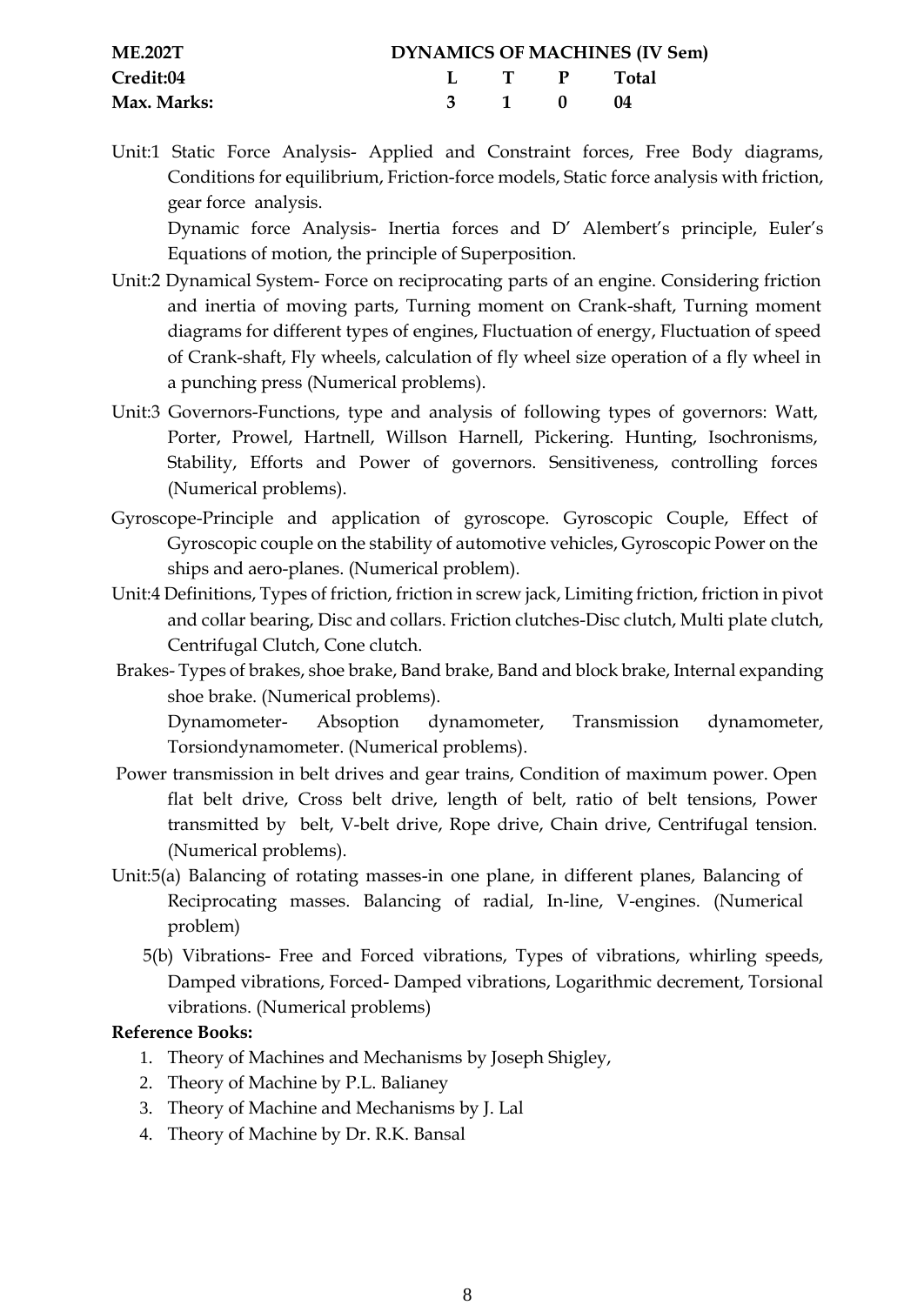| **ME.202T** | **DYNAMICS OF MACHINES (IV Sem)** | | | |
|---|---|---|---|---|
| **Credit:04** | **L** | **T** | **P** | **Total** |
| **Max. Marks:** | **3** | **1** | **0** | **04** |

Unit:1 Static Force Analysis- Applied and Constraint forces, Free Body diagrams, Conditions for equilibrium, Friction-force models, Static force analysis with friction, gear force analysis.

Dynamic force Analysis- Inertia forces and D' Alembert's principle, Euler's Equations of motion, the principle of Superposition.

Unit:2 Dynamical System- Force on reciprocating parts of an engine. Considering friction and inertia of moving parts, Turning moment on Crank-shaft, Turning moment diagrams for different types of engines, Fluctuation of energy, Fluctuation of speed of Crank-shaft, Fly wheels, calculation of fly wheel size operation of a fly wheel in a punching press (Numerical problems).

Unit:3 Governors-Functions, type and analysis of following types of governors: Watt, Porter, Prowel, Hartnell, Willson Harnell, Pickering. Hunting, Isochronisms, Stability, Efforts and Power of governors. Sensitiveness, controlling forces (Numerical problems).

Gyroscope-Principle and application of gyroscope. Gyroscopic Couple, Effect of Gyroscopic couple on the stability of automotive vehicles, Gyroscopic Power on the ships and aero-planes. (Numerical problem).

Unit:4 Definitions, Types of friction, friction in screw jack, Limiting friction, friction in pivot and collar bearing, Disc and collars. Friction clutches-Disc clutch, Multi plate clutch, Centrifugal Clutch, Cone clutch.

Brakes- Types of brakes, shoe brake, Band brake, Band and block brake, Internal expanding shoe brake. (Numerical problems).

Dynamometer- Absoption dynamometer, Transmission dynamometer, Torsiondynamometer. (Numerical problems).

Power transmission in belt drives and gear trains, Condition of maximum power. Open flat belt drive, Cross belt drive, length of belt, ratio of belt tensions, Power transmitted by belt, V-belt drive, Rope drive, Chain drive, Centrifugal tension. (Numerical problems).

Unit:5(a) Balancing of rotating masses-in one plane, in different planes, Balancing of Reciprocating masses. Balancing of radial, In-line, V-engines. (Numerical problem)

5(b) Vibrations- Free and Forced vibrations, Types of vibrations, whirling speeds, Damped vibrations, Forced- Damped vibrations, Logarithmic decrement, Torsional vibrations. (Numerical problems)

**Reference Books:**

1. Theory of Machines and Mechanisms by Joseph Shigley,
2. Theory of Machine by P.L. Balianey
3. Theory of Machine and Mechanisms by J. Lal
4. Theory of Machine by Dr. R.K. Bansal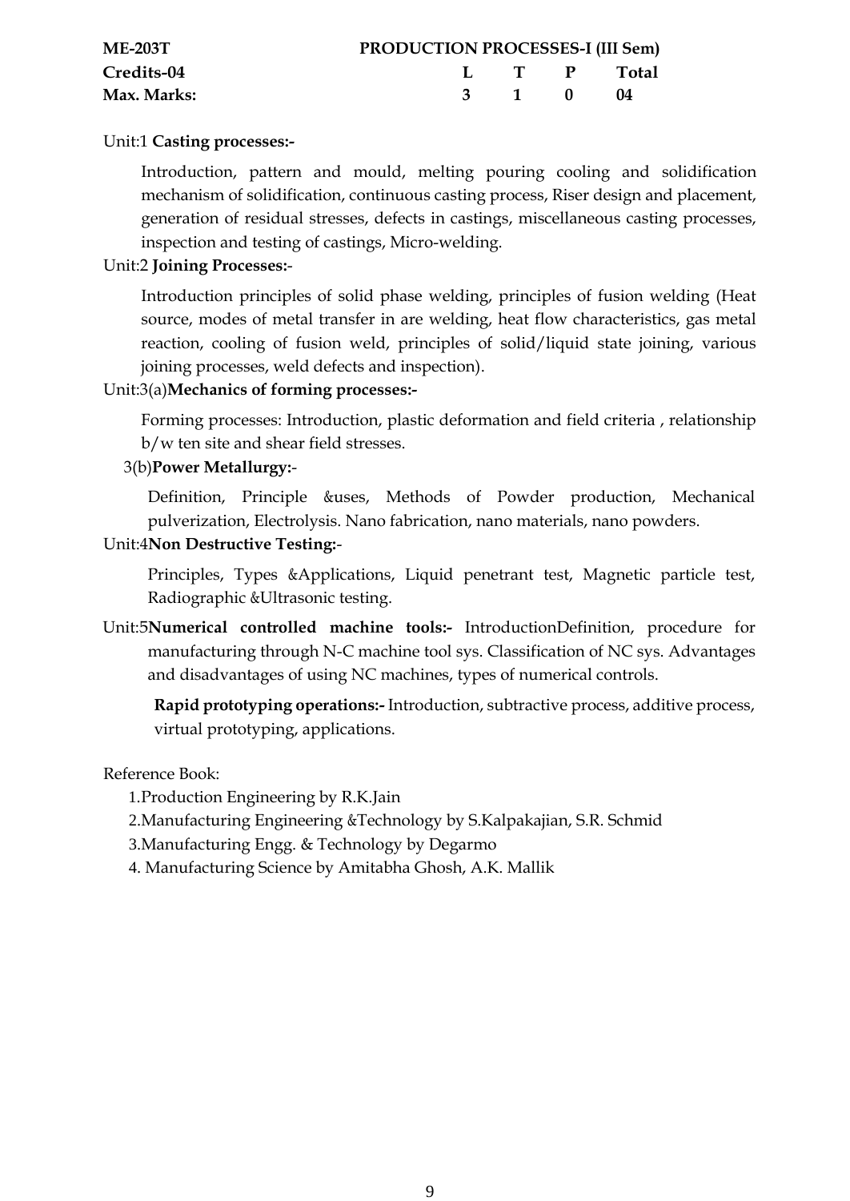| **ME-203T** | **PRODUCTION PROCESSES-I (III Sem)** | | | |
|---|---|---|---|---|
| **Credits-04** | **L** | **T** | **P** | **Total** |
| **Max. Marks:** | **3** | **1** | **0** | **04** |

Unit:1 **Casting processes:-**

Introduction, pattern and mould, melting pouring cooling and solidification mechanism of solidification, continuous casting process, Riser design and placement, generation of residual stresses, defects in castings, miscellaneous casting processes, inspection and testing of castings, Micro-welding.

Unit:2 **Joining Processes:**-

Introduction principles of solid phase welding, principles of fusion welding (Heat source, modes of metal transfer in are welding, heat flow characteristics, gas metal reaction, cooling of fusion weld, principles of solid/liquid state joining, various joining processes, weld defects and inspection).

Unit:3(a)**Mechanics of forming processes:-**

Forming processes: Introduction, plastic deformation and field criteria , relationship b/w ten site and shear field stresses.

3(b)**Power Metallurgy:**-

Definition, Principle &uses, Methods of Powder production, Mechanical pulverization, Electrolysis. Nano fabrication, nano materials, nano powders.

Unit:4**Non Destructive Testing:**-

Principles, Types &Applications, Liquid penetrant test, Magnetic particle test, Radiographic &Ultrasonic testing.

Unit:5**Numerical controlled machine tools:-** IntroductionDefinition, procedure for manufacturing through N-C machine tool sys. Classification of NC sys. Advantages and disadvantages of using NC machines, types of numerical controls.

**Rapid prototyping operations:-** Introduction, subtractive process, additive process, virtual prototyping, applications.

Reference Book:

1.Production Engineering by R.K.Jain
2.Manufacturing Engineering &Technology by S.Kalpakajian, S.R. Schmid
3.Manufacturing Engg. & Technology by Degarmo
4. Manufacturing Science by Amitabha Ghosh, A.K. Mallik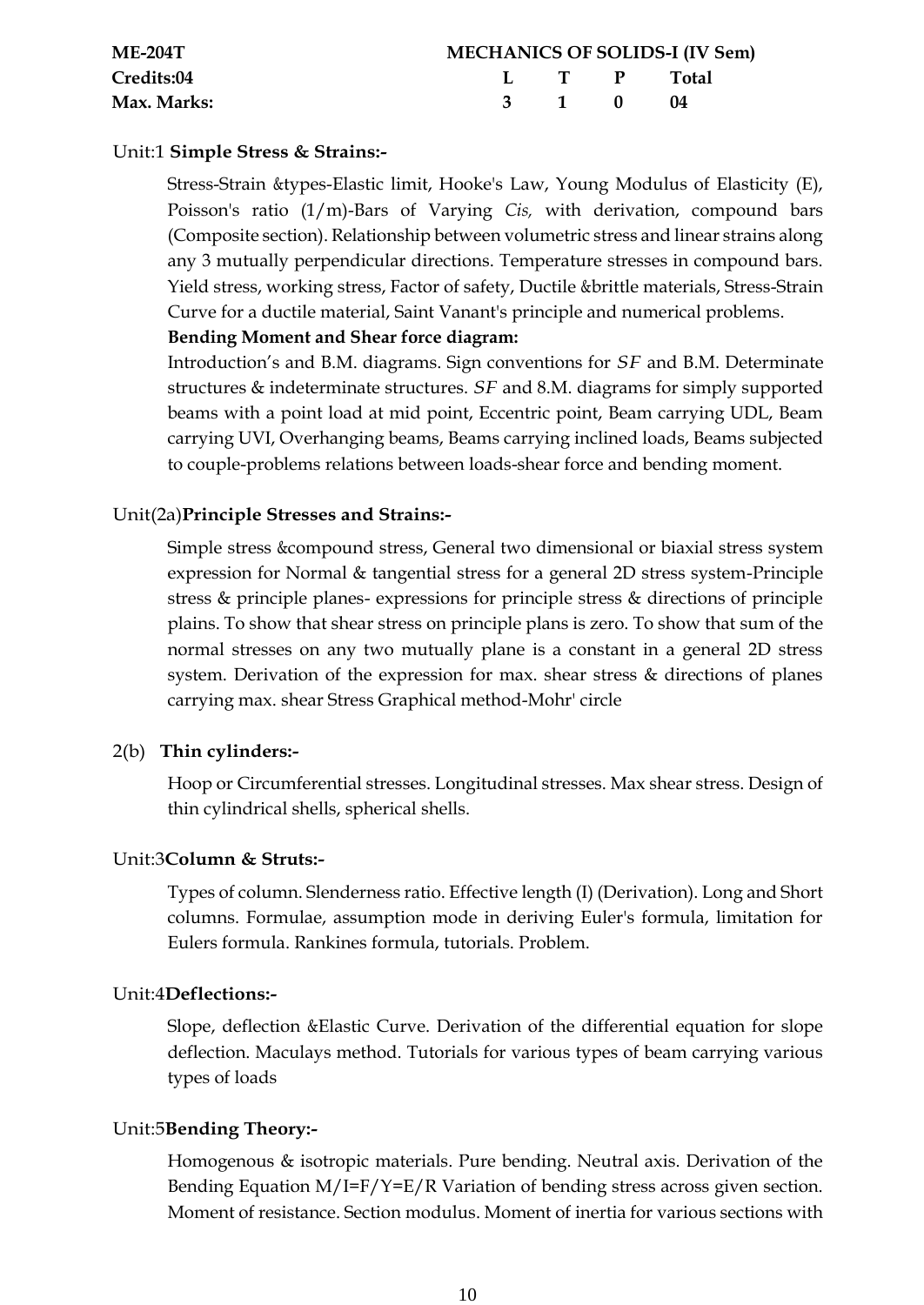| ME-204T | MECHANICS OF SOLIDS-I (IV Sem) | | | |
|---|---|---|---|---|
| Credits:04 | L | T | P | Total |
| Max. Marks: | 3 | 1 | 0 | 04 |

Unit:1 **Simple Stress & Strains:-**

Stress-Strain &types-Elastic limit, Hooke's Law, Young Modulus of Elasticity (E), Poisson's ratio (1/m)-Bars of Varying *Cis,* with derivation, compound bars (Composite section). Relationship between volumetric stress and linear strains along any 3 mutually perpendicular directions. Temperature stresses in compound bars. Yield stress, working stress, Factor of safety, Ductile &brittle materials, Stress-Strain Curve for a ductile material, Saint Vanant's principle and numerical problems.

**Bending Moment and Shear force diagram:**

Introduction's and B.M. diagrams. Sign conventions for *SF* and B.M. Determinate structures & indeterminate structures. *SF* and 8.M. diagrams for simply supported beams with a point load at mid point, Eccentric point, Beam carrying UDL, Beam carrying UVI, Overhanging beams, Beams carrying inclined loads, Beams subjected to couple-problems relations between loads-shear force and bending moment.

Unit(2a)**Principle Stresses and Strains:-**

Simple stress &compound stress, General two dimensional or biaxial stress system expression for Normal & tangential stress for a general 2D stress system-Principle stress & principle planes- expressions for principle stress & directions of principle plains. To show that shear stress on principle plans is zero. To show that sum of the normal stresses on any two mutually plane is a constant in a general 2D stress system. Derivation of the expression for max. shear stress & directions of planes carrying max. shear Stress Graphical method-Mohr' circle

2(b) **Thin cylinders:-**

Hoop or Circumferential stresses. Longitudinal stresses. Max shear stress. Design of thin cylindrical shells, spherical shells.

Unit:3**Column & Struts:-**

Types of column. Slenderness ratio. Effective length (I) (Derivation). Long and Short columns. Formulae, assumption mode in deriving Euler's formula, limitation for Eulers formula. Rankines formula, tutorials. Problem.

Unit:4**Deflections:-**

Slope, deflection &Elastic Curve. Derivation of the differential equation for slope deflection. Maculays method. Tutorials for various types of beam carrying various types of loads

Unit:5**Bending Theory:-**

Homogenous & isotropic materials. Pure bending. Neutral axis. Derivation of the Bending Equation M/I=F/Y=E/R Variation of bending stress across given section. Moment of resistance. Section modulus. Moment of inertia for various sections with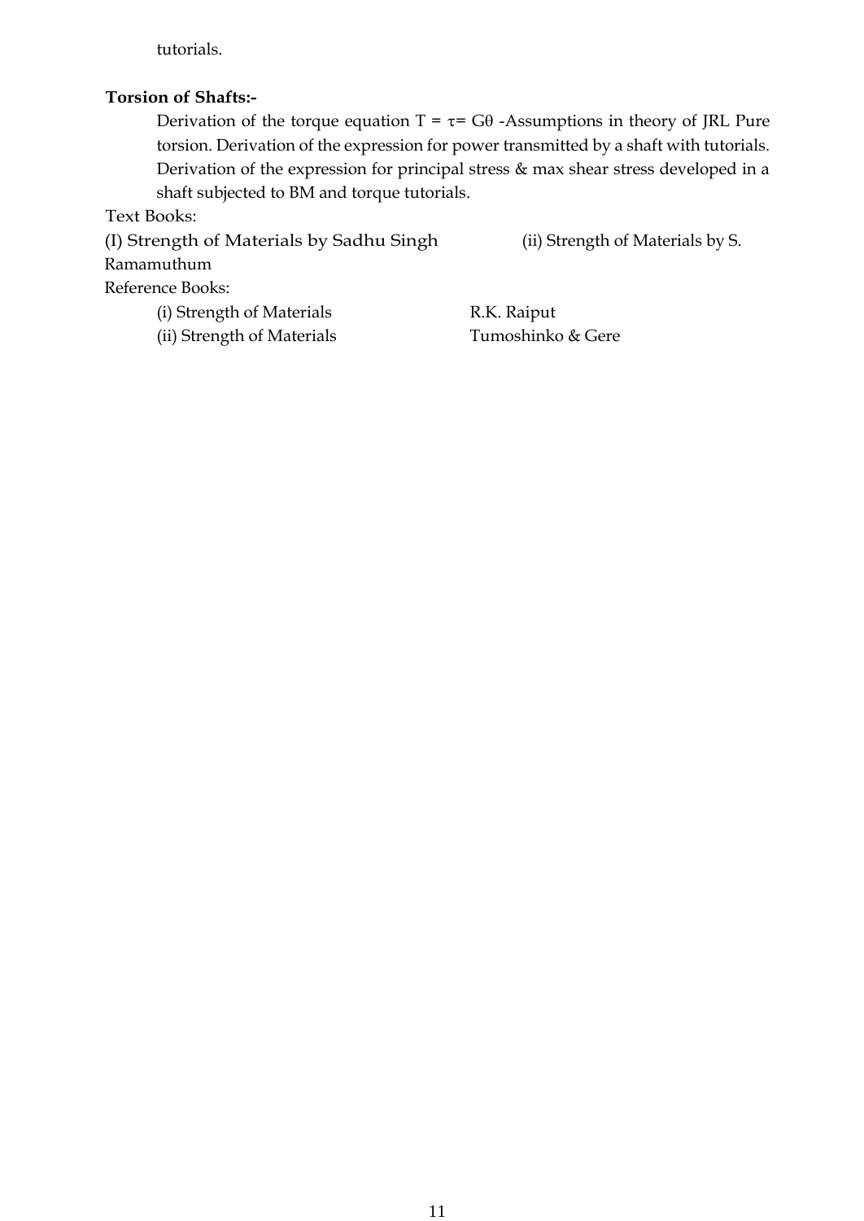tutorials.

**Torsion of Shafts:-**

Derivation of the torque equation T = $\tau$= G$\theta$ -Assumptions in theory of JRL Pure torsion. Derivation of the expression for power transmitted by a shaft with tutorials. Derivation of the expression for principal stress & max shear stress developed in a shaft subjected to BM and torque tutorials.

Text Books:

(I) Strength of Materials by Sadhu Singh (ii) Strength of Materials by S. Ramamuthum

Reference Books:

(i) Strength of Materials R.K. Raiput

(ii) Strength of Materials Tumoshinko & Gere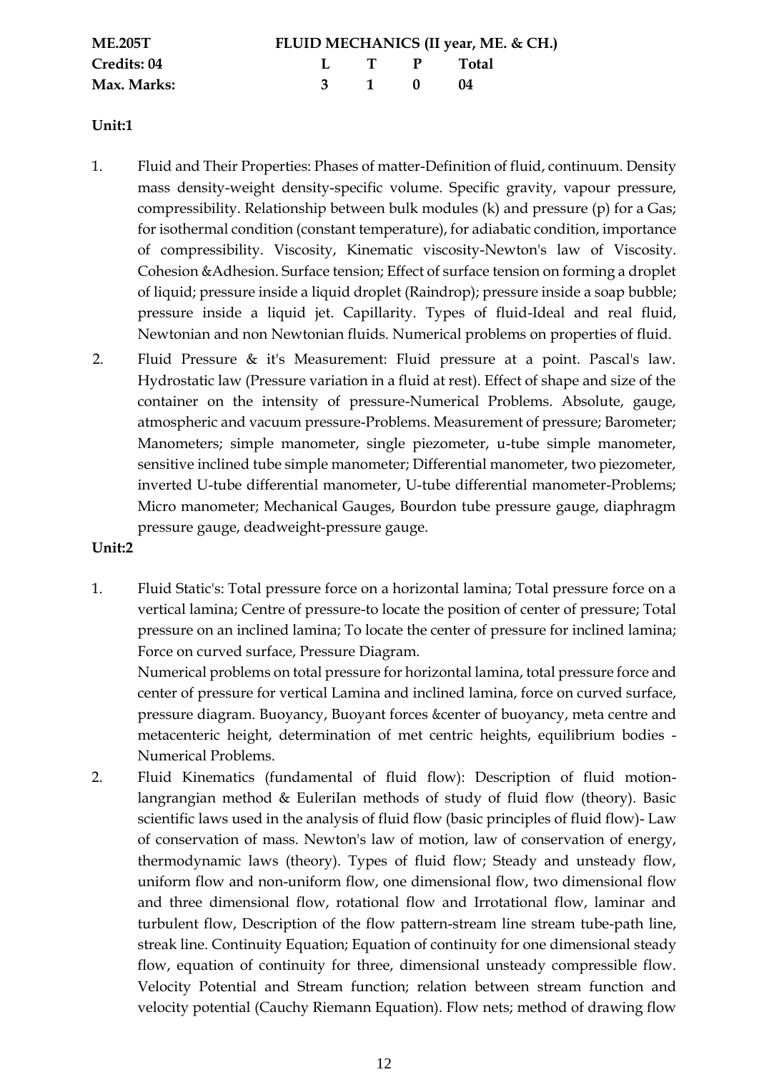| **ME.205T** | **FLUID MECHANICS (II year, ME. & CH.)** | | | |
|---|---|---|---|---|
| **Credits: 04** | **L** | **T** | **P** | **Total** |
| **Max. Marks:** | **3** | **1** | **0** | **04** |

**Unit:1**

1. Fluid and Their Properties: Phases of matter-Definition of fluid, continuum. Density mass density-weight density-specific volume. Specific gravity, vapour pressure, compressibility. Relationship between bulk modules (k) and pressure (p) for a Gas; for isothermal condition (constant temperature), for adiabatic condition, importance of compressibility. Viscosity, Kinematic viscosity-Newton's law of Viscosity. Cohesion &Adhesion. Surface tension; Effect of surface tension on forming a droplet of liquid; pressure inside a liquid droplet (Raindrop); pressure inside a soap bubble; pressure inside a liquid jet. Capillarity. Types of fluid-Ideal and real fluid, Newtonian and non Newtonian fluids. Numerical problems on properties of fluid.
2. Fluid Pressure & it's Measurement: Fluid pressure at a point. Pascal's law. Hydrostatic law (Pressure variation in a fluid at rest). Effect of shape and size of the container on the intensity of pressure-Numerical Problems. Absolute, gauge, atmospheric and vacuum pressure-Problems. Measurement of pressure; Barometer; Manometers; simple manometer, single piezometer, u-tube simple manometer, sensitive inclined tube simple manometer; Differential manometer, two piezometer, inverted U-tube differential manometer, U-tube differential manometer-Problems; Micro manometer; Mechanical Gauges, Bourdon tube pressure gauge, diaphragm pressure gauge, deadweight-pressure gauge.

**Unit:2**

1. Fluid Static's: Total pressure force on a horizontal lamina; Total pressure force on a vertical lamina; Centre of pressure-to locate the position of center of pressure; Total pressure on an inclined lamina; To locate the center of pressure for inclined lamina; Force on curved surface, Pressure Diagram.
   Numerical problems on total pressure for horizontal lamina, total pressure force and center of pressure for vertical Lamina and inclined lamina, force on curved surface, pressure diagram. Buoyancy, Buoyant forces &center of buoyancy, meta centre and metacenteric height, determination of met centric heights, equilibrium bodies - Numerical Problems.
2. Fluid Kinematics (fundamental of fluid flow): Description of fluid motion-langrangian method & EuleriIan methods of study of fluid flow (theory). Basic scientific laws used in the analysis of fluid flow (basic principles of fluid flow)- Law of conservation of mass. Newton's law of motion, law of conservation of energy, thermodynamic laws (theory). Types of fluid flow; Steady and unsteady flow, uniform flow and non-uniform flow, one dimensional flow, two dimensional flow and three dimensional flow, rotational flow and Irrotational flow, laminar and turbulent flow, Description of the flow pattern-stream line stream tube-path line, streak line. Continuity Equation; Equation of continuity for one dimensional steady flow, equation of continuity for three, dimensional unsteady compressible flow. Velocity Potential and Stream function; relation between stream function and velocity potential (Cauchy Riemann Equation). Flow nets; method of drawing flow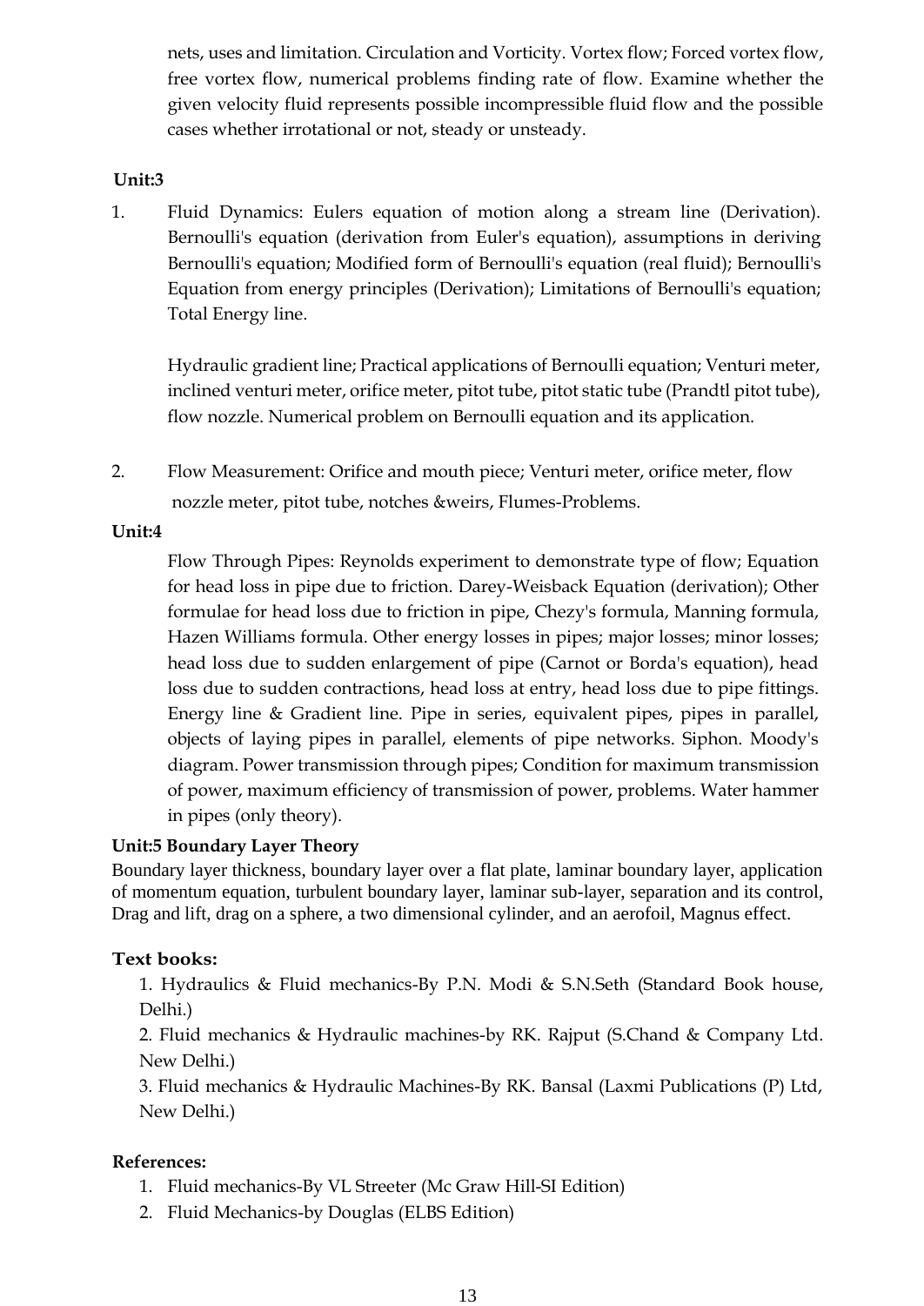nets, uses and limitation. Circulation and Vorticity. Vortex flow; Forced vortex flow, free vortex flow, numerical problems finding rate of flow. Examine whether the given velocity fluid represents possible incompressible fluid flow and the possible cases whether irrotational or not, steady or unsteady.

**Unit:3**

1. Fluid Dynamics: Eulers equation of motion along a stream line (Derivation). Bernoulli's equation (derivation from Euler's equation), assumptions in deriving Bernoulli's equation; Modified form of Bernoulli's equation (real fluid); Bernoulli's Equation from energy principles (Derivation); Limitations of Bernoulli's equation; Total Energy line.

   Hydraulic gradient line; Practical applications of Bernoulli equation; Venturi meter, inclined venturi meter, orifice meter, pitot tube, pitot static tube (Prandtl pitot tube), flow nozzle. Numerical problem on Bernoulli equation and its application.

2. Flow Measurement: Orifice and mouth piece; Venturi meter, orifice meter, flow nozzle meter, pitot tube, notches &weirs, Flumes-Problems.

**Unit:4**

Flow Through Pipes: Reynolds experiment to demonstrate type of flow; Equation for head loss in pipe due to friction. Darey-Weisback Equation (derivation); Other formulae for head loss due to friction in pipe, Chezy's formula, Manning formula, Hazen Williams formula. Other energy losses in pipes; major losses; minor losses; head loss due to sudden enlargement of pipe (Carnot or Borda's equation), head loss due to sudden contractions, head loss at entry, head loss due to pipe fittings. Energy line & Gradient line. Pipe in series, equivalent pipes, pipes in parallel, objects of laying pipes in parallel, elements of pipe networks. Siphon. Moody's diagram. Power transmission through pipes; Condition for maximum transmission of power, maximum efficiency of transmission of power, problems. Water hammer in pipes (only theory).

**Unit:5 Boundary Layer Theory**

Boundary layer thickness, boundary layer over a flat plate, laminar boundary layer, application of momentum equation, turbulent boundary layer, laminar sub-layer, separation and its control, Drag and lift, drag on a sphere, a two dimensional cylinder, and an aerofoil, Magnus effect.

**Text books:**

1. Hydraulics & Fluid mechanics-By P.N. Modi & S.N.Seth (Standard Book house, Delhi.)
2. Fluid mechanics & Hydraulic machines-by RK. Rajput (S.Chand & Company Ltd. New Delhi.)
3. Fluid mechanics & Hydraulic Machines-By RK. Bansal (Laxmi Publications (P) Ltd, New Delhi.)

**References:**

1. Fluid mechanics-By VL Streeter (Mc Graw Hill-SI Edition)
2. Fluid Mechanics-by Douglas (ELBS Edition)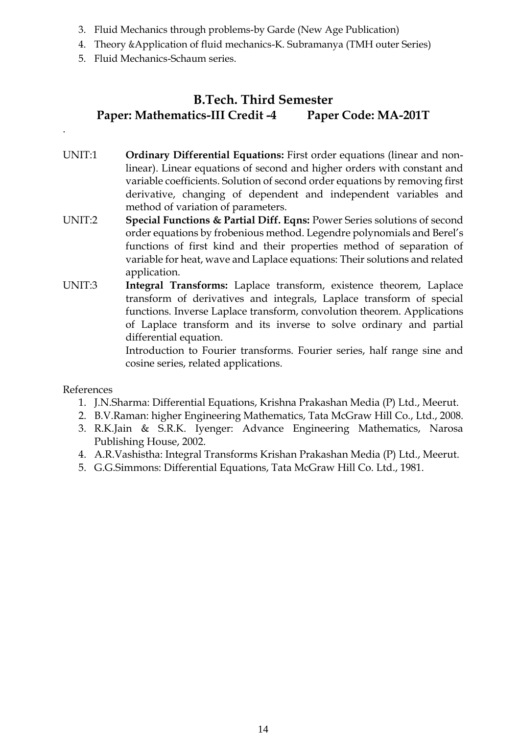3. Fluid Mechanics through problems-by Garde (New Age Publication)
4. Theory &Application of fluid mechanics-K. Subramanya (TMH outer Series)
5. Fluid Mechanics-Schaum series.

## B.Tech. Third Semester

### Paper: Mathematics-III Credit -4 Paper Code: MA-201T

.

UNIT:1 **Ordinary Differential Equations:** First order equations (linear and non-linear). Linear equations of second and higher orders with constant and variable coefficients. Solution of second order equations by removing first derivative, changing of dependent and independent variables and method of variation of parameters.

UNIT:2 **Special Functions & Partial Diff. Eqns:** Power Series solutions of second order equations by frobenious method. Legendre polynomials and Berel's functions of first kind and their properties method of separation of variable for heat, wave and Laplace equations: Their solutions and related application.

UNIT:3 **Integral Transforms:** Laplace transform, existence theorem, Laplace transform of derivatives and integrals, Laplace transform of special functions. Inverse Laplace transform, convolution theorem. Applications of Laplace transform and its inverse to solve ordinary and partial differential equation.

Introduction to Fourier transforms. Fourier series, half range sine and cosine series, related applications.

References

1. J.N.Sharma: Differential Equations, Krishna Prakashan Media (P) Ltd., Meerut.
2. B.V.Raman: higher Engineering Mathematics, Tata McGraw Hill Co., Ltd., 2008.
3. R.K.Jain & S.R.K. Iyenger: Advance Engineering Mathematics, Narosa Publishing House, 2002.
4. A.R.Vashistha: Integral Transforms Krishan Prakashan Media (P) Ltd., Meerut.
5. G.G.Simmons: Differential Equations, Tata McGraw Hill Co. Ltd., 1981.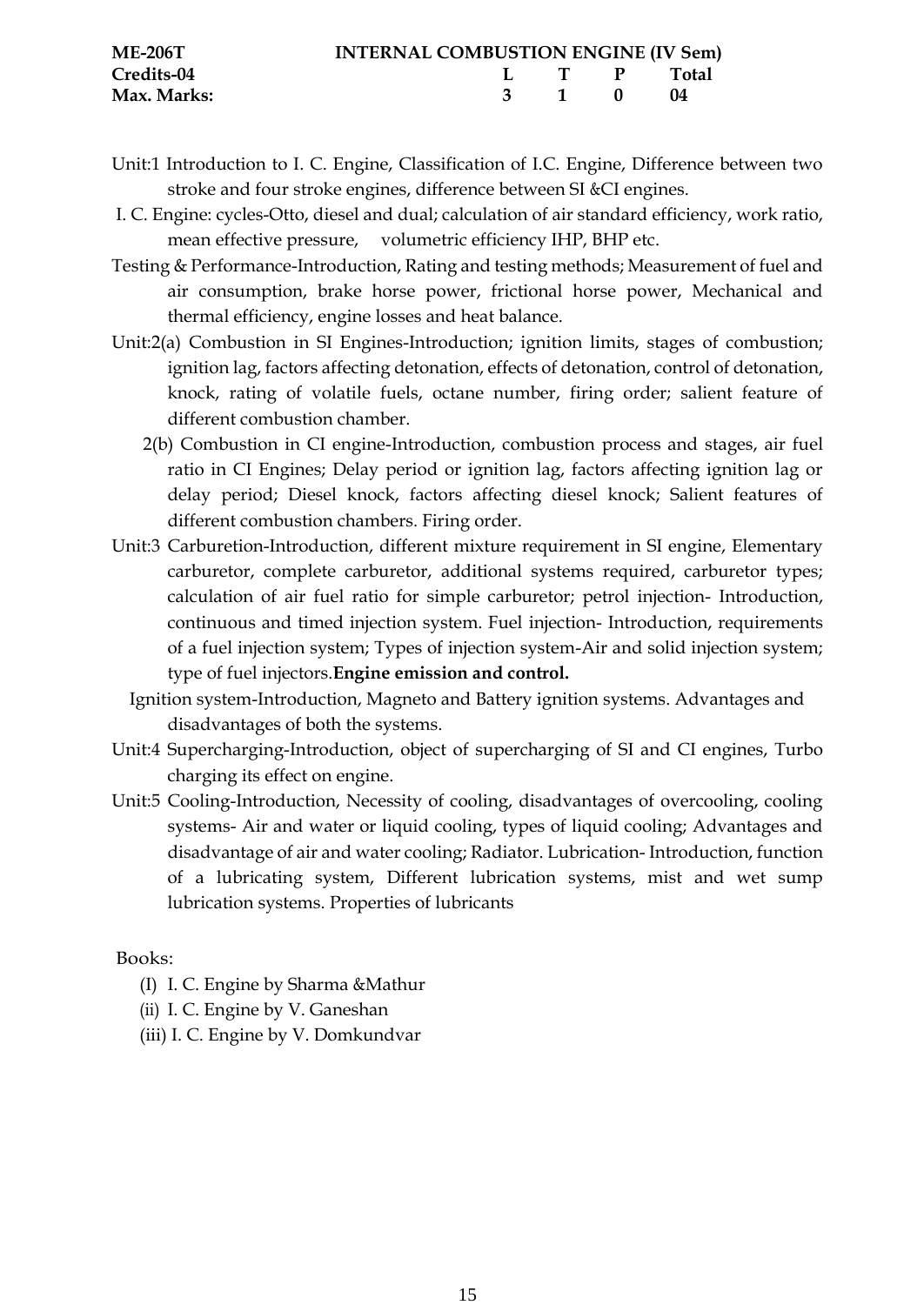| **ME-206T** | **INTERNAL COMBUSTION ENGINE (IV Sem)** | | | |
|---|---|---|---|---|
| **Credits-04** | **L** | **T** | **P** | **Total** |
| **Max. Marks:** | **3** | **1** | **0** | **04** |

Unit:1 Introduction to I. C. Engine, Classification of I.C. Engine, Difference between two stroke and four stroke engines, difference between SI &CI engines.

I. C. Engine: cycles-Otto, diesel and dual; calculation of air standard efficiency, work ratio, mean effective pressure, volumetric efficiency IHP, BHP etc.

Testing & Performance-Introduction, Rating and testing methods; Measurement of fuel and air consumption, brake horse power, frictional horse power, Mechanical and thermal efficiency, engine losses and heat balance.

Unit:2(a) Combustion in SI Engines-Introduction; ignition limits, stages of combustion; ignition lag, factors affecting detonation, effects of detonation, control of detonation, knock, rating of volatile fuels, octane number, firing order; salient feature of different combustion chamber.

2(b) Combustion in CI engine-Introduction, combustion process and stages, air fuel ratio in CI Engines; Delay period or ignition lag, factors affecting ignition lag or delay period; Diesel knock, factors affecting diesel knock; Salient features of different combustion chambers. Firing order.

Unit:3 Carburetion-Introduction, different mixture requirement in SI engine, Elementary carburetor, complete carburetor, additional systems required, carburetor types; calculation of air fuel ratio for simple carburetor; petrol injection- Introduction, continuous and timed injection system. Fuel injection- Introduction, requirements of a fuel injection system; Types of injection system-Air and solid injection system; type of fuel injectors.**Engine emission and control.**

Ignition system-Introduction, Magneto and Battery ignition systems. Advantages and disadvantages of both the systems.

Unit:4 Supercharging-Introduction, object of supercharging of SI and CI engines, Turbo charging its effect on engine.

Unit:5 Cooling-Introduction, Necessity of cooling, disadvantages of overcooling, cooling systems- Air and water or liquid cooling, types of liquid cooling; Advantages and disadvantage of air and water cooling; Radiator. Lubrication- Introduction, function of a lubricating system, Different lubrication systems, mist and wet sump lubrication systems. Properties of lubricants

Books:

(I) I. C. Engine by Sharma &Mathur
(ii) I. C. Engine by V. Ganeshan
(iii) I. C. Engine by V. Domkundvar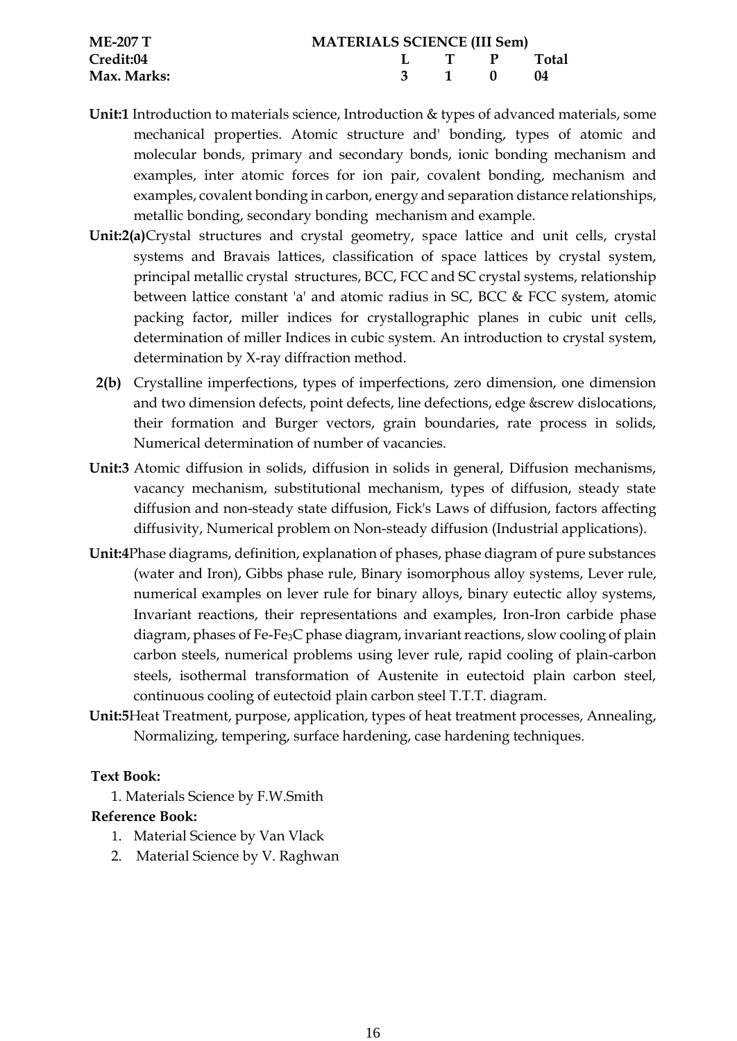| **ME-207 T** | **MATERIALS SCIENCE (III Sem)** | | | |
|---|---|---|---|---|
| **Credit:04** | **L** | **T** | **P** | **Total** |
| **Max. Marks:** | **3** | **1** | **0** | **04** |

**Unit:1** Introduction to materials science, Introduction & types of advanced materials, some mechanical properties. Atomic structure and' bonding, types of atomic and molecular bonds, primary and secondary bonds, ionic bonding mechanism and examples, inter atomic forces for ion pair, covalent bonding, mechanism and examples, covalent bonding in carbon, energy and separation distance relationships, metallic bonding, secondary bonding mechanism and example.

**Unit:2(a)**Crystal structures and crystal geometry, space lattice and unit cells, crystal systems and Bravais lattices, classification of space lattices by crystal system, principal metallic crystal structures, BCC, FCC and SC crystal systems, relationship between lattice constant 'a' and atomic radius in SC, BCC & FCC system, atomic packing factor, miller indices for crystallographic planes in cubic unit cells, determination of miller Indices in cubic system. An introduction to crystal system, determination by X-ray diffraction method.

**2(b)** Crystalline imperfections, types of imperfections, zero dimension, one dimension and two dimension defects, point defects, line defections, edge &screw dislocations, their formation and Burger vectors, grain boundaries, rate process in solids, Numerical determination of number of vacancies.

**Unit:3** Atomic diffusion in solids, diffusion in solids in general, Diffusion mechanisms, vacancy mechanism, substitutional mechanism, types of diffusion, steady state diffusion and non-steady state diffusion, Fick's Laws of diffusion, factors affecting diffusivity, Numerical problem on Non-steady diffusion (Industrial applications).

**Unit:4**Phase diagrams, definition, explanation of phases, phase diagram of pure substances (water and Iron), Gibbs phase rule, Binary isomorphous alloy systems, Lever rule, numerical examples on lever rule for binary alloys, binary eutectic alloy systems, Invariant reactions, their representations and examples, Iron-Iron carbide phase diagram, phases of Fe-$Fe_3C$ phase diagram, invariant reactions, slow cooling of plain carbon steels, numerical problems using lever rule, rapid cooling of plain-carbon steels, isothermal transformation of Austenite in eutectoid plain carbon steel, continuous cooling of eutectoid plain carbon steel T.T.T. diagram.

**Unit:5**Heat Treatment, purpose, application, types of heat treatment processes, Annealing, Normalizing, tempering, surface hardening, case hardening techniques.

**Text Book:**

1. Materials Science by F.W.Smith

**Reference Book:**

1. Material Science by Van Vlack
2. Material Science by V. Raghwan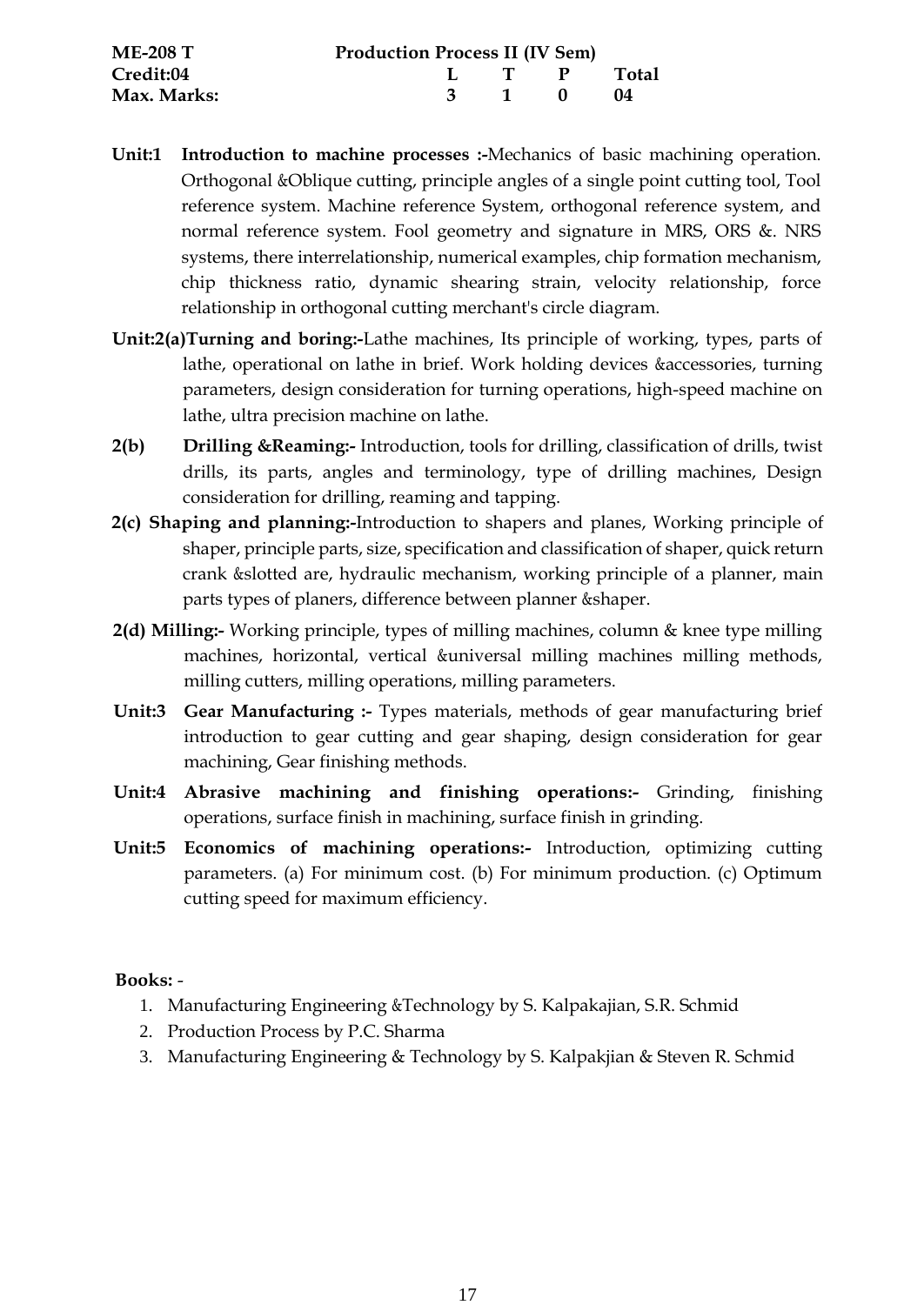| **ME-208 T** | **Production Process II (IV Sem)** | | | |
|---|---|---|---|---|
| **Credit:04** | **L** | **T** | **P** | **Total** |
| **Max. Marks:** | **3** | **1** | **0** | **04** |

**Unit:1 Introduction to machine processes :-**Mechanics of basic machining operation. Orthogonal &Oblique cutting, principle angles of a single point cutting tool, Tool reference system. Machine reference System, orthogonal reference system, and normal reference system. Fool geometry and signature in MRS, ORS &. NRS systems, there interrelationship, numerical examples, chip formation mechanism, chip thickness ratio, dynamic shearing strain, velocity relationship, force relationship in orthogonal cutting merchant's circle diagram.

**Unit:2(a)Turning and boring:-**Lathe machines, Its principle of working, types, parts of lathe, operational on lathe in brief. Work holding devices &accessories, turning parameters, design consideration for turning operations, high-speed machine on lathe, ultra precision machine on lathe.

**2(b) Drilling &Reaming:-** Introduction, tools for drilling, classification of drills, twist drills, its parts, angles and terminology, type of drilling machines, Design consideration for drilling, reaming and tapping.

**2(c) Shaping and planning:-**Introduction to shapers and planes, Working principle of shaper, principle parts, size, specification and classification of shaper, quick return crank &slotted are, hydraulic mechanism, working principle of a planner, main parts types of planers, difference between planner &shaper.

**2(d) Milling:-** Working principle, types of milling machines, column & knee type milling machines, horizontal, vertical &universal milling machines milling methods, milling cutters, milling operations, milling parameters.

**Unit:3 Gear Manufacturing :-** Types materials, methods of gear manufacturing brief introduction to gear cutting and gear shaping, design consideration for gear machining, Gear finishing methods.

**Unit:4 Abrasive machining and finishing operations:-** Grinding, finishing operations, surface finish in machining, surface finish in grinding.

**Unit:5 Economics of machining operations:-** Introduction, optimizing cutting parameters. (a) For minimum cost. (b) For minimum production. (c) Optimum cutting speed for maximum efficiency.

**Books:** -

1. Manufacturing Engineering &Technology by S. Kalpakajian, S.R. Schmid
2. Production Process by P.C. Sharma
3. Manufacturing Engineering & Technology by S. Kalpakjian & Steven R. Schmid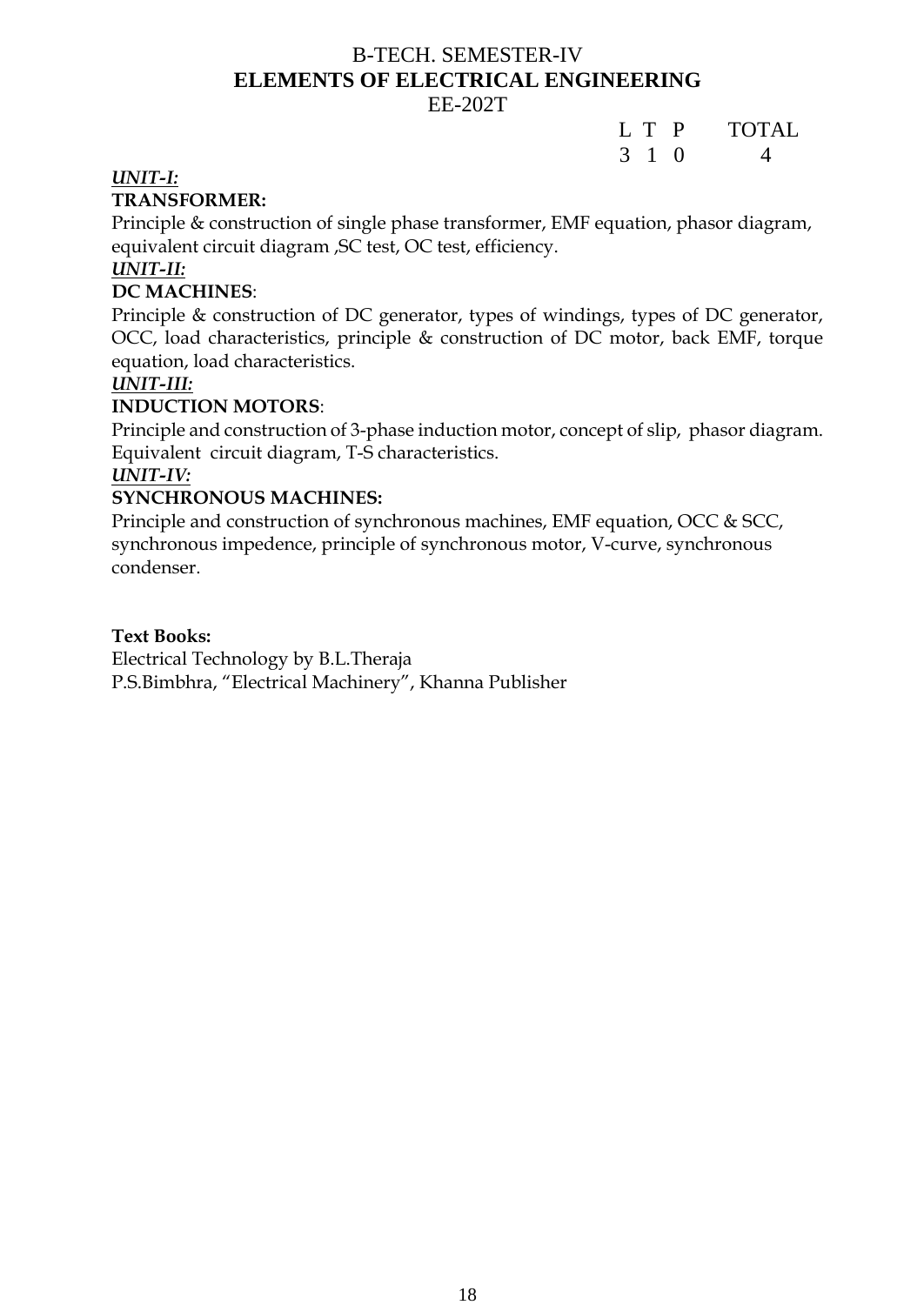# B-TECH. SEMESTER-IV

## ELEMENTS OF ELECTRICAL ENGINEERING

### EE-202T

| L | T | P | TOTAL |
|---|---|---|---|
| 3 | 1 | 0 | 4 |

***UNIT-I:***

**TRANSFORMER:**

Principle & construction of single phase transformer, EMF equation, phasor diagram, equivalent circuit diagram ,SC test, OC test, efficiency.

***UNIT-II:***

**DC MACHINES**:

Principle & construction of DC generator, types of windings, types of DC generator, OCC, load characteristics, principle & construction of DC motor, back EMF, torque equation, load characteristics.

***UNIT-III:***

**INDUCTION MOTORS**:

Principle and construction of 3-phase induction motor, concept of slip, phasor diagram. Equivalent circuit diagram, T-S characteristics.

***UNIT-IV:***

**SYNCHRONOUS MACHINES:**

Principle and construction of synchronous machines, EMF equation, OCC & SCC, synchronous impedence, principle of synchronous motor, V-curve, synchronous condenser.

**Text Books:**

Electrical Technology by B.L.Theraja

P.S.Bimbhra, "Electrical Machinery", Khanna Publisher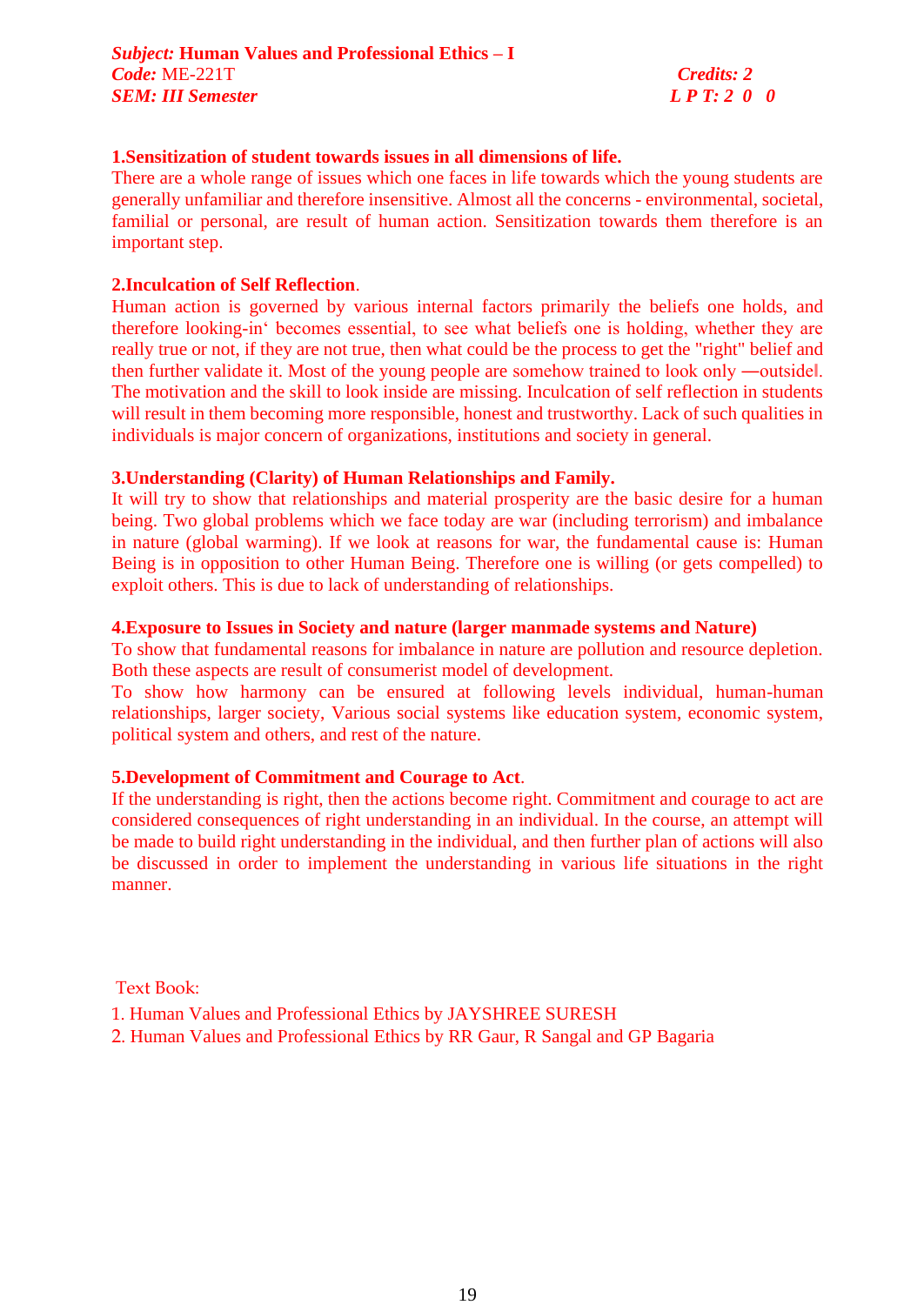***Subject:* Human Values and Professional Ethics – I**
***Code:*** ME-221T ***Credits: 2***
***SEM: III Semester*** ***L P T: 2 0 0***

**1.Sensitization of student towards issues in all dimensions of life.**

There are a whole range of issues which one faces in life towards which the young students are generally unfamiliar and therefore insensitive. Almost all the concerns - environmental, societal, familial or personal, are result of human action. Sensitization towards them therefore is an important step.

**2.Inculcation of Self Reflection**.

Human action is governed by various internal factors primarily the beliefs one holds, and therefore looking-in‘ becomes essential, to see what beliefs one is holding, whether they are really true or not, if they are not true, then what could be the process to get the "right" belief and then further validate it. Most of the young people are somehow trained to look only ―outside‖. The motivation and the skill to look inside are missing. Inculcation of self reflection in students will result in them becoming more responsible, honest and trustworthy. Lack of such qualities in individuals is major concern of organizations, institutions and society in general.

**3.Understanding (Clarity) of Human Relationships and Family.**

It will try to show that relationships and material prosperity are the basic desire for a human being. Two global problems which we face today are war (including terrorism) and imbalance in nature (global warming). If we look at reasons for war, the fundamental cause is: Human Being is in opposition to other Human Being. Therefore one is willing (or gets compelled) to exploit others. This is due to lack of understanding of relationships.

**4.Exposure to Issues in Society and nature (larger manmade systems and Nature)**

To show that fundamental reasons for imbalance in nature are pollution and resource depletion. Both these aspects are result of consumerist model of development.

To show how harmony can be ensured at following levels individual, human-human relationships, larger society, Various social systems like education system, economic system, political system and others, and rest of the nature.

**5.Development of Commitment and Courage to Act**.

If the understanding is right, then the actions become right. Commitment and courage to act are considered consequences of right understanding in an individual. In the course, an attempt will be made to build right understanding in the individual, and then further plan of actions will also be discussed in order to implement the understanding in various life situations in the right manner.

Text Book:

1. Human Values and Professional Ethics by JAYSHREE SURESH
2. Human Values and Professional Ethics by RR Gaur, R Sangal and GP Bagaria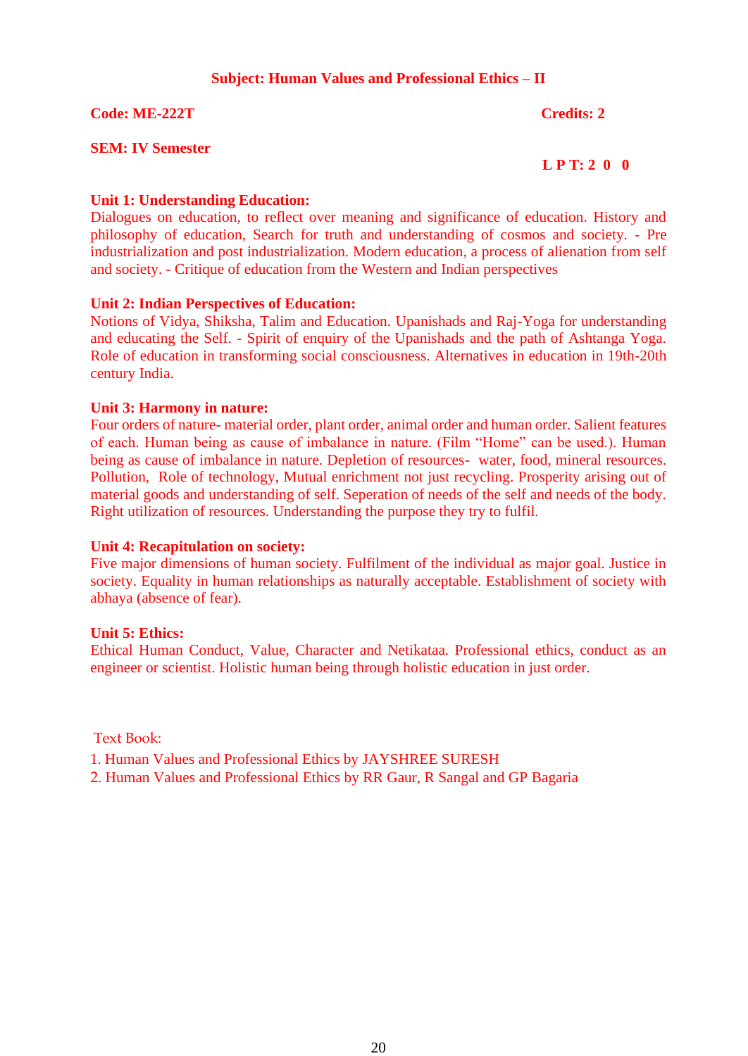**Subject: Human Values and Professional Ethics – II**

**Code: ME-222T** **Credits: 2**

**SEM: IV Semester**

**L P T: 2 0 0**

**Unit 1: Understanding Education:**

Dialogues on education, to reflect over meaning and significance of education. History and philosophy of education, Search for truth and understanding of cosmos and society. - Pre industrialization and post industrialization. Modern education, a process of alienation from self and society. - Critique of education from the Western and Indian perspectives

**Unit 2: Indian Perspectives of Education:**

Notions of Vidya, Shiksha, Talim and Education. Upanishads and Raj-Yoga for understanding and educating the Self. - Spirit of enquiry of the Upanishads and the path of Ashtanga Yoga. Role of education in transforming social consciousness. Alternatives in education in 19th-20th century India.

**Unit 3: Harmony in nature:**

Four orders of nature- material order, plant order, animal order and human order. Salient features of each. Human being as cause of imbalance in nature. (Film "Home" can be used.). Human being as cause of imbalance in nature. Depletion of resources- water, food, mineral resources. Pollution, Role of technology, Mutual enrichment not just recycling. Prosperity arising out of material goods and understanding of self. Seperation of needs of the self and needs of the body. Right utilization of resources. Understanding the purpose they try to fulfil.

**Unit 4: Recapitulation on society:**

Five major dimensions of human society. Fulfilment of the individual as major goal. Justice in society. Equality in human relationships as naturally acceptable. Establishment of society with abhaya (absence of fear).

**Unit 5: Ethics:**

Ethical Human Conduct, Value, Character and Netikataa. Professional ethics, conduct as an engineer or scientist. Holistic human being through holistic education in just order.

Text Book:

1. Human Values and Professional Ethics by JAYSHREE SURESH
2. Human Values and Professional Ethics by RR Gaur, R Sangal and GP Bagaria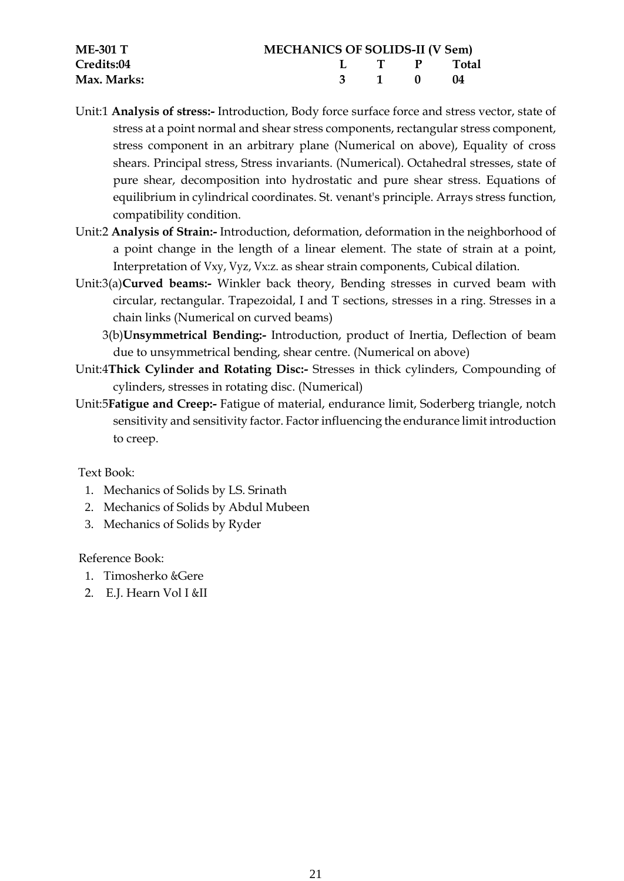| **ME-301 T** | **MECHANICS OF SOLIDS-II (V Sem)** | | | |
|---|---|---|---|---|
| **Credits:04** | **L** | **T** | **P** | **Total** |
| **Max. Marks:** | **3** | **1** | **0** | **04** |

Unit:1 **Analysis of stress:-** Introduction, Body force surface force and stress vector, state of stress at a point normal and shear stress components, rectangular stress component, stress component in an arbitrary plane (Numerical on above), Equality of cross shears. Principal stress, Stress invariants. (Numerical). Octahedral stresses, state of pure shear, decomposition into hydrostatic and pure shear stress. Equations of equilibrium in cylindrical coordinates. St. venant's principle. Arrays stress function, compatibility condition.

Unit:2 **Analysis of Strain:-** Introduction, deformation, deformation in the neighborhood of a point change in the length of a linear element. The state of strain at a point, Interpretation of Vxy, Vyz, Vx:z. as shear strain components, Cubical dilation.

Unit:3(a)**Curved beams:-** Winkler back theory, Bending stresses in curved beam with circular, rectangular. Trapezoidal, I and T sections, stresses in a ring. Stresses in a chain links (Numerical on curved beams)

3(b)**Unsymmetrical Bending:-** Introduction, product of Inertia, Deflection of beam due to unsymmetrical bending, shear centre. (Numerical on above)

Unit:4**Thick Cylinder and Rotating Disc:-** Stresses in thick cylinders, Compounding of cylinders, stresses in rotating disc. (Numerical)

Unit:5**Fatigue and Creep:-** Fatigue of material, endurance limit, Soderberg triangle, notch sensitivity and sensitivity factor. Factor influencing the endurance limit introduction to creep.

Text Book:

1. Mechanics of Solids by LS. Srinath
2. Mechanics of Solids by Abdul Mubeen
3. Mechanics of Solids by Ryder

Reference Book:

1. Timosherko &Gere
2. E.J. Hearn Vol I &II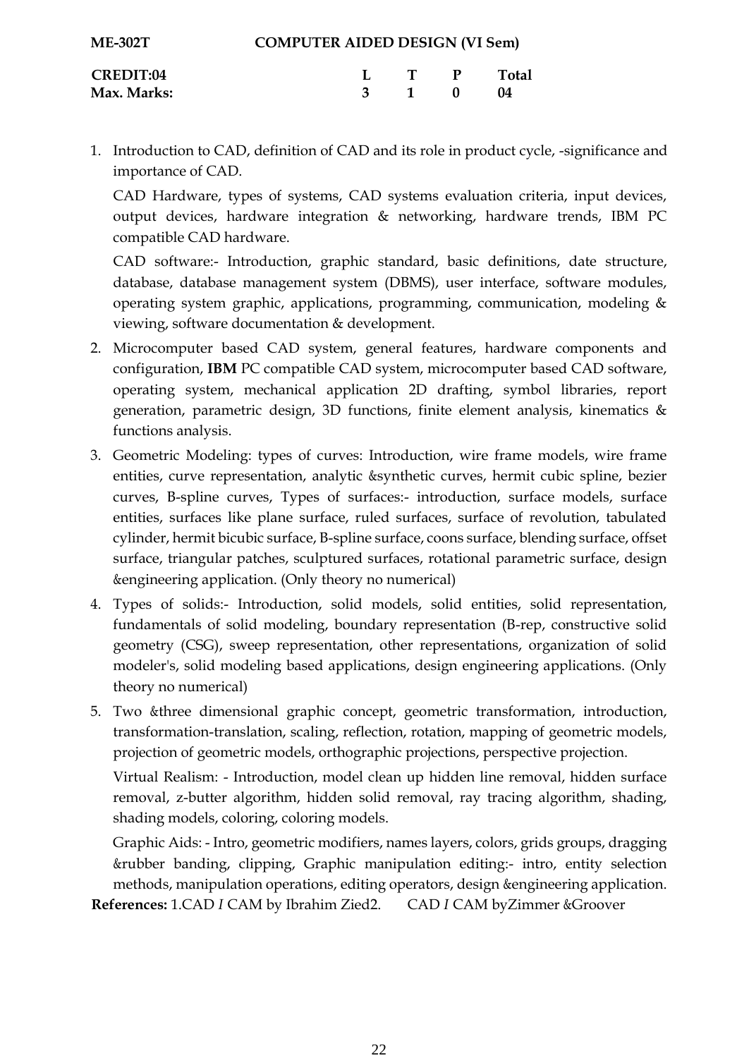**ME-302T** **COMPUTER AIDED DESIGN (VI Sem)**

| | L | T | P | Total |
|---|---|---|---|---|
| **CREDIT:04** | | | | |
| **Max. Marks:** | 3 | 1 | 0 | 04 |

1. Introduction to CAD, definition of CAD and its role in product cycle, -significance and importance of CAD.

   CAD Hardware, types of systems, CAD systems evaluation criteria, input devices, output devices, hardware integration & networking, hardware trends, IBM PC compatible CAD hardware.

   CAD software:- Introduction, graphic standard, basic definitions, date structure, database, database management system (DBMS), user interface, software modules, operating system graphic, applications, programming, communication, modeling & viewing, software documentation & development.

2. Microcomputer based CAD system, general features, hardware components and configuration, **IBM** PC compatible CAD system, microcomputer based CAD software, operating system, mechanical application 2D drafting, symbol libraries, report generation, parametric design, 3D functions, finite element analysis, kinematics & functions analysis.

3. Geometric Modeling: types of curves: Introduction, wire frame models, wire frame entities, curve representation, analytic &synthetic curves, hermit cubic spline, bezier curves, B-spline curves, Types of surfaces:- introduction, surface models, surface entities, surfaces like plane surface, ruled surfaces, surface of revolution, tabulated cylinder, hermit bicubic surface, B-spline surface, coons surface, blending surface, offset surface, triangular patches, sculptured surfaces, rotational parametric surface, design &engineering application. (Only theory no numerical)

4. Types of solids:- Introduction, solid models, solid entities, solid representation, fundamentals of solid modeling, boundary representation (B-rep, constructive solid geometry (CSG), sweep representation, other representations, organization of solid modeler's, solid modeling based applications, design engineering applications. (Only theory no numerical)

5. Two &three dimensional graphic concept, geometric transformation, introduction, transformation-translation, scaling, reflection, rotation, mapping of geometric models, projection of geometric models, orthographic projections, perspective projection.

   Virtual Realism: - Introduction, model clean up hidden line removal, hidden surface removal, z-butter algorithm, hidden solid removal, ray tracing algorithm, shading, shading models, coloring, coloring models.

   Graphic Aids: - Intro, geometric modifiers, names layers, colors, grids groups, dragging &rubber banding, clipping, Graphic manipulation editing:- intro, entity selection methods, manipulation operations, editing operators, design &engineering application.

**References:** 1.CAD *I* CAM by Ibrahim Zied2. CAD *I* CAM byZimmer &Groover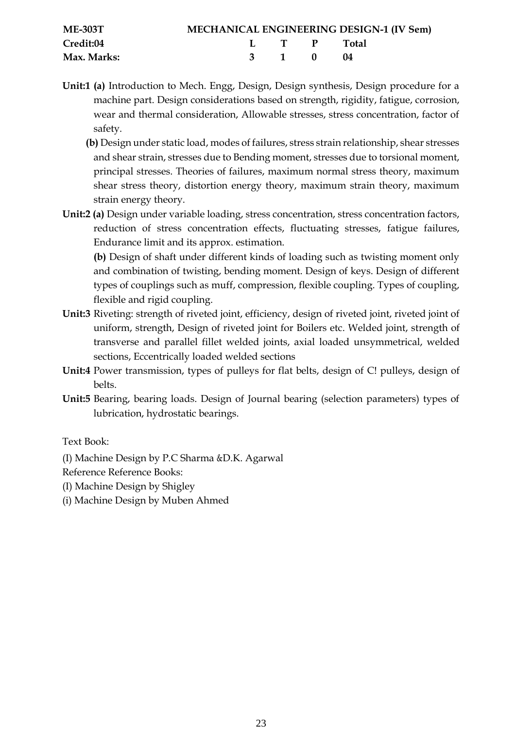| **ME-303T** | **MECHANICAL ENGINEERING DESIGN-1 (IV Sem)** | | | |
|---|---|---|---|---|
| **Credit:04** | **L** | **T** | **P** | **Total** |
| **Max. Marks:** | **3** | **1** | **0** | **04** |

**Unit:1** **(a)** Introduction to Mech. Engg, Design, Design synthesis, Design procedure for a machine part. Design considerations based on strength, rigidity, fatigue, corrosion, wear and thermal consideration, Allowable stresses, stress concentration, factor of safety.

**(b)** Design under static load, modes of failures, stress strain relationship, shear stresses and shear strain, stresses due to Bending moment, stresses due to torsional moment, principal stresses. Theories of failures, maximum normal stress theory, maximum shear stress theory, distortion energy theory, maximum strain theory, maximum strain energy theory.

**Unit:2** **(a)** Design under variable loading, stress concentration, stress concentration factors, reduction of stress concentration effects, fluctuating stresses, fatigue failures, Endurance limit and its approx. estimation.

**(b)** Design of shaft under different kinds of loading such as twisting moment only and combination of twisting, bending moment. Design of keys. Design of different types of couplings such as muff, compression, flexible coupling. Types of coupling, flexible and rigid coupling.

**Unit:3** Riveting: strength of riveted joint, efficiency, design of riveted joint, riveted joint of uniform, strength, Design of riveted joint for Boilers etc. Welded joint, strength of transverse and parallel fillet welded joints, axial loaded unsymmetrical, welded sections, Eccentrically loaded welded sections

**Unit:4** Power transmission, types of pulleys for flat belts, design of C! pulleys, design of belts.

**Unit:5** Bearing, bearing loads. Design of Journal bearing (selection parameters) types of lubrication, hydrostatic bearings.

Text Book:

(I) Machine Design by P.C Sharma &D.K. Agarwal

Reference Reference Books:

(I) Machine Design by Shigley

(i) Machine Design by Muben Ahmed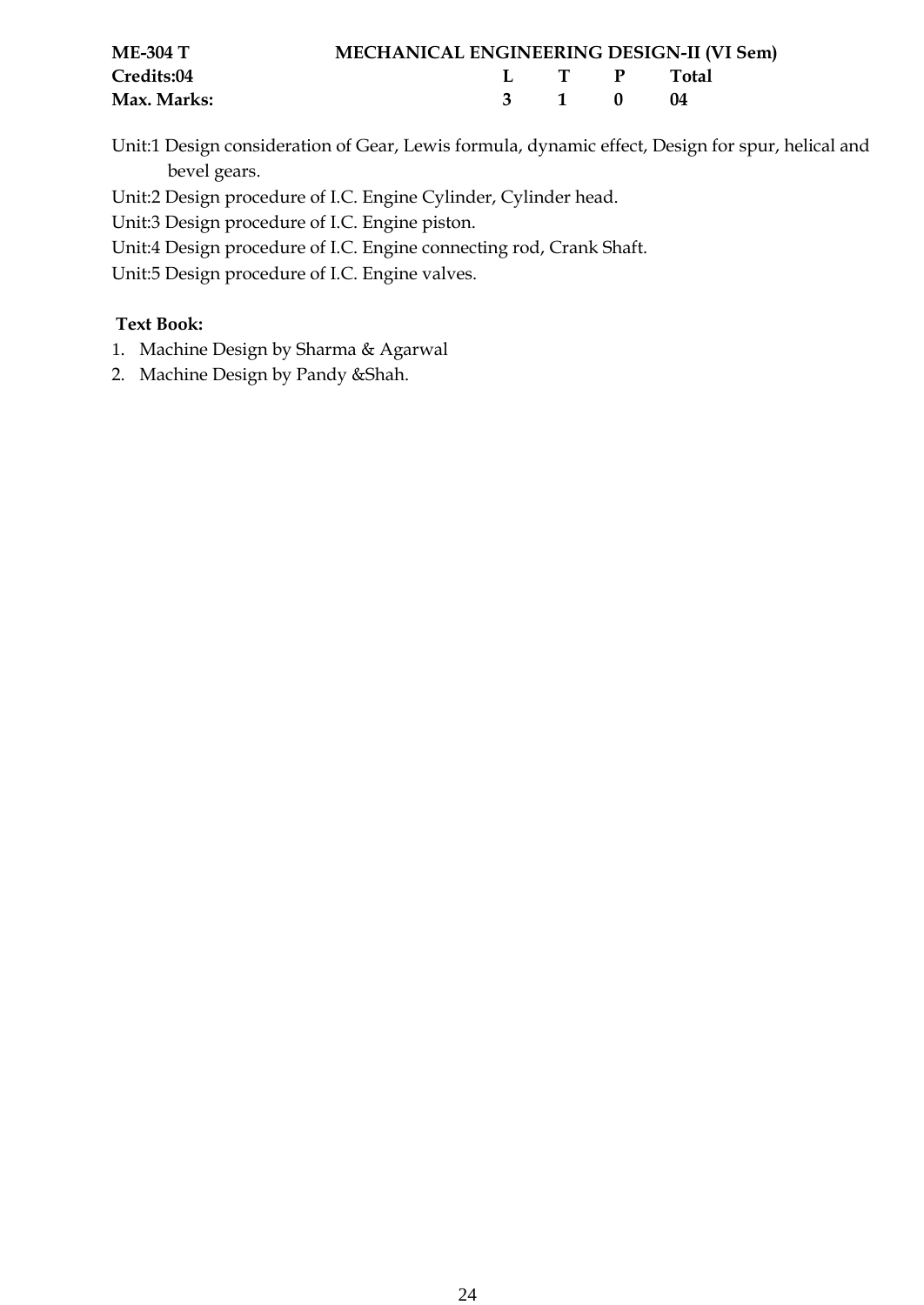**ME-304 T** **MECHANICAL ENGINEERING DESIGN-II (VI Sem)**

| | L | T | P | Total |
|---|---|---|---|---|
| **Credits:04** | | | | |
| **Max. Marks:** | **3** | **1** | **0** | **04** |

Unit:1 Design consideration of Gear, Lewis formula, dynamic effect, Design for spur, helical and bevel gears.

Unit:2 Design procedure of I.C. Engine Cylinder, Cylinder head.

Unit:3 Design procedure of I.C. Engine piston.

Unit:4 Design procedure of I.C. Engine connecting rod, Crank Shaft.

Unit:5 Design procedure of I.C. Engine valves.

**Text Book:**

1. Machine Design by Sharma & Agarwal
2. Machine Design by Pandy &Shah.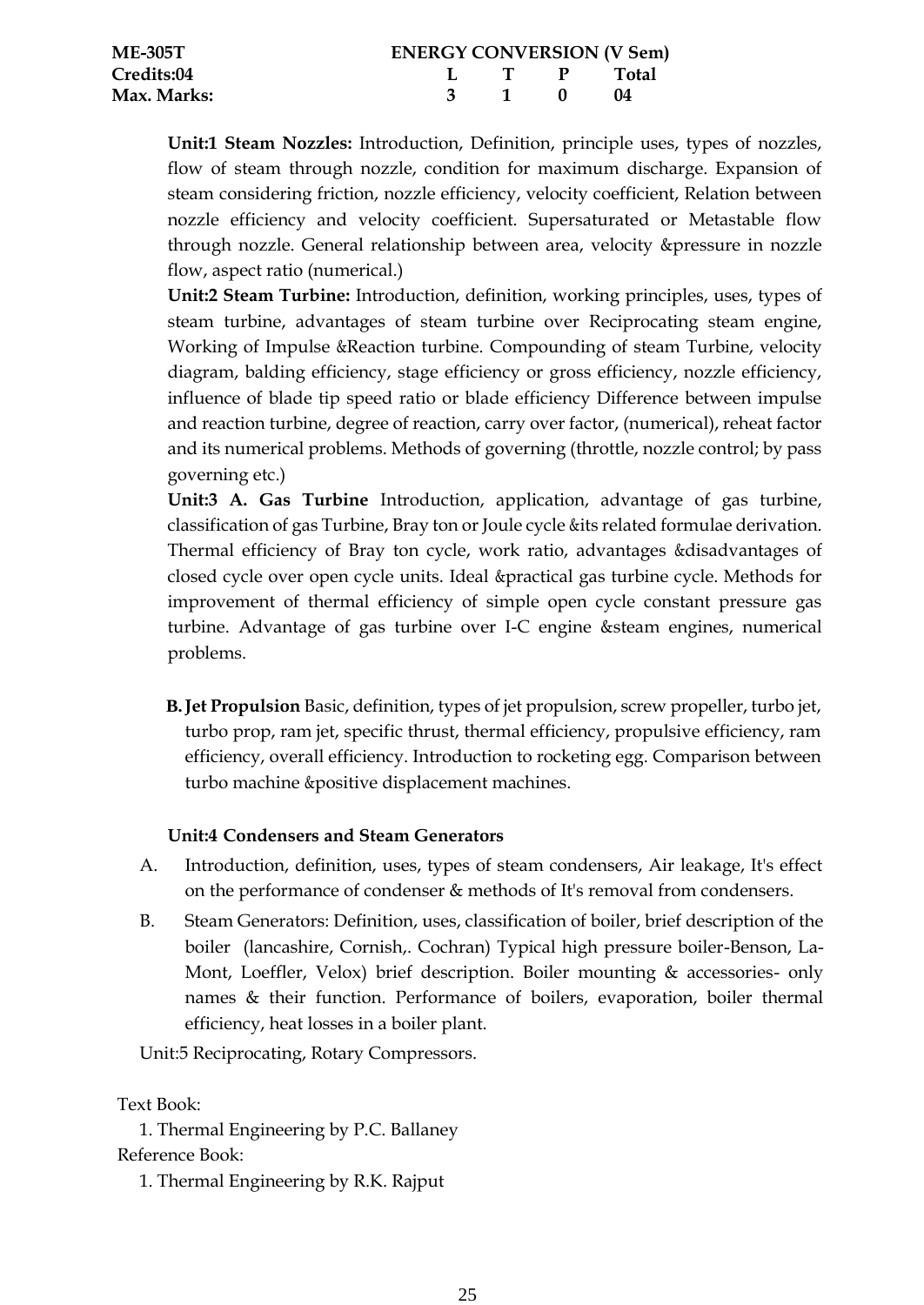| ME-305T | ENERGY CONVERSION (V Sem) | | | |
|---|---|---|---|---|
| Credits:04 | L | T | P | Total |
| Max. Marks: | 3 | 1 | 0 | 04 |

**Unit:1 Steam Nozzles:** Introduction, Definition, principle uses, types of nozzles, flow of steam through nozzle, condition for maximum discharge. Expansion of steam considering friction, nozzle efficiency, velocity coefficient, Relation between nozzle efficiency and velocity coefficient. Supersaturated or Metastable flow through nozzle. General relationship between area, velocity &pressure in nozzle flow, aspect ratio (numerical.)

**Unit:2 Steam Turbine:** Introduction, definition, working principles, uses, types of steam turbine, advantages of steam turbine over Reciprocating steam engine, Working of Impulse &Reaction turbine. Compounding of steam Turbine, velocity diagram, balding efficiency, stage efficiency or gross efficiency, nozzle efficiency, influence of blade tip speed ratio or blade efficiency Difference between impulse and reaction turbine, degree of reaction, carry over factor, (numerical), reheat factor and its numerical problems. Methods of governing (throttle, nozzle control; by pass governing etc.)

**Unit:3 A. Gas Turbine** Introduction, application, advantage of gas turbine, classification of gas Turbine, Bray ton or Joule cycle &its related formulae derivation. Thermal efficiency of Bray ton cycle, work ratio, advantages &disadvantages of closed cycle over open cycle units. Ideal &practical gas turbine cycle. Methods for improvement of thermal efficiency of simple open cycle constant pressure gas turbine. Advantage of gas turbine over I-C engine &steam engines, numerical problems.

**B. Jet Propulsion** Basic, definition, types of jet propulsion, screw propeller, turbo jet, turbo prop, ram jet, specific thrust, thermal efficiency, propulsive efficiency, ram efficiency, overall efficiency. Introduction to rocketing egg. Comparison between turbo machine &positive displacement machines.

**Unit:4 Condensers and Steam Generators**

A. Introduction, definition, uses, types of steam condensers, Air leakage, It's effect on the performance of condenser & methods of It's removal from condensers.

B. Steam Generators: Definition, uses, classification of boiler, brief description of the boiler (lancashire, Cornish,. Cochran) Typical high pressure boiler-Benson, La-Mont, Loeffler, Velox) brief description. Boiler mounting & accessories- only names & their function. Performance of boilers, evaporation, boiler thermal efficiency, heat losses in a boiler plant.

Unit:5 Reciprocating, Rotary Compressors.

Text Book:

1. Thermal Engineering by P.C. Ballaney

Reference Book:

1. Thermal Engineering by R.K. Rajput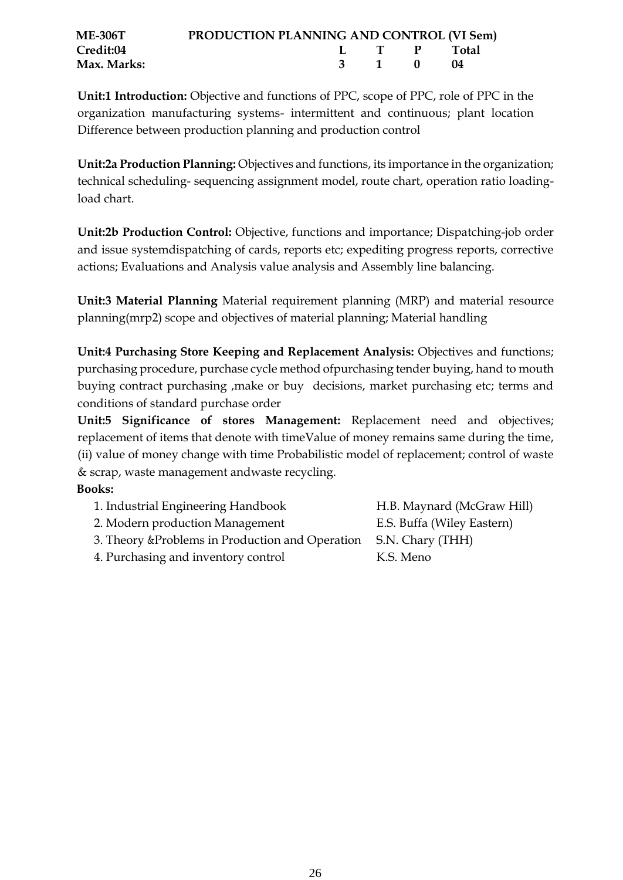| ME-306T | PRODUCTION PLANNING AND CONTROL (VI Sem) | | | |
|---|---|---|---|---|
| Credit:04 | L | T | P | Total |
| Max. Marks: | 3 | 1 | 0 | 04 |

**Unit:1 Introduction:** Objective and functions of PPC, scope of PPC, role of PPC in the organization manufacturing systems- intermittent and continuous; plant location Difference between production planning and production control

**Unit:2a Production Planning:** Objectives and functions, its importance in the organization; technical scheduling- sequencing assignment model, route chart, operation ratio loading-load chart.

**Unit:2b Production Control:** Objective, functions and importance; Dispatching-job order and issue systemdispatching of cards, reports etc; expediting progress reports, corrective actions; Evaluations and Analysis value analysis and Assembly line balancing.

**Unit:3 Material Planning** Material requirement planning (MRP) and material resource planning(mrp2) scope and objectives of material planning; Material handling

**Unit:4 Purchasing Store Keeping and Replacement Analysis:** Objectives and functions; purchasing procedure, purchase cycle method ofpurchasing tender buying, hand to mouth buying contract purchasing ,make or buy decisions, market purchasing etc; terms and conditions of standard purchase order

**Unit:5 Significance of stores Management:** Replacement need and objectives; replacement of items that denote with timeValue of money remains same during the time, (ii) value of money change with time Probabilistic model of replacement; control of waste & scrap, waste management andwaste recycling.

**Books:**

1. Industrial Engineering Handbook — H.B. Maynard (McGraw Hill)
2. Modern production Management — E.S. Buffa (Wiley Eastern)
3. Theory &Problems in Production and Operation — S.N. Chary (THH)
4. Purchasing and inventory control — K.S. Meno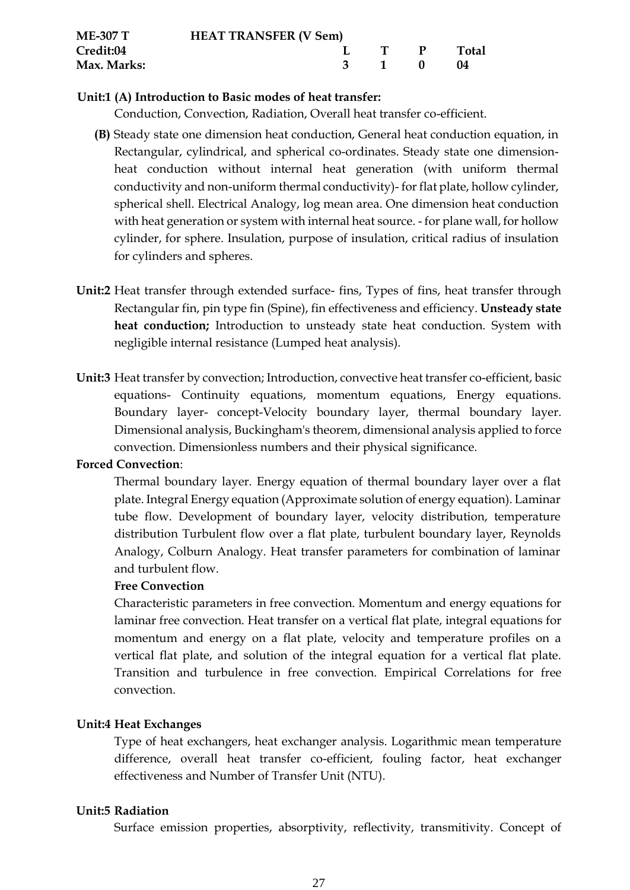| ME-307 T | HEAT TRANSFER (V Sem) | | | | |
|---|---|---|---|---|---|
| Credit:04 | | L | T | P | Total |
| Max. Marks: | | 3 | 1 | 0 | 04 |

**Unit:1 (A) Introduction to Basic modes of heat transfer:**

Conduction, Convection, Radiation, Overall heat transfer co-efficient.

**(B)** Steady state one dimension heat conduction, General heat conduction equation, in Rectangular, cylindrical, and spherical co-ordinates. Steady state one dimension-heat conduction without internal heat generation (with uniform thermal conductivity and non-uniform thermal conductivity)- for flat plate, hollow cylinder, spherical shell. Electrical Analogy, log mean area. One dimension heat conduction with heat generation or system with internal heat source. - for plane wall, for hollow cylinder, for sphere. Insulation, purpose of insulation, critical radius of insulation for cylinders and spheres.

**Unit:2** Heat transfer through extended surface- fins, Types of fins, heat transfer through Rectangular fin, pin type fin (Spine), fin effectiveness and efficiency. **Unsteady state heat conduction;** Introduction to unsteady state heat conduction. System with negligible internal resistance (Lumped heat analysis).

**Unit:3** Heat transfer by convection; Introduction, convective heat transfer co-efficient, basic equations- Continuity equations, momentum equations, Energy equations. Boundary layer- concept-Velocity boundary layer, thermal boundary layer. Dimensional analysis, Buckingham's theorem, dimensional analysis applied to force convection. Dimensionless numbers and their physical significance.

**Forced Convection**:

Thermal boundary layer. Energy equation of thermal boundary layer over a flat plate. Integral Energy equation (Approximate solution of energy equation). Laminar tube flow. Development of boundary layer, velocity distribution, temperature distribution Turbulent flow over a flat plate, turbulent boundary layer, Reynolds Analogy, Colburn Analogy. Heat transfer parameters for combination of laminar and turbulent flow.

**Free Convection**

Characteristic parameters in free convection. Momentum and energy equations for laminar free convection. Heat transfer on a vertical flat plate, integral equations for momentum and energy on a flat plate, velocity and temperature profiles on a vertical flat plate, and solution of the integral equation for a vertical flat plate. Transition and turbulence in free convection. Empirical Correlations for free convection.

**Unit:4 Heat Exchanges**

Type of heat exchangers, heat exchanger analysis. Logarithmic mean temperature difference, overall heat transfer co-efficient, fouling factor, heat exchanger effectiveness and Number of Transfer Unit (NTU).

**Unit:5 Radiation**

Surface emission properties, absorptivity, reflectivity, transmitivity. Concept of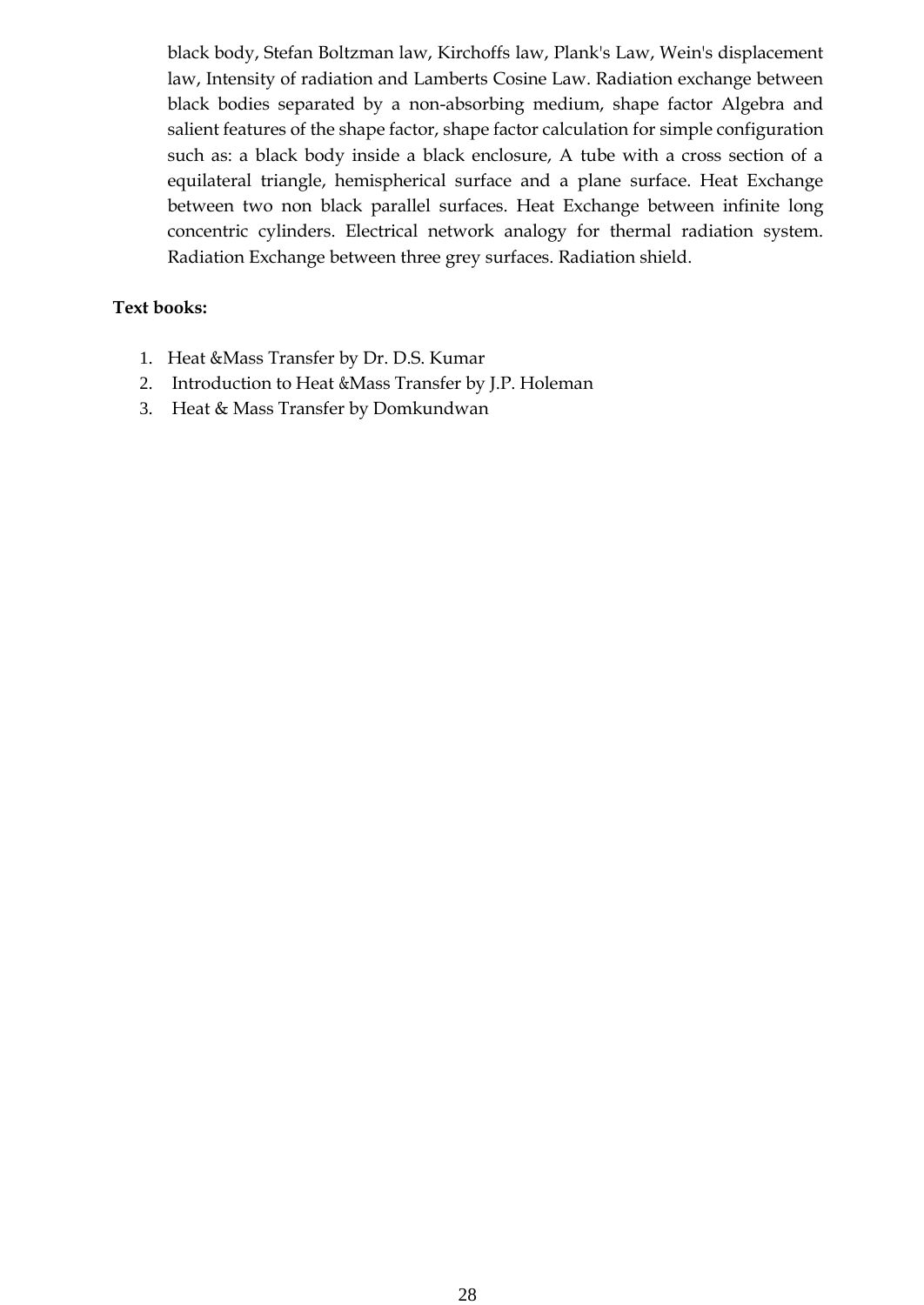black body, Stefan Boltzman law, Kirchoffs law, Plank's Law, Wein's displacement law, Intensity of radiation and Lamberts Cosine Law. Radiation exchange between black bodies separated by a non-absorbing medium, shape factor Algebra and salient features of the shape factor, shape factor calculation for simple configuration such as: a black body inside a black enclosure, A tube with a cross section of a equilateral triangle, hemispherical surface and a plane surface. Heat Exchange between two non black parallel surfaces. Heat Exchange between infinite long concentric cylinders. Electrical network analogy for thermal radiation system. Radiation Exchange between three grey surfaces. Radiation shield.

**Text books:**

1. Heat &Mass Transfer by Dr. D.S. Kumar
2. Introduction to Heat &Mass Transfer by J.P. Holeman
3. Heat & Mass Transfer by Domkundwan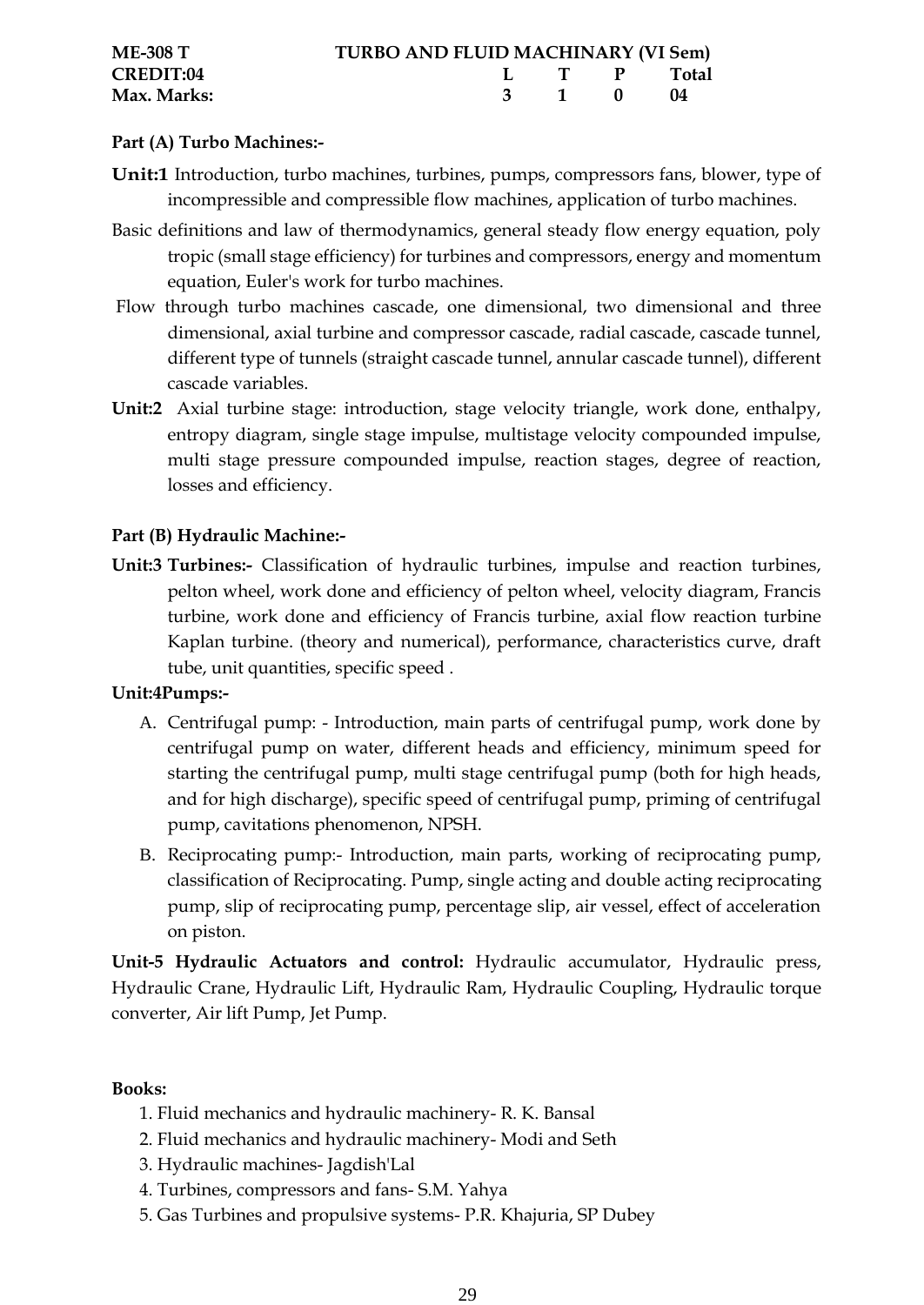| ME-308 T | TURBO AND FLUID MACHINARY (VI Sem) | | | |
|---|---|---|---|---|
| CREDIT:04 | L | T | P | Total |
| Max. Marks: | 3 | 1 | 0 | 04 |

**Part (A) Turbo Machines:-**

**Unit:1** Introduction, turbo machines, turbines, pumps, compressors fans, blower, type of incompressible and compressible flow machines, application of turbo machines.

Basic definitions and law of thermodynamics, general steady flow energy equation, poly tropic (small stage efficiency) for turbines and compressors, energy and momentum equation, Euler's work for turbo machines.

Flow through turbo machines cascade, one dimensional, two dimensional and three dimensional, axial turbine and compressor cascade, radial cascade, cascade tunnel, different type of tunnels (straight cascade tunnel, annular cascade tunnel), different cascade variables.

**Unit:2** Axial turbine stage: introduction, stage velocity triangle, work done, enthalpy, entropy diagram, single stage impulse, multistage velocity compounded impulse, multi stage pressure compounded impulse, reaction stages, degree of reaction, losses and efficiency.

**Part (B) Hydraulic Machine:-**

**Unit:3 Turbines:-** Classification of hydraulic turbines, impulse and reaction turbines, pelton wheel, work done and efficiency of pelton wheel, velocity diagram, Francis turbine, work done and efficiency of Francis turbine, axial flow reaction turbine Kaplan turbine. (theory and numerical), performance, characteristics curve, draft tube, unit quantities, specific speed .

**Unit:4Pumps:-**

A. Centrifugal pump: - Introduction, main parts of centrifugal pump, work done by centrifugal pump on water, different heads and efficiency, minimum speed for starting the centrifugal pump, multi stage centrifugal pump (both for high heads, and for high discharge), specific speed of centrifugal pump, priming of centrifugal pump, cavitations phenomenon, NPSH.

B. Reciprocating pump:- Introduction, main parts, working of reciprocating pump, classification of Reciprocating. Pump, single acting and double acting reciprocating pump, slip of reciprocating pump, percentage slip, air vessel, effect of acceleration on piston.

**Unit-5 Hydraulic Actuators and control:** Hydraulic accumulator, Hydraulic press, Hydraulic Crane, Hydraulic Lift, Hydraulic Ram, Hydraulic Coupling, Hydraulic torque converter, Air lift Pump, Jet Pump.

**Books:**

1. Fluid mechanics and hydraulic machinery- R. K. Bansal
2. Fluid mechanics and hydraulic machinery- Modi and Seth
3. Hydraulic machines- Jagdish'Lal
4. Turbines, compressors and fans- S.M. Yahya
5. Gas Turbines and propulsive systems- P.R. Khajuria, SP Dubey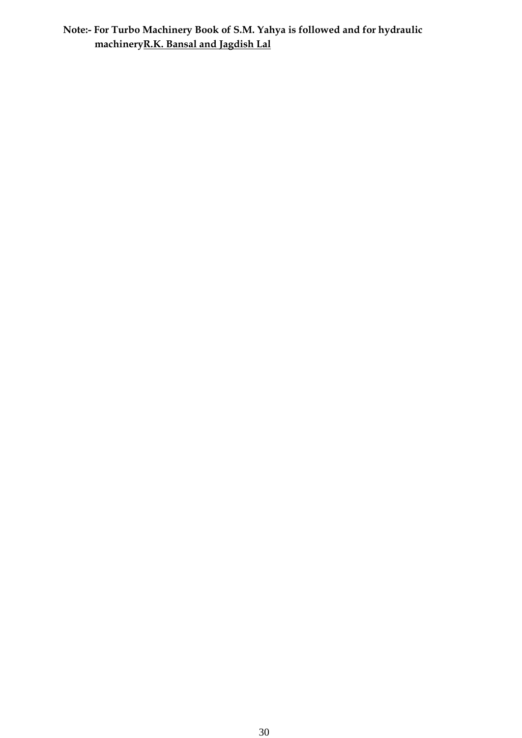**Note:- For Turbo Machinery Book of S.M. Yahya is followed and for hydraulic machinery<u>R.K. Bansal and Jagdish Lal</u>**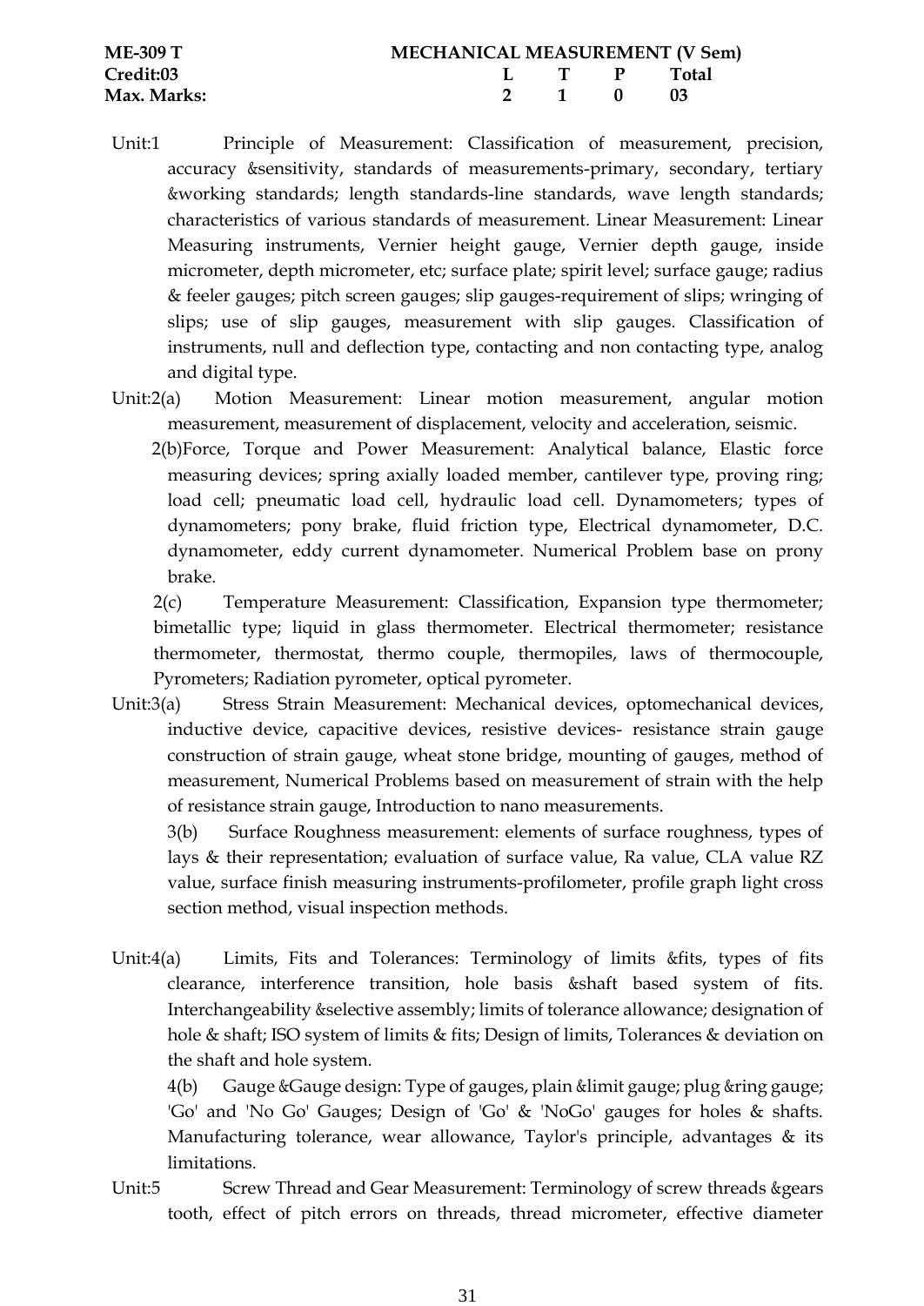**ME-309 T** | **MECHANICAL MEASUREMENT (V Sem)**

| **Credit:03** | **L** | **T** | **P** | **Total** |
|---|---|---|---|---|
| **Max. Marks:** | **2** | **1** | **0** | **03** |

Unit:1 Principle of Measurement: Classification of measurement, precision, accuracy &sensitivity, standards of measurements-primary, secondary, tertiary &working standards; length standards-line standards, wave length standards; characteristics of various standards of measurement. Linear Measurement: Linear Measuring instruments, Vernier height gauge, Vernier depth gauge, inside micrometer, depth micrometer, etc; surface plate; spirit level; surface gauge; radius & feeler gauges; pitch screen gauges; slip gauges-requirement of slips; wringing of slips; use of slip gauges, measurement with slip gauges. Classification of instruments, null and deflection type, contacting and non contacting type, analog and digital type.

Unit:2(a) Motion Measurement: Linear motion measurement, angular motion measurement, measurement of displacement, velocity and acceleration, seismic.

2(b)Force, Torque and Power Measurement: Analytical balance, Elastic force measuring devices; spring axially loaded member, cantilever type, proving ring; load cell; pneumatic load cell, hydraulic load cell. Dynamometers; types of dynamometers; pony brake, fluid friction type, Electrical dynamometer, D.C. dynamometer, eddy current dynamometer. Numerical Problem base on prony brake.

2(c) Temperature Measurement: Classification, Expansion type thermometer; bimetallic type; liquid in glass thermometer. Electrical thermometer; resistance thermometer, thermostat, thermo couple, thermopiles, laws of thermocouple, Pyrometers; Radiation pyrometer, optical pyrometer.

Unit:3(a) Stress Strain Measurement: Mechanical devices, optomechanical devices, inductive device, capacitive devices, resistive devices- resistance strain gauge construction of strain gauge, wheat stone bridge, mounting of gauges, method of measurement, Numerical Problems based on measurement of strain with the help of resistance strain gauge, Introduction to nano measurements.

3(b) Surface Roughness measurement: elements of surface roughness, types of lays & their representation; evaluation of surface value, Ra value, CLA value RZ value, surface finish measuring instruments-profilometer, profile graph light cross section method, visual inspection methods.

Unit:4(a) Limits, Fits and Tolerances: Terminology of limits &fits, types of fits clearance, interference transition, hole basis &shaft based system of fits. Interchangeability &selective assembly; limits of tolerance allowance; designation of hole & shaft; ISO system of limits & fits; Design of limits, Tolerances & deviation on the shaft and hole system.

4(b) Gauge &Gauge design: Type of gauges, plain &limit gauge; plug &ring gauge; 'Go' and 'No Go' Gauges; Design of 'Go' & 'NoGo' gauges for holes & shafts. Manufacturing tolerance, wear allowance, Taylor's principle, advantages & its limitations.

Unit:5 Screw Thread and Gear Measurement: Terminology of screw threads &gears tooth, effect of pitch errors on threads, thread micrometer, effective diameter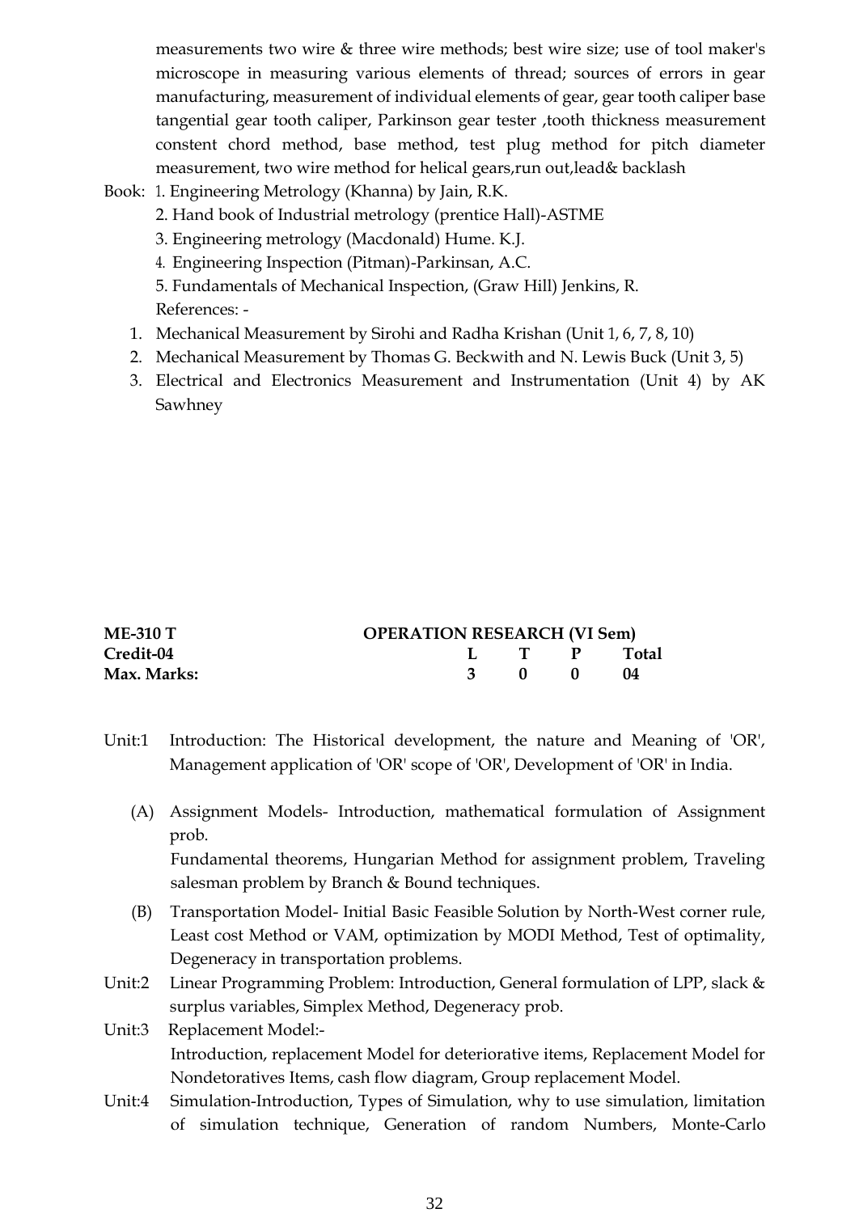measurements two wire & three wire methods; best wire size; use of tool maker's microscope in measuring various elements of thread; sources of errors in gear manufacturing, measurement of individual elements of gear, gear tooth caliper base tangential gear tooth caliper, Parkinson gear tester ,tooth thickness measurement constent chord method, base method, test plug method for pitch diameter measurement, two wire method for helical gears,run out,lead& backlash

Book: 1. Engineering Metrology (Khanna) by Jain, R.K.

2. Hand book of Industrial metrology (prentice Hall)-ASTME
3. Engineering metrology (Macdonald) Hume. K.J.
4. Engineering Inspection (Pitman)-Parkinsan, A.C.
5. Fundamentals of Mechanical Inspection, (Graw Hill) Jenkins, R.

References: -

1. Mechanical Measurement by Sirohi and Radha Krishan (Unit 1, 6, 7, 8, 10)
2. Mechanical Measurement by Thomas G. Beckwith and N. Lewis Buck (Unit 3, 5)
3. Electrical and Electronics Measurement and Instrumentation (Unit 4) by AK Sawhney

| **ME-310 T** | **OPERATION RESEARCH (VI Sem)** | | | |
|---|---|---|---|---|
| **Credit-04** | **L** | **T** | **P** | **Total** |
| **Max. Marks:** | **3** | **0** | **0** | **04** |

Unit:1 Introduction: The Historical development, the nature and Meaning of 'OR', Management application of 'OR' scope of 'OR', Development of 'OR' in India.

(A) Assignment Models- Introduction, mathematical formulation of Assignment prob.
Fundamental theorems, Hungarian Method for assignment problem, Traveling salesman problem by Branch & Bound techniques.

(B) Transportation Model- Initial Basic Feasible Solution by North-West corner rule, Least cost Method or VAM, optimization by MODI Method, Test of optimality, Degeneracy in transportation problems.

Unit:2 Linear Programming Problem: Introduction, General formulation of LPP, slack & surplus variables, Simplex Method, Degeneracy prob.

Unit:3 Replacement Model:-
Introduction, replacement Model for deteriorative items, Replacement Model for Nondetoratives Items, cash flow diagram, Group replacement Model.

Unit:4 Simulation-Introduction, Types of Simulation, why to use simulation, limitation of simulation technique, Generation of random Numbers, Monte-Carlo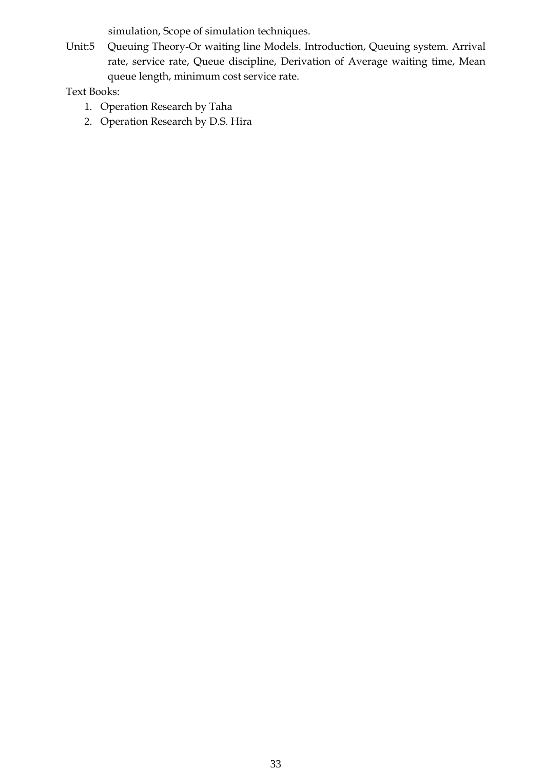simulation, Scope of simulation techniques.

Unit:5 Queuing Theory-Or waiting line Models. Introduction, Queuing system. Arrival rate, service rate, Queue discipline, Derivation of Average waiting time, Mean queue length, minimum cost service rate.

Text Books:

1. Operation Research by Taha
2. Operation Research by D.S. Hira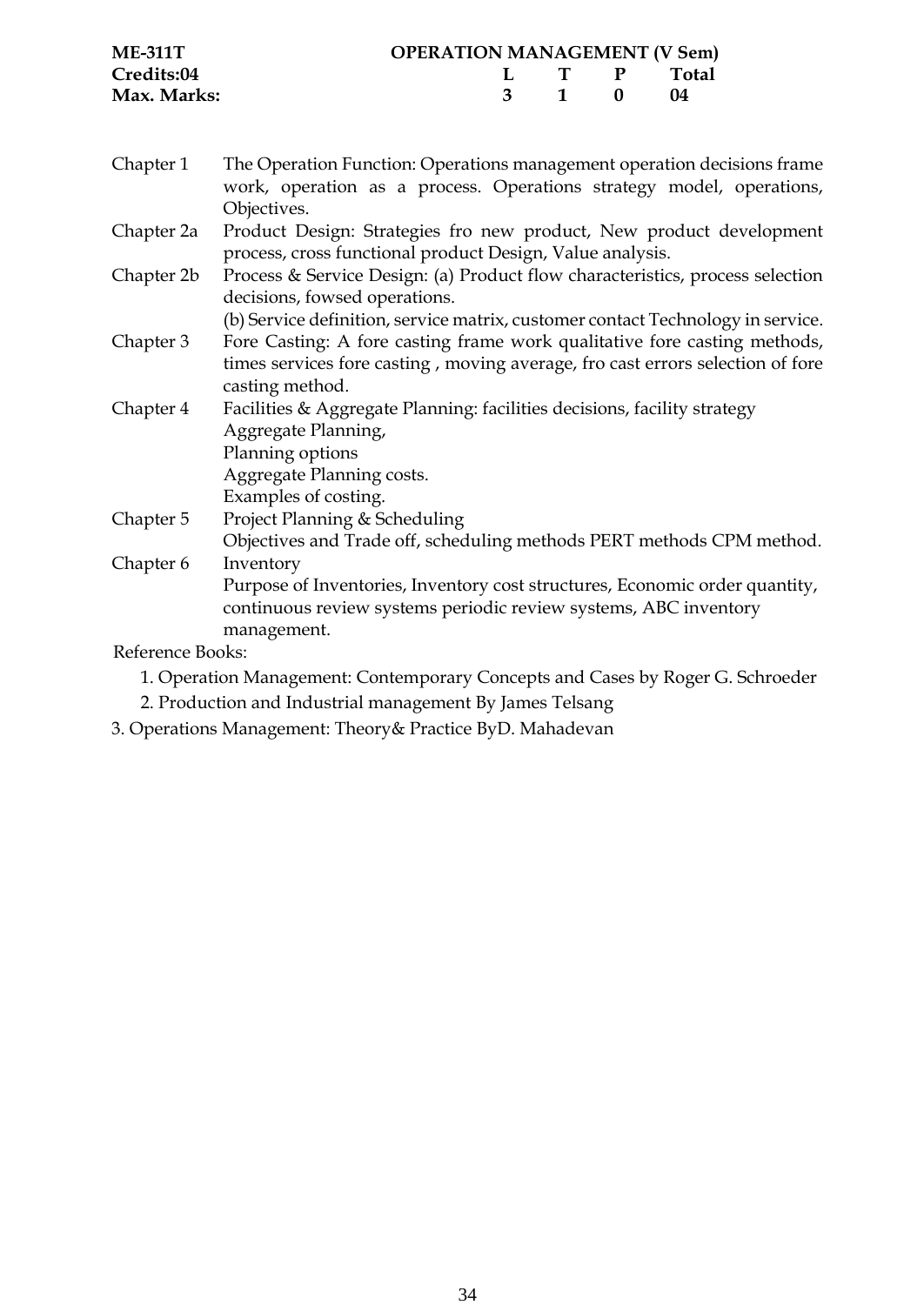**ME-311T** **OPERATION MANAGEMENT (V Sem)**

| **Credits:04** | **L** | **T** | **P** | **Total** |
|---|---|---|---|---|
| **Max. Marks:** | **3** | **1** | **0** | **04** |

| | |
|---|---|
| Chapter 1 | The Operation Function: Operations management operation decisions frame work, operation as a process. Operations strategy model, operations, Objectives. |
| Chapter 2a | Product Design: Strategies fro new product, New product development process, cross functional product Design, Value analysis. |
| Chapter 2b | Process & Service Design: (a) Product flow characteristics, process selection decisions, fowsed operations.<br>(b) Service definition, service matrix, customer contact Technology in service. |
| Chapter 3 | Fore Casting: A fore casting frame work qualitative fore casting methods, times services fore casting , moving average, fro cast errors selection of fore casting method. |
| Chapter 4 | Facilities & Aggregate Planning: facilities decisions, facility strategy<br>Aggregate Planning,<br>Planning options<br>Aggregate Planning costs.<br>Examples of costing. |
| Chapter 5 | Project Planning & Scheduling<br>Objectives and Trade off, scheduling methods PERT methods CPM method. |
| Chapter 6 | Inventory<br>Purpose of Inventories, Inventory cost structures, Economic order quantity, continuous review systems periodic review systems, ABC inventory management. |

Reference Books:

1. Operation Management: Contemporary Concepts and Cases by Roger G. Schroeder
2. Production and Industrial management By James Telsang
3. Operations Management: Theory& Practice ByD. Mahadevan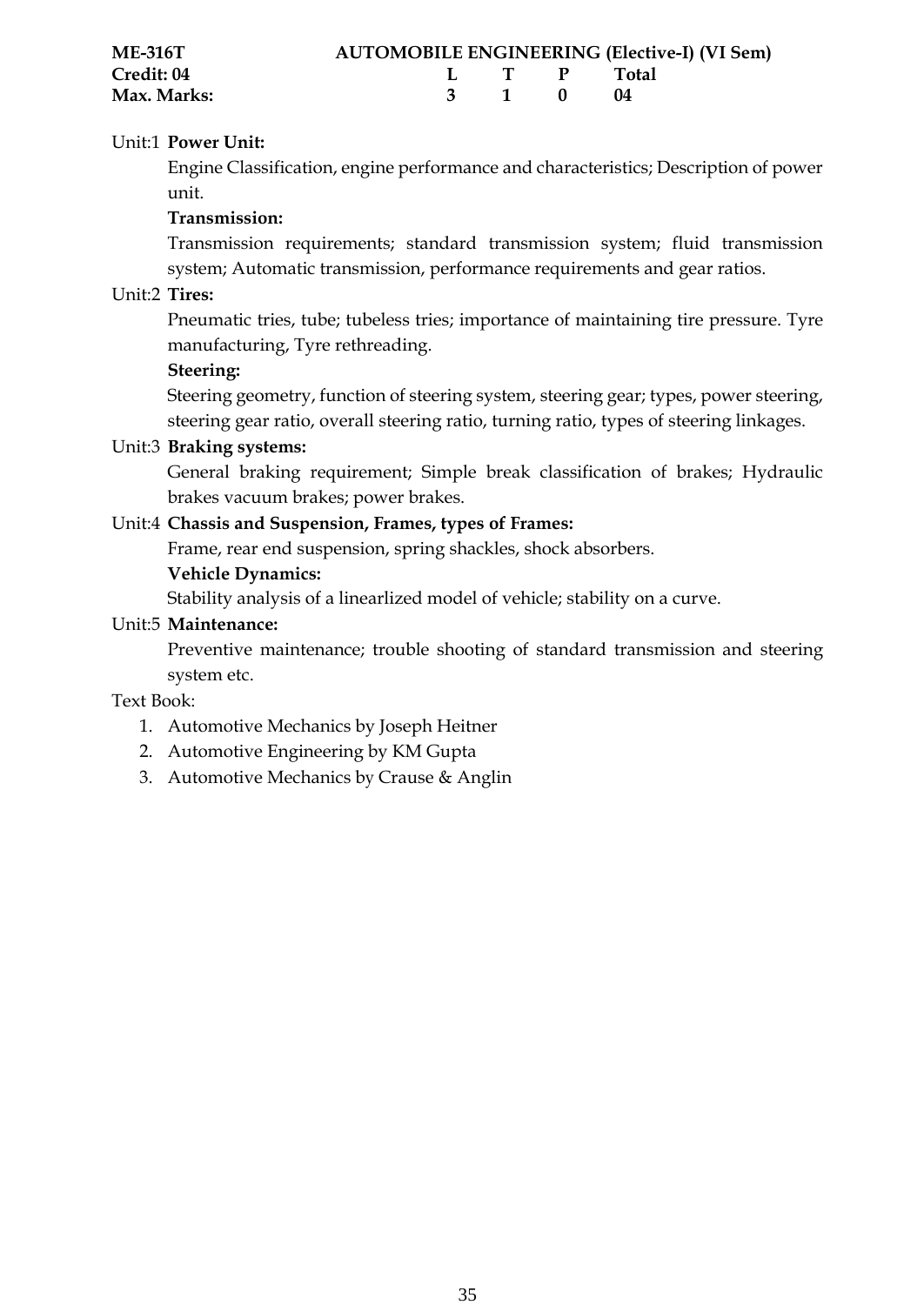| **ME-316T** | **AUTOMOBILE ENGINEERING (Elective-I) (VI Sem)** | | | |
|---|---|---|---|---|
| **Credit: 04** | **L** | **T** | **P** | **Total** |
| **Max. Marks:** | **3** | **1** | **0** | **04** |

Unit:1 **Power Unit:**

Engine Classification, engine performance and characteristics; Description of power unit.

**Transmission:**

Transmission requirements; standard transmission system; fluid transmission system; Automatic transmission, performance requirements and gear ratios.

Unit:2 **Tires:**

Pneumatic tries, tube; tubeless tries; importance of maintaining tire pressure. Tyre manufacturing, Tyre rethreading.

**Steering:**

Steering geometry, function of steering system, steering gear; types, power steering, steering gear ratio, overall steering ratio, turning ratio, types of steering linkages.

Unit:3 **Braking systems:**

General braking requirement; Simple break classification of brakes; Hydraulic brakes vacuum brakes; power brakes.

Unit:4 **Chassis and Suspension, Frames, types of Frames:**

Frame, rear end suspension, spring shackles, shock absorbers.

**Vehicle Dynamics:**

Stability analysis of a linearlized model of vehicle; stability on a curve.

Unit:5 **Maintenance:**

Preventive maintenance; trouble shooting of standard transmission and steering system etc.

Text Book:

1. Automotive Mechanics by Joseph Heitner
2. Automotive Engineering by KM Gupta
3. Automotive Mechanics by Crause & Anglin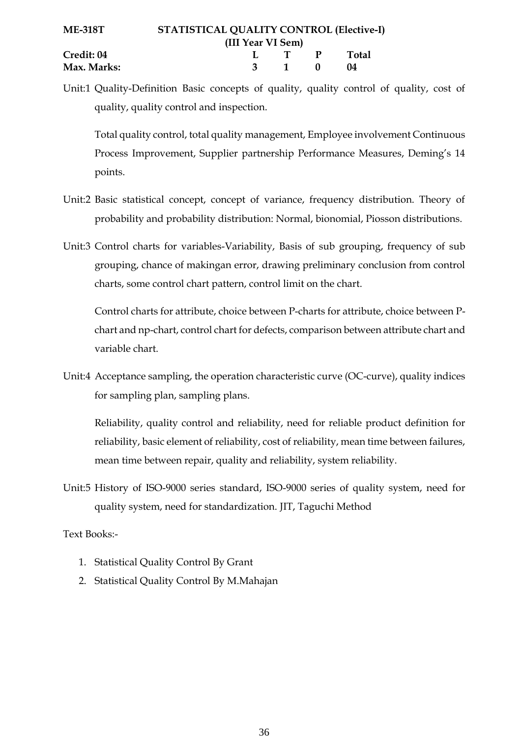**ME-318T** **STATISTICAL QUALITY CONTROL (Elective-I)**

**(III Year VI Sem)**

| **Credit: 04** | **L** | **T** | **P** | **Total** |
|---|---|---|---|---|
| **Max. Marks:** | **3** | **1** | **0** | **04** |

Unit:1 Quality-Definition Basic concepts of quality, quality control of quality, cost of quality, quality control and inspection.

Total quality control, total quality management, Employee involvement Continuous Process Improvement, Supplier partnership Performance Measures, Deming's 14 points.

Unit:2 Basic statistical concept, concept of variance, frequency distribution. Theory of probability and probability distribution: Normal, bionomial, Piosson distributions.

Unit:3 Control charts for variables-Variability, Basis of sub grouping, frequency of sub grouping, chance of makingan error, drawing preliminary conclusion from control charts, some control chart pattern, control limit on the chart.

Control charts for attribute, choice between P-charts for attribute, choice between P-chart and np-chart, control chart for defects, comparison between attribute chart and variable chart.

Unit:4 Acceptance sampling, the operation characteristic curve (OC-curve), quality indices for sampling plan, sampling plans.

Reliability, quality control and reliability, need for reliable product definition for reliability, basic element of reliability, cost of reliability, mean time between failures, mean time between repair, quality and reliability, system reliability.

Unit:5 History of ISO-9000 series standard, ISO-9000 series of quality system, need for quality system, need for standardization. JIT, Taguchi Method

Text Books:-

1. Statistical Quality Control By Grant
2. Statistical Quality Control By M.Mahajan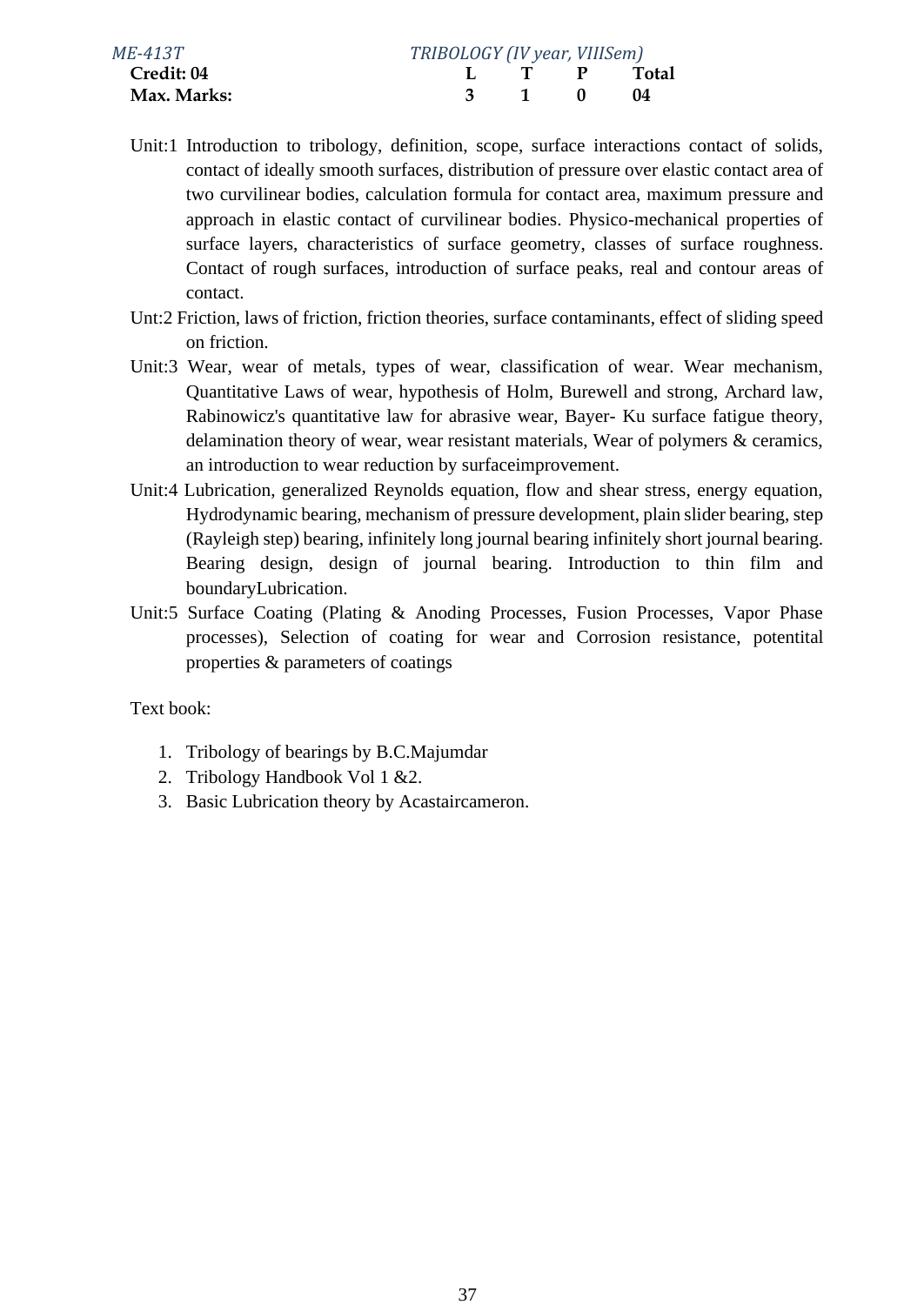*ME-413T* *TRIBOLOGY (IV year, VIIISem)*

| **Credit: 04** | **L** | **T** | **P** | **Total** |
|---|---|---|---|---|
| **Max. Marks:** | **3** | **1** | **0** | **04** |

Unit:1 Introduction to tribology, definition, scope, surface interactions contact of solids, contact of ideally smooth surfaces, distribution of pressure over elastic contact area of two curvilinear bodies, calculation formula for contact area, maximum pressure and approach in elastic contact of curvilinear bodies. Physico-mechanical properties of surface layers, characteristics of surface geometry, classes of surface roughness. Contact of rough surfaces, introduction of surface peaks, real and contour areas of contact.

Unt:2 Friction, laws of friction, friction theories, surface contaminants, effect of sliding speed on friction.

Unit:3 Wear, wear of metals, types of wear, classification of wear. Wear mechanism, Quantitative Laws of wear, hypothesis of Holm, Burewell and strong, Archard law, Rabinowicz's quantitative law for abrasive wear, Bayer- Ku surface fatigue theory, delamination theory of wear, wear resistant materials, Wear of polymers & ceramics, an introduction to wear reduction by surfaceimprovement.

Unit:4 Lubrication, generalized Reynolds equation, flow and shear stress, energy equation, Hydrodynamic bearing, mechanism of pressure development, plain slider bearing, step (Rayleigh step) bearing, infinitely long journal bearing infinitely short journal bearing. Bearing design, design of journal bearing. Introduction to thin film and boundaryLubrication.

Unit:5 Surface Coating (Plating & Anoding Processes, Fusion Processes, Vapor Phase processes), Selection of coating for wear and Corrosion resistance, potentital properties & parameters of coatings

Text book:

1. Tribology of bearings by B.C.Majumdar
2. Tribology Handbook Vol 1 &2.
3. Basic Lubrication theory by Acastaircameron.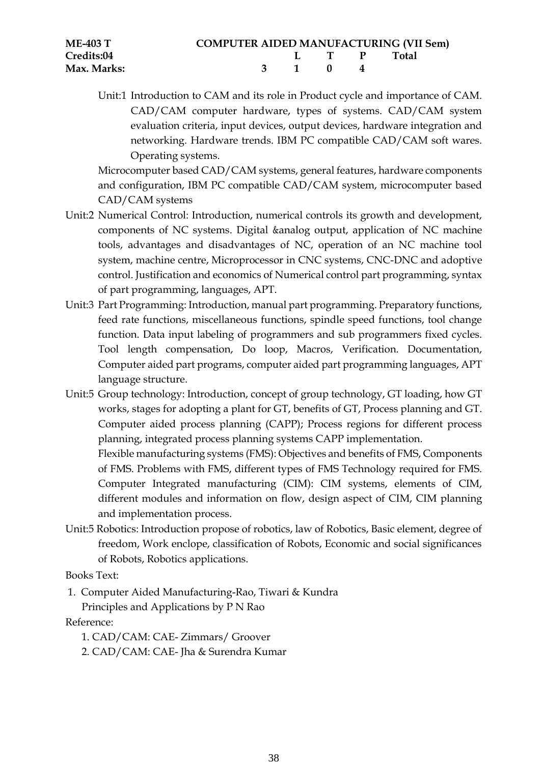| **ME-403 T** | **COMPUTER AIDED MANUFACTURING (VII Sem)** | | | |
|---|---|---|---|---|
| **Credits:04** | **L** | **T** | **P** | **Total** |
| **Max. Marks:** | **3** | **1** | **0** | **4** |

Unit:1 Introduction to CAM and its role in Product cycle and importance of CAM. CAD/CAM computer hardware, types of systems. CAD/CAM system evaluation criteria, input devices, output devices, hardware integration and networking. Hardware trends. IBM PC compatible CAD/CAM soft wares. Operating systems.

Microcomputer based CAD/CAM systems, general features, hardware components and configuration, IBM PC compatible CAD/CAM system, microcomputer based CAD/CAM systems

Unit:2 Numerical Control: Introduction, numerical controls its growth and development, components of NC systems. Digital &analog output, application of NC machine tools, advantages and disadvantages of NC, operation of an NC machine tool system, machine centre, Microprocessor in CNC systems, CNC-DNC and adoptive control. Justification and economics of Numerical control part programming, syntax of part programming, languages, APT.

Unit:3 Part Programming: Introduction, manual part programming. Preparatory functions, feed rate functions, miscellaneous functions, spindle speed functions, tool change function. Data input labeling of programmers and sub programmers fixed cycles. Tool length compensation, Do loop, Macros, Verification. Documentation, Computer aided part programs, computer aided part programming languages, APT language structure.

Unit:5 Group technology: Introduction, concept of group technology, GT loading, how GT works, stages for adopting a plant for GT, benefits of GT, Process planning and GT. Computer aided process planning (CAPP); Process regions for different process planning, integrated process planning systems CAPP implementation.

Flexible manufacturing systems (FMS): Objectives and benefits of FMS, Components of FMS. Problems with FMS, different types of FMS Technology required for FMS. Computer Integrated manufacturing (CIM): CIM systems, elements of CIM, different modules and information on flow, design aspect of CIM, CIM planning and implementation process.

Unit:5 Robotics: Introduction propose of robotics, law of Robotics, Basic element, degree of freedom, Work enclope, classification of Robots, Economic and social significances of Robots, Robotics applications.

Books Text:

1. Computer Aided Manufacturing-Rao, Tiwari & Kundra
   Principles and Applications by P N Rao

Reference:

1. CAD/CAM: CAE- Zimmars/ Groover
2. CAD/CAM: CAE- Jha & Surendra Kumar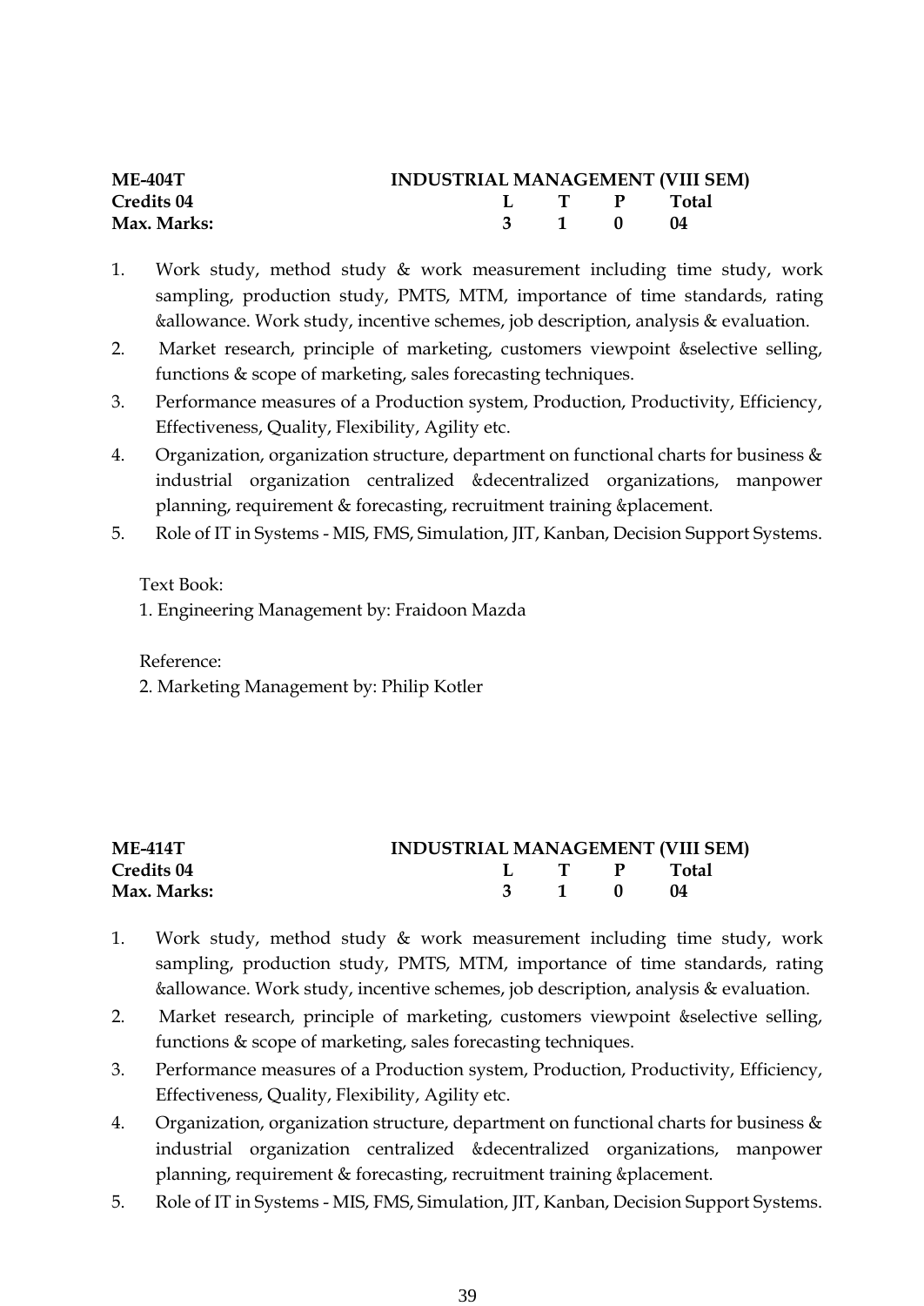| **ME-404T** | **INDUSTRIAL MANAGEMENT (VIII SEM)** | | | |
|---|---|---|---|---|
| **Credits 04** | **L** | **T** | **P** | **Total** |
| **Max. Marks:** | **3** | **1** | **0** | **04** |

1. Work study, method study & work measurement including time study, work sampling, production study, PMTS, MTM, importance of time standards, rating &allowance. Work study, incentive schemes, job description, analysis & evaluation.
2. Market research, principle of marketing, customers viewpoint &selective selling, functions & scope of marketing, sales forecasting techniques.
3. Performance measures of a Production system, Production, Productivity, Efficiency, Effectiveness, Quality, Flexibility, Agility etc.
4. Organization, organization structure, department on functional charts for business & industrial organization centralized &decentralized organizations, manpower planning, requirement & forecasting, recruitment training &placement.
5. Role of IT in Systems - MIS, FMS, Simulation, JIT, Kanban, Decision Support Systems.

Text Book:

1. Engineering Management by: Fraidoon Mazda

Reference:

2. Marketing Management by: Philip Kotler

| **ME-414T** | **INDUSTRIAL MANAGEMENT (VIII SEM)** | | | |
|---|---|---|---|---|
| **Credits 04** | **L** | **T** | **P** | **Total** |
| **Max. Marks:** | **3** | **1** | **0** | **04** |

1. Work study, method study & work measurement including time study, work sampling, production study, PMTS, MTM, importance of time standards, rating &allowance. Work study, incentive schemes, job description, analysis & evaluation.
2. Market research, principle of marketing, customers viewpoint &selective selling, functions & scope of marketing, sales forecasting techniques.
3. Performance measures of a Production system, Production, Productivity, Efficiency, Effectiveness, Quality, Flexibility, Agility etc.
4. Organization, organization structure, department on functional charts for business & industrial organization centralized &decentralized organizations, manpower planning, requirement & forecasting, recruitment training &placement.
5. Role of IT in Systems - MIS, FMS, Simulation, JIT, Kanban, Decision Support Systems.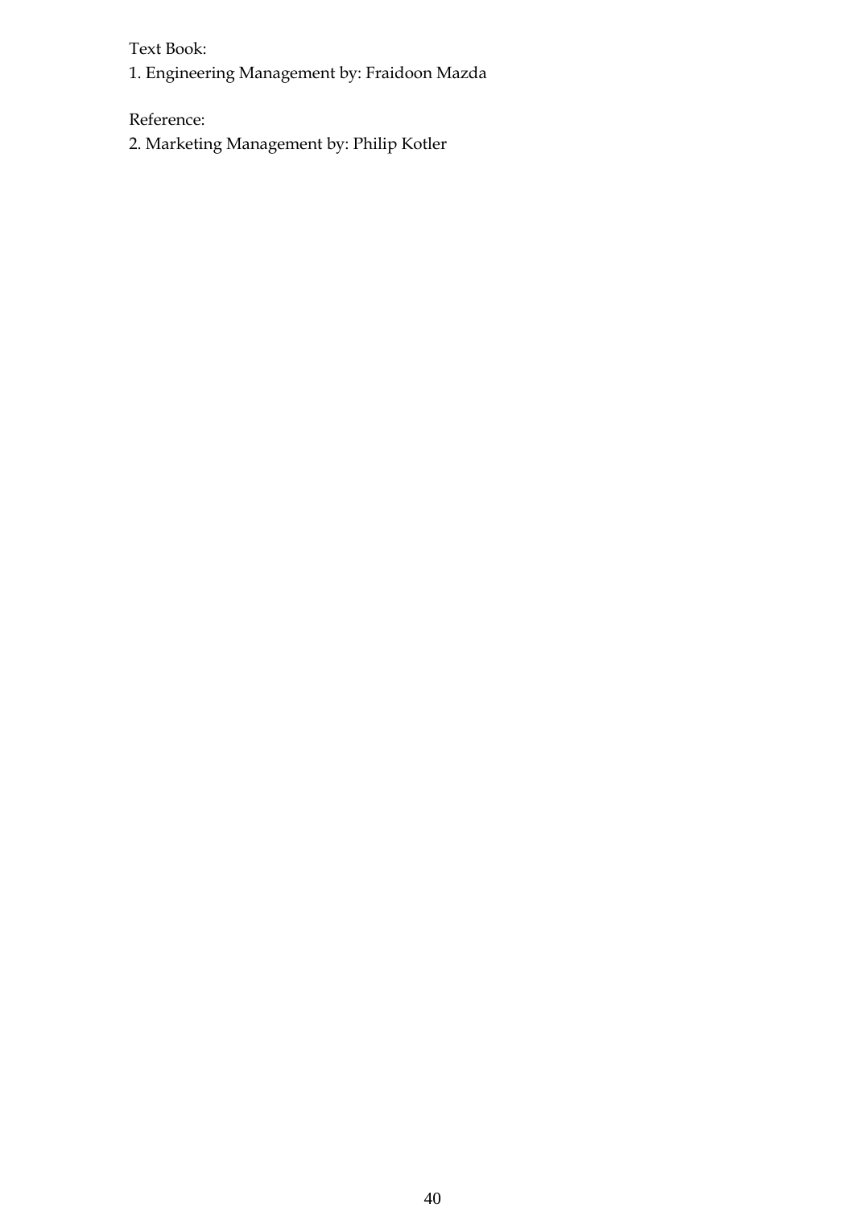Text Book:

1. Engineering Management by: Fraidoon Mazda

Reference:

2. Marketing Management by: Philip Kotler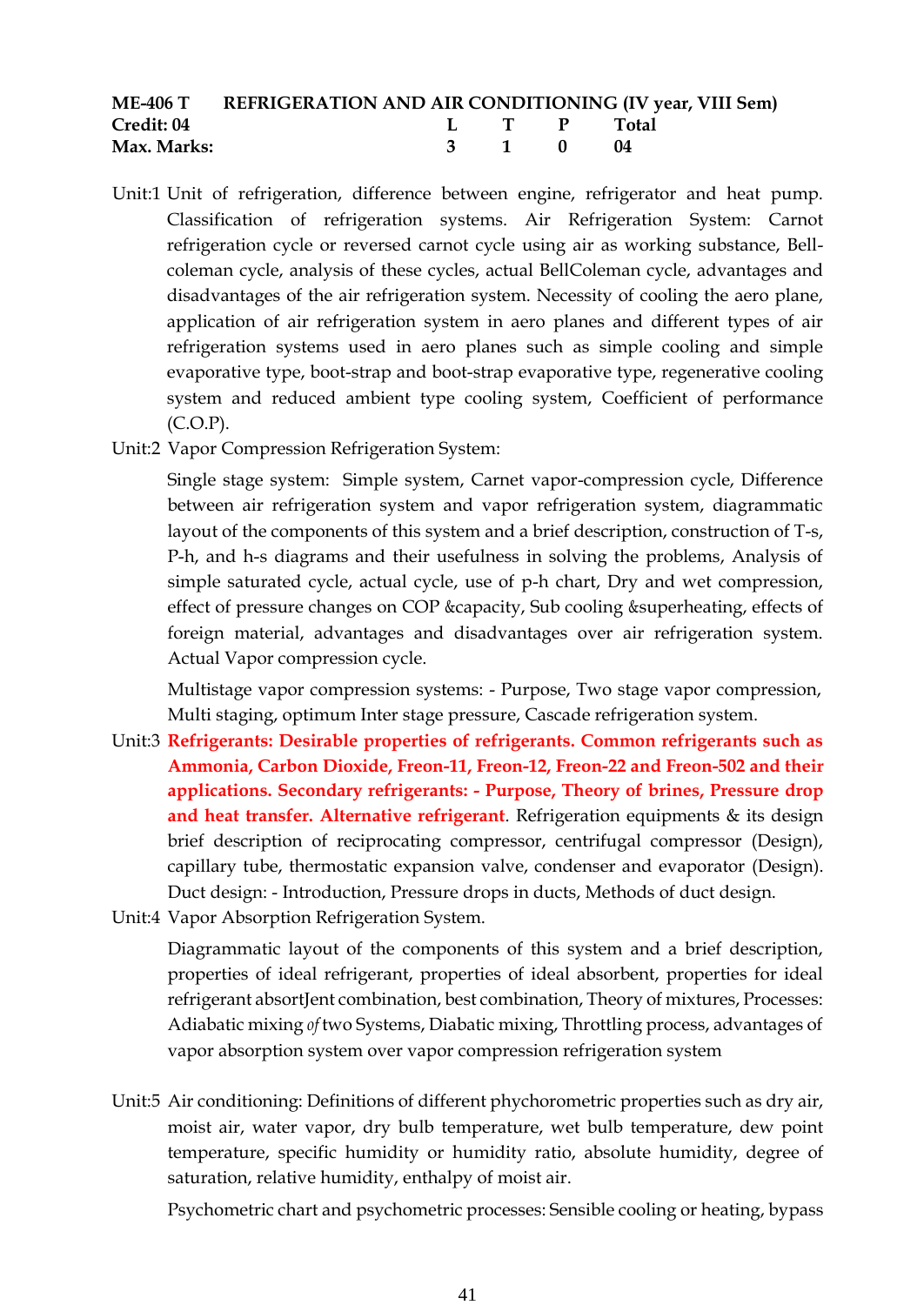**ME-406 T REFRIGERATION AND AIR CONDITIONING (IV year, VIII Sem)**

| **Credit: 04** | **L** | **T** | **P** | **Total** |
|---|---|---|---|---|
| **Max. Marks:** | **3** | **1** | **0** | **04** |

Unit:1 Unit of refrigeration, difference between engine, refrigerator and heat pump. Classification of refrigeration systems. Air Refrigeration System: Carnot refrigeration cycle or reversed carnot cycle using air as working substance, Bell-coleman cycle, analysis of these cycles, actual BellColeman cycle, advantages and disadvantages of the air refrigeration system. Necessity of cooling the aero plane, application of air refrigeration system in aero planes and different types of air refrigeration systems used in aero planes such as simple cooling and simple evaporative type, boot-strap and boot-strap evaporative type, regenerative cooling system and reduced ambient type cooling system, Coefficient of performance (C.O.P).

Unit:2 Vapor Compression Refrigeration System:

Single stage system: Simple system, Carnet vapor-compression cycle, Difference between air refrigeration system and vapor refrigeration system, diagrammatic layout of the components of this system and a brief description, construction of T-s, P-h, and h-s diagrams and their usefulness in solving the problems, Analysis of simple saturated cycle, actual cycle, use of p-h chart, Dry and wet compression, effect of pressure changes on COP &capacity, Sub cooling &superheating, effects of foreign material, advantages and disadvantages over air refrigeration system. Actual Vapor compression cycle.

Multistage vapor compression systems: - Purpose, Two stage vapor compression, Multi staging, optimum Inter stage pressure, Cascade refrigeration system.

Unit:3 **Refrigerants: Desirable properties of refrigerants. Common refrigerants such as Ammonia, Carbon Dioxide, Freon-11, Freon-12, Freon-22 and Freon-502 and their applications. Secondary refrigerants: - Purpose, Theory of brines, Pressure drop and heat transfer. Alternative refrigerant**. Refrigeration equipments & its design brief description of reciprocating compressor, centrifugal compressor (Design), capillary tube, thermostatic expansion valve, condenser and evaporator (Design). Duct design: - Introduction, Pressure drops in ducts, Methods of duct design.

Unit:4 Vapor Absorption Refrigeration System.

Diagrammatic layout of the components of this system and a brief description, properties of ideal refrigerant, properties of ideal absorbent, properties for ideal refrigerant absortJent combination, best combination, Theory of mixtures, Processes: Adiabatic mixing *of* two Systems, Diabatic mixing, Throttling process, advantages of vapor absorption system over vapor compression refrigeration system

Unit:5 Air conditioning: Definitions of different phychorometric properties such as dry air, moist air, water vapor, dry bulb temperature, wet bulb temperature, dew point temperature, specific humidity or humidity ratio, absolute humidity, degree of saturation, relative humidity, enthalpy of moist air.

Psychometric chart and psychometric processes: Sensible cooling or heating, bypass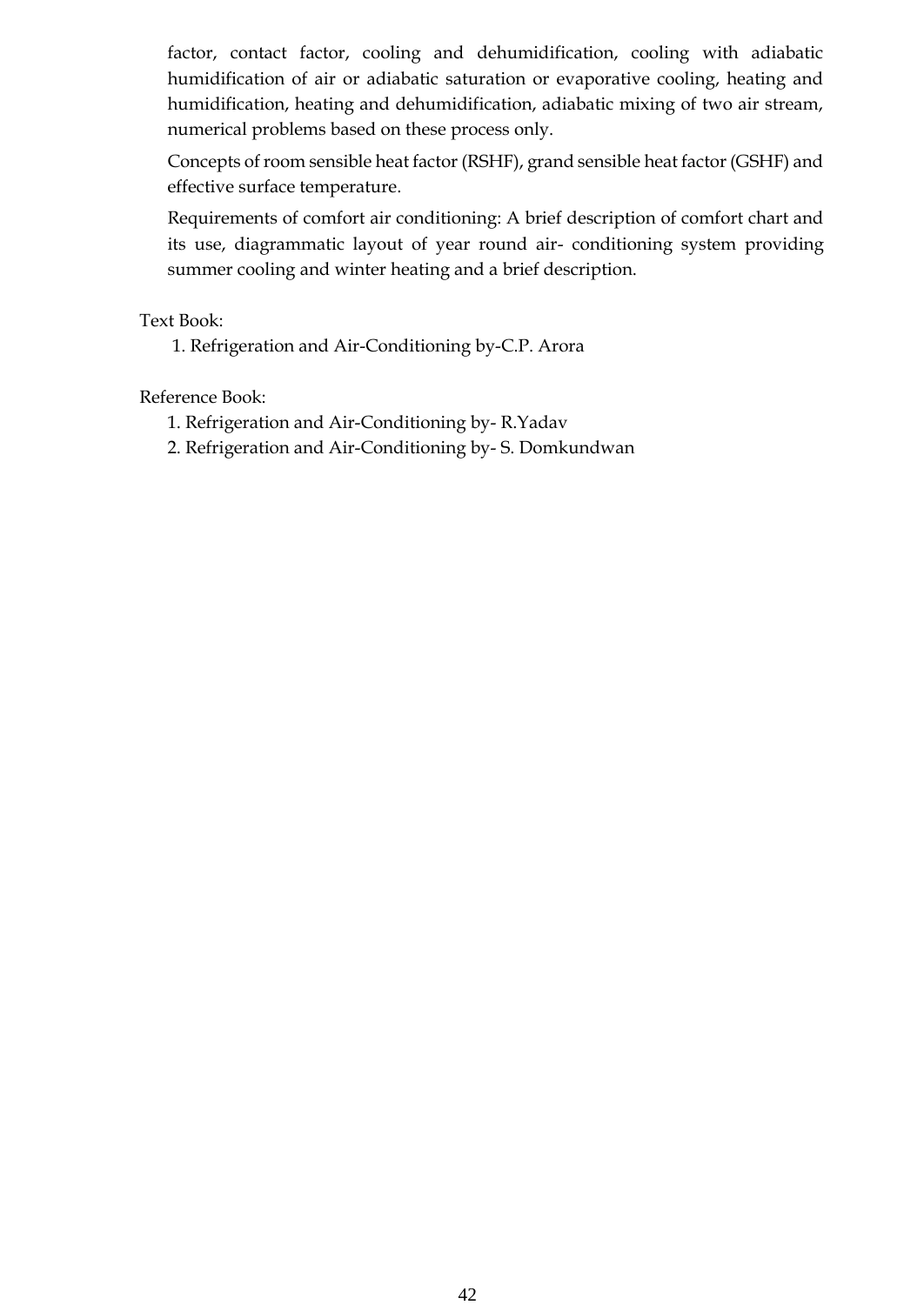factor, contact factor, cooling and dehumidification, cooling with adiabatic humidification of air or adiabatic saturation or evaporative cooling, heating and humidification, heating and dehumidification, adiabatic mixing of two air stream, numerical problems based on these process only.

Concepts of room sensible heat factor (RSHF), grand sensible heat factor (GSHF) and effective surface temperature.

Requirements of comfort air conditioning: A brief description of comfort chart and its use, diagrammatic layout of year round air- conditioning system providing summer cooling and winter heating and a brief description.

Text Book:

1. Refrigeration and Air-Conditioning by-C.P. Arora

Reference Book:

1. Refrigeration and Air-Conditioning by- R.Yadav
2. Refrigeration and Air-Conditioning by- S. Domkundwan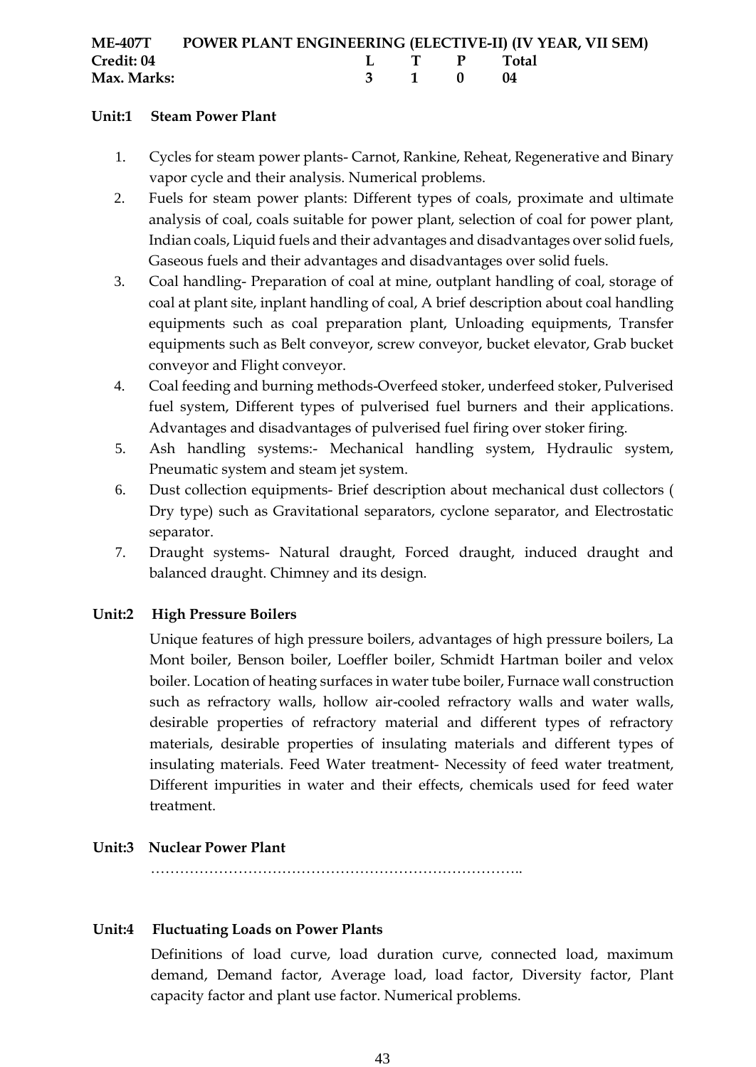**ME-407T POWER PLANT ENGINEERING (ELECTIVE-II) (IV YEAR, VII SEM)**

| **Credit: 04** | **L** | **T** | **P** | **Total** |
|---|---|---|---|---|
| **Max. Marks:** | **3** | **1** | **0** | **04** |

**Unit:1 Steam Power Plant**

1. Cycles for steam power plants- Carnot, Rankine, Reheat, Regenerative and Binary vapor cycle and their analysis. Numerical problems.
2. Fuels for steam power plants: Different types of coals, proximate and ultimate analysis of coal, coals suitable for power plant, selection of coal for power plant, Indian coals, Liquid fuels and their advantages and disadvantages over solid fuels, Gaseous fuels and their advantages and disadvantages over solid fuels.
3. Coal handling- Preparation of coal at mine, outplant handling of coal, storage of coal at plant site, inplant handling of coal, A brief description about coal handling equipments such as coal preparation plant, Unloading equipments, Transfer equipments such as Belt conveyor, screw conveyor, bucket elevator, Grab bucket conveyor and Flight conveyor.
4. Coal feeding and burning methods-Overfeed stoker, underfeed stoker, Pulverised fuel system, Different types of pulverised fuel burners and their applications. Advantages and disadvantages of pulverised fuel firing over stoker firing.
5. Ash handling systems:- Mechanical handling system, Hydraulic system, Pneumatic system and steam jet system.
6. Dust collection equipments- Brief description about mechanical dust collectors ( Dry type) such as Gravitational separators, cyclone separator, and Electrostatic separator.
7. Draught systems- Natural draught, Forced draught, induced draught and balanced draught. Chimney and its design.

**Unit:2 High Pressure Boilers**

Unique features of high pressure boilers, advantages of high pressure boilers, La Mont boiler, Benson boiler, Loeffler boiler, Schmidt Hartman boiler and velox boiler. Location of heating surfaces in water tube boiler, Furnace wall construction such as refractory walls, hollow air-cooled refractory walls and water walls, desirable properties of refractory material and different types of refractory materials, desirable properties of insulating materials and different types of insulating materials. Feed Water treatment- Necessity of feed water treatment, Different impurities in water and their effects, chemicals used for feed water treatment.

**Unit:3 Nuclear Power Plant**

…………………………………………………………………..

**Unit:4 Fluctuating Loads on Power Plants**

Definitions of load curve, load duration curve, connected load, maximum demand, Demand factor, Average load, load factor, Diversity factor, Plant capacity factor and plant use factor. Numerical problems.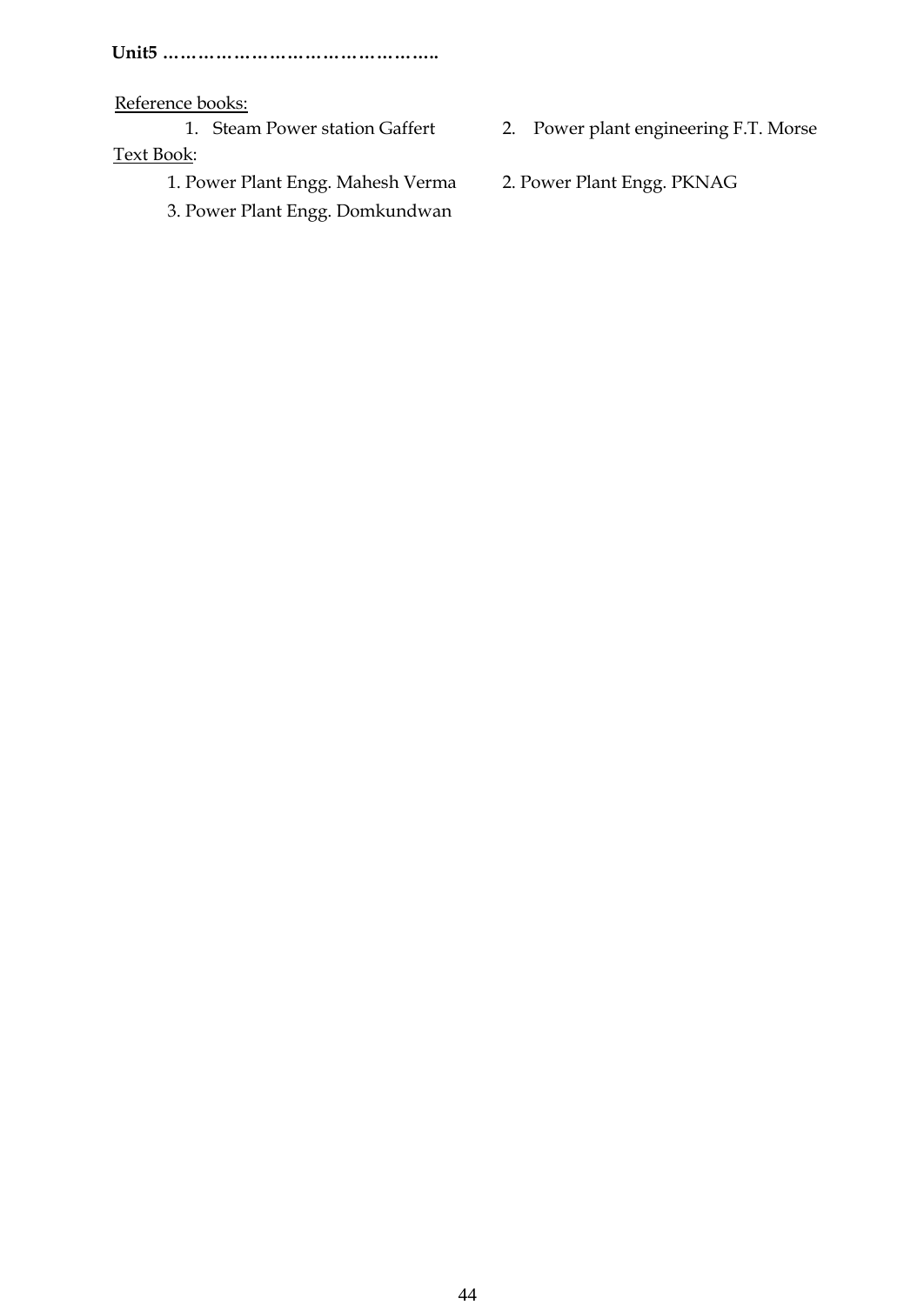**Unit5 ………………………………………..**

Reference books:

1. Steam Power station Gaffert
2. Power plant engineering F.T. Morse

Text Book:

1. Power Plant Engg. Mahesh Verma
2. Power Plant Engg. PKNAG
3. Power Plant Engg. Domkundwan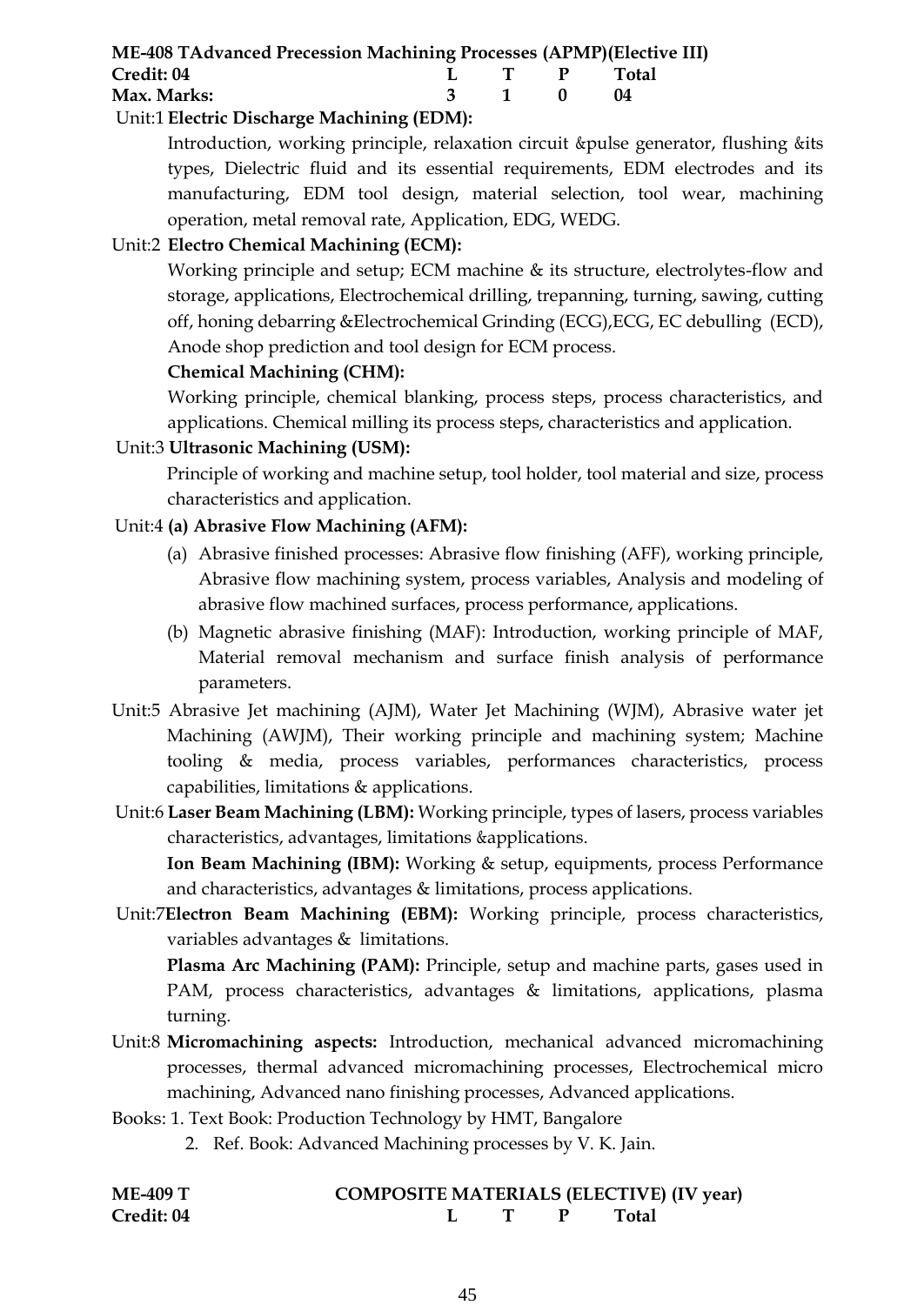**ME-408 TAdvanced Precession Machining Processes (APMP)(Elective III)**

| **Credit: 04** | **L** | **T** | **P** | **Total** |
|---|---|---|---|---|
| **Max. Marks:** | **3** | **1** | **0** | **04** |

Unit:1 **Electric Discharge Machining (EDM):**

Introduction, working principle, relaxation circuit &pulse generator, flushing &its types, Dielectric fluid and its essential requirements, EDM electrodes and its manufacturing, EDM tool design, material selection, tool wear, machining operation, metal removal rate, Application, EDG, WEDG.

Unit:2 **Electro Chemical Machining (ECM):**

Working principle and setup; ECM machine & its structure, electrolytes-flow and storage, applications, Electrochemical drilling, trepanning, turning, sawing, cutting off, honing debarring &Electrochemical Grinding (ECG),ECG, EC debulling (ECD), Anode shop prediction and tool design for ECM process.

**Chemical Machining (CHM):**

Working principle, chemical blanking, process steps, process characteristics, and applications. Chemical milling its process steps, characteristics and application.

Unit:3 **Ultrasonic Machining (USM):**

Principle of working and machine setup, tool holder, tool material and size, process characteristics and application.

Unit:4 **(a) Abrasive Flow Machining (AFM):**

(a) Abrasive finished processes: Abrasive flow finishing (AFF), working principle, Abrasive flow machining system, process variables, Analysis and modeling of abrasive flow machined surfaces, process performance, applications.

(b) Magnetic abrasive finishing (MAF): Introduction, working principle of MAF, Material removal mechanism and surface finish analysis of performance parameters.

Unit:5 Abrasive Jet machining (AJM), Water Jet Machining (WJM), Abrasive water jet Machining (AWJM), Their working principle and machining system; Machine tooling & media, process variables, performances characteristics, process capabilities, limitations & applications.

Unit:6 **Laser Beam Machining (LBM):** Working principle, types of lasers, process variables characteristics, advantages, limitations &applications.

**Ion Beam Machining (IBM):** Working & setup, equipments, process Performance and characteristics, advantages & limitations, process applications.

Unit:7**Electron Beam Machining (EBM):** Working principle, process characteristics, variables advantages & limitations.

**Plasma Arc Machining (PAM):** Principle, setup and machine parts, gases used in PAM, process characteristics, advantages & limitations, applications, plasma turning.

Unit:8 **Micromachining aspects:** Introduction, mechanical advanced micromachining processes, thermal advanced micromachining processes, Electrochemical micro machining, Advanced nano finishing processes, Advanced applications.

Books: 1. Text Book: Production Technology by HMT, Bangalore

2. Ref. Book: Advanced Machining processes by V. K. Jain.

**ME-409 T COMPOSITE MATERIALS (ELECTIVE) (IV year)**

| **Credit: 04** | **L** | **T** | **P** | **Total** |
|---|---|---|---|---|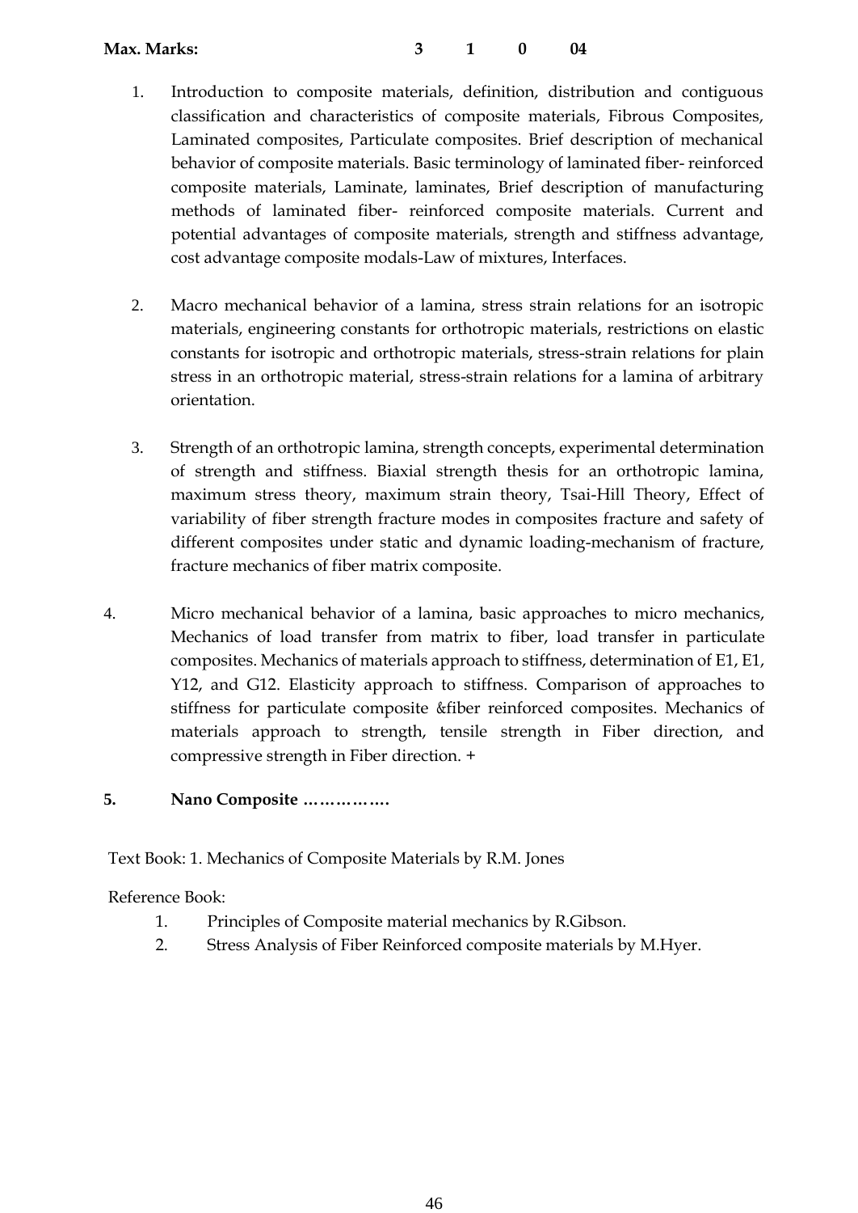**Max. Marks:** **3 1 0 04**

1. Introduction to composite materials, definition, distribution and contiguous classification and characteristics of composite materials, Fibrous Composites, Laminated composites, Particulate composites. Brief description of mechanical behavior of composite materials. Basic terminology of laminated fiber- reinforced composite materials, Laminate, laminates, Brief description of manufacturing methods of laminated fiber- reinforced composite materials. Current and potential advantages of composite materials, strength and stiffness advantage, cost advantage composite modals-Law of mixtures, Interfaces.

2. Macro mechanical behavior of a lamina, stress strain relations for an isotropic materials, engineering constants for orthotropic materials, restrictions on elastic constants for isotropic and orthotropic materials, stress-strain relations for plain stress in an orthotropic material, stress-strain relations for a lamina of arbitrary orientation.

3. Strength of an orthotropic lamina, strength concepts, experimental determination of strength and stiffness. Biaxial strength thesis for an orthotropic lamina, maximum stress theory, maximum strain theory, Tsai-Hill Theory, Effect of variability of fiber strength fracture modes in composites fracture and safety of different composites under static and dynamic loading-mechanism of fracture, fracture mechanics of fiber matrix composite.

4. Micro mechanical behavior of a lamina, basic approaches to micro mechanics, Mechanics of load transfer from matrix to fiber, load transfer in particulate composites. Mechanics of materials approach to stiffness, determination of E1, E1, Y12, and G12. Elasticity approach to stiffness. Comparison of approaches to stiffness for particulate composite &fiber reinforced composites. Mechanics of materials approach to strength, tensile strength in Fiber direction, and compressive strength in Fiber direction. +

5. **Nano Composite …………….**

Text Book: 1. Mechanics of Composite Materials by R.M. Jones

Reference Book:

1. Principles of Composite material mechanics by R.Gibson.
2. Stress Analysis of Fiber Reinforced composite materials by M.Hyer.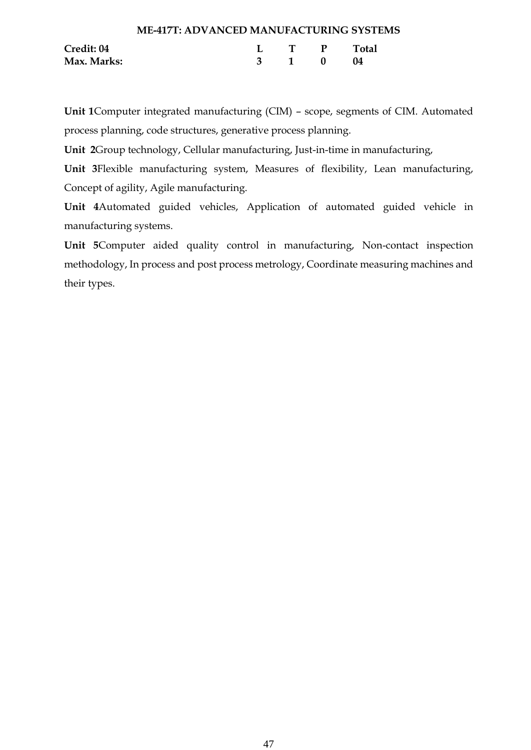#### ME-417T: ADVANCED MANUFACTURING SYSTEMS

| **Credit: 04** | **L** | **T** | **P** | **Total** |
|---|---|---|---|---|
| **Max. Marks:** | **3** | **1** | **0** | **04** |

**Unit 1**Computer integrated manufacturing (CIM) – scope, segments of CIM. Automated process planning, code structures, generative process planning.

**Unit 2**Group technology, Cellular manufacturing, Just-in-time in manufacturing,

**Unit 3**Flexible manufacturing system, Measures of flexibility, Lean manufacturing, Concept of agility, Agile manufacturing.

**Unit 4**Automated guided vehicles, Application of automated guided vehicle in manufacturing systems.

**Unit 5**Computer aided quality control in manufacturing, Non-contact inspection methodology, In process and post process metrology, Coordinate measuring machines and their types.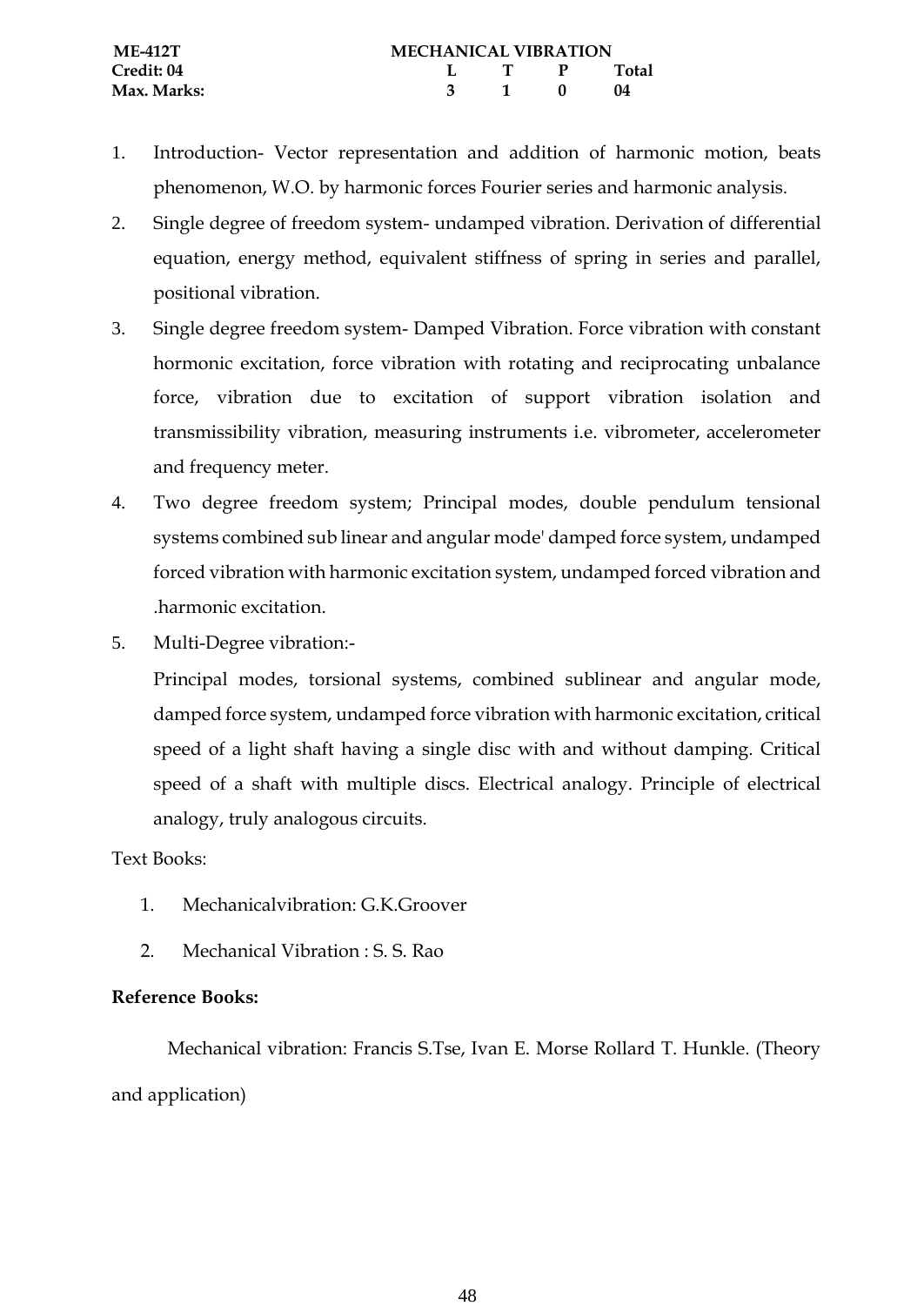| ME-412T | MECHANICAL VIBRATION | | | |
|---|---|---|---|---|
| Credit: 04 | L | T | P | Total |
| Max. Marks: | 3 | 1 | 0 | 04 |

1. Introduction- Vector representation and addition of harmonic motion, beats phenomenon, W.O. by harmonic forces Fourier series and harmonic analysis.
2. Single degree of freedom system- undamped vibration. Derivation of differential equation, energy method, equivalent stiffness of spring in series and parallel, positional vibration.
3. Single degree freedom system- Damped Vibration. Force vibration with constant hormonic excitation, force vibration with rotating and reciprocating unbalance force, vibration due to excitation of support vibration isolation and transmissibility vibration, measuring instruments i.e. vibrometer, accelerometer and frequency meter.
4. Two degree freedom system; Principal modes, double pendulum tensional systems combined sub linear and angular mode' damped force system, undamped forced vibration with harmonic excitation system, undamped forced vibration and .harmonic excitation.
5. Multi-Degree vibration:-

   Principal modes, torsional systems, combined sublinear and angular mode, damped force system, undamped force vibration with harmonic excitation, critical speed of a light shaft having a single disc with and without damping. Critical speed of a shaft with multiple discs. Electrical analogy. Principle of electrical analogy, truly analogous circuits.

Text Books:

1. Mechanicalvibration: G.K.Groover
2. Mechanical Vibration : S. S. Rao

**Reference Books:**

Mechanical vibration: Francis S.Tse, Ivan E. Morse Rollard T. Hunkle. (Theory and application)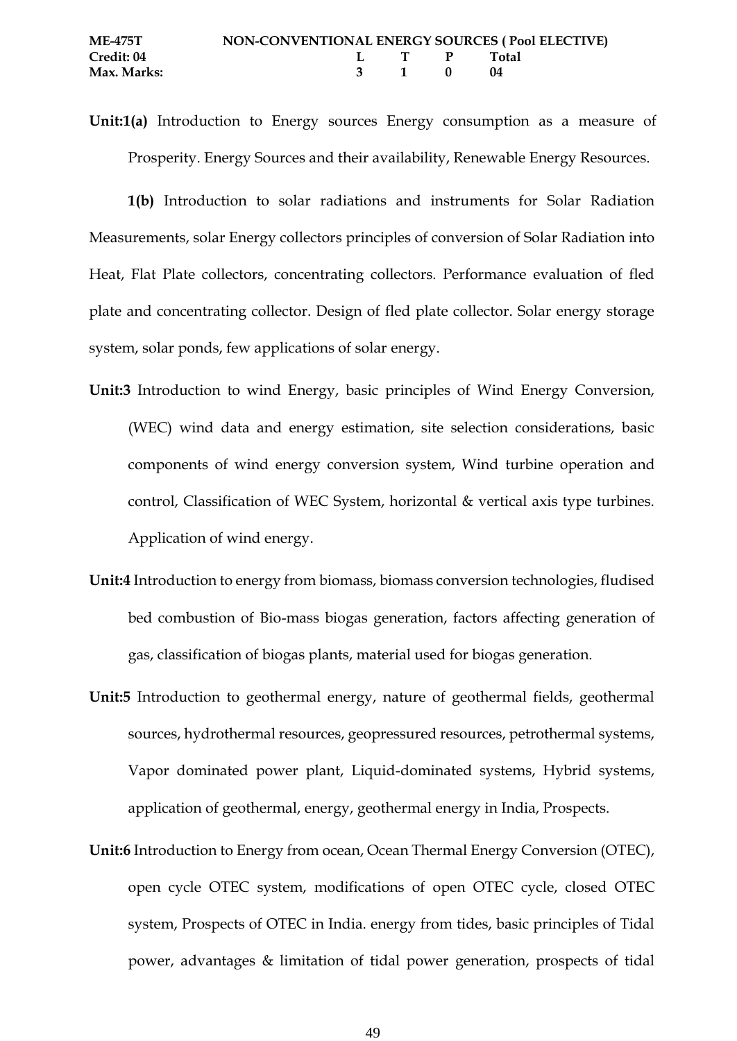| ME-475T | NON-CONVENTIONAL ENERGY SOURCES ( Pool ELECTIVE) | | | |
|---|---|---|---|---|
| Credit: 04 | L | T | P | Total |
| Max. Marks: | 3 | 1 | 0 | 04 |

**Unit:1(a)** Introduction to Energy sources Energy consumption as a measure of Prosperity. Energy Sources and their availability, Renewable Energy Resources.

**1(b)** Introduction to solar radiations and instruments for Solar Radiation Measurements, solar Energy collectors principles of conversion of Solar Radiation into Heat, Flat Plate collectors, concentrating collectors. Performance evaluation of fled plate and concentrating collector. Design of fled plate collector. Solar energy storage system, solar ponds, few applications of solar energy.

**Unit:3** Introduction to wind Energy, basic principles of Wind Energy Conversion, (WEC) wind data and energy estimation, site selection considerations, basic components of wind energy conversion system, Wind turbine operation and control, Classification of WEC System, horizontal & vertical axis type turbines. Application of wind energy.

**Unit:4** Introduction to energy from biomass, biomass conversion technologies, fludised bed combustion of Bio-mass biogas generation, factors affecting generation of gas, classification of biogas plants, material used for biogas generation.

**Unit:5** Introduction to geothermal energy, nature of geothermal fields, geothermal sources, hydrothermal resources, geopressured resources, petrothermal systems, Vapor dominated power plant, Liquid-dominated systems, Hybrid systems, application of geothermal, energy, geothermal energy in India, Prospects.

**Unit:6** Introduction to Energy from ocean, Ocean Thermal Energy Conversion (OTEC), open cycle OTEC system, modifications of open OTEC cycle, closed OTEC system, Prospects of OTEC in India. energy from tides, basic principles of Tidal power, advantages & limitation of tidal power generation, prospects of tidal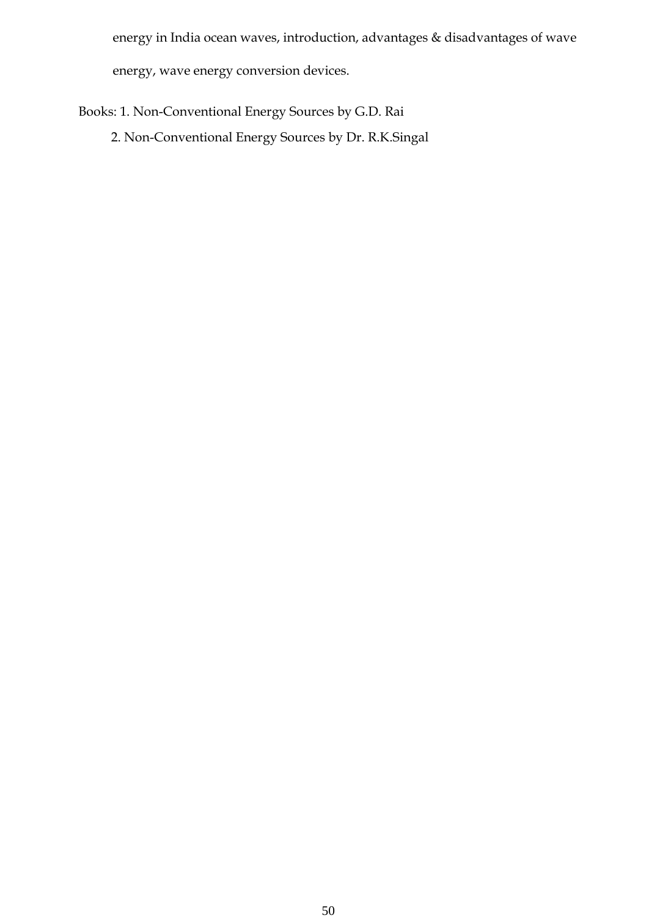energy in India ocean waves, introduction, advantages & disadvantages of wave energy, wave energy conversion devices.

Books: 1. Non-Conventional Energy Sources by G.D. Rai

2. Non-Conventional Energy Sources by Dr. R.K.Singal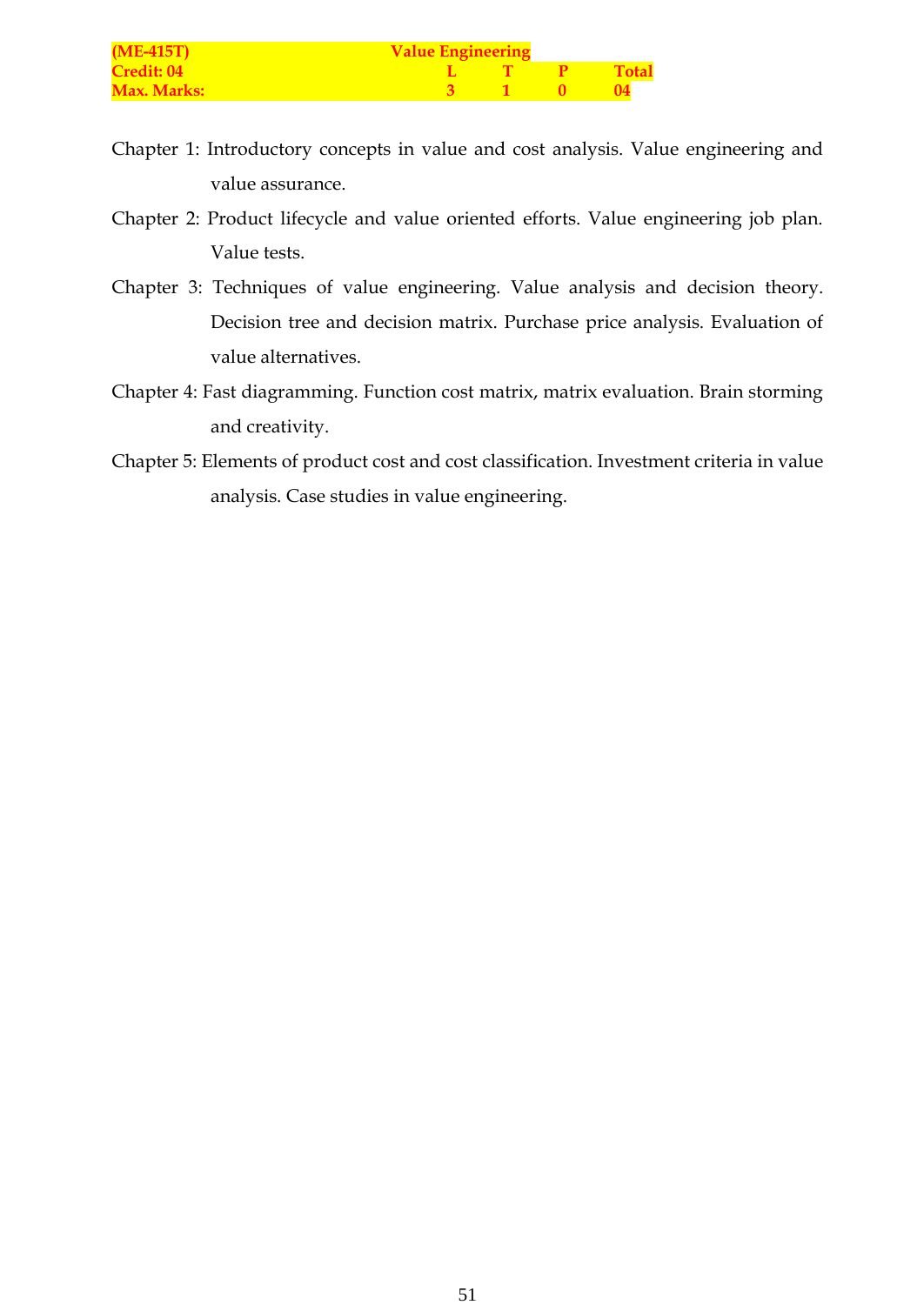| (ME-415T) | Value Engineering | | | |
|---|---|---|---|---|
| Credit: 04 | L | T | P | Total |
| Max. Marks: | 3 | 1 | 0 | 04 |

Chapter 1: Introductory concepts in value and cost analysis. Value engineering and value assurance.

Chapter 2: Product lifecycle and value oriented efforts. Value engineering job plan. Value tests.

Chapter 3: Techniques of value engineering. Value analysis and decision theory. Decision tree and decision matrix. Purchase price analysis. Evaluation of value alternatives.

Chapter 4: Fast diagramming. Function cost matrix, matrix evaluation. Brain storming and creativity.

Chapter 5: Elements of product cost and cost classification. Investment criteria in value analysis. Case studies in value engineering.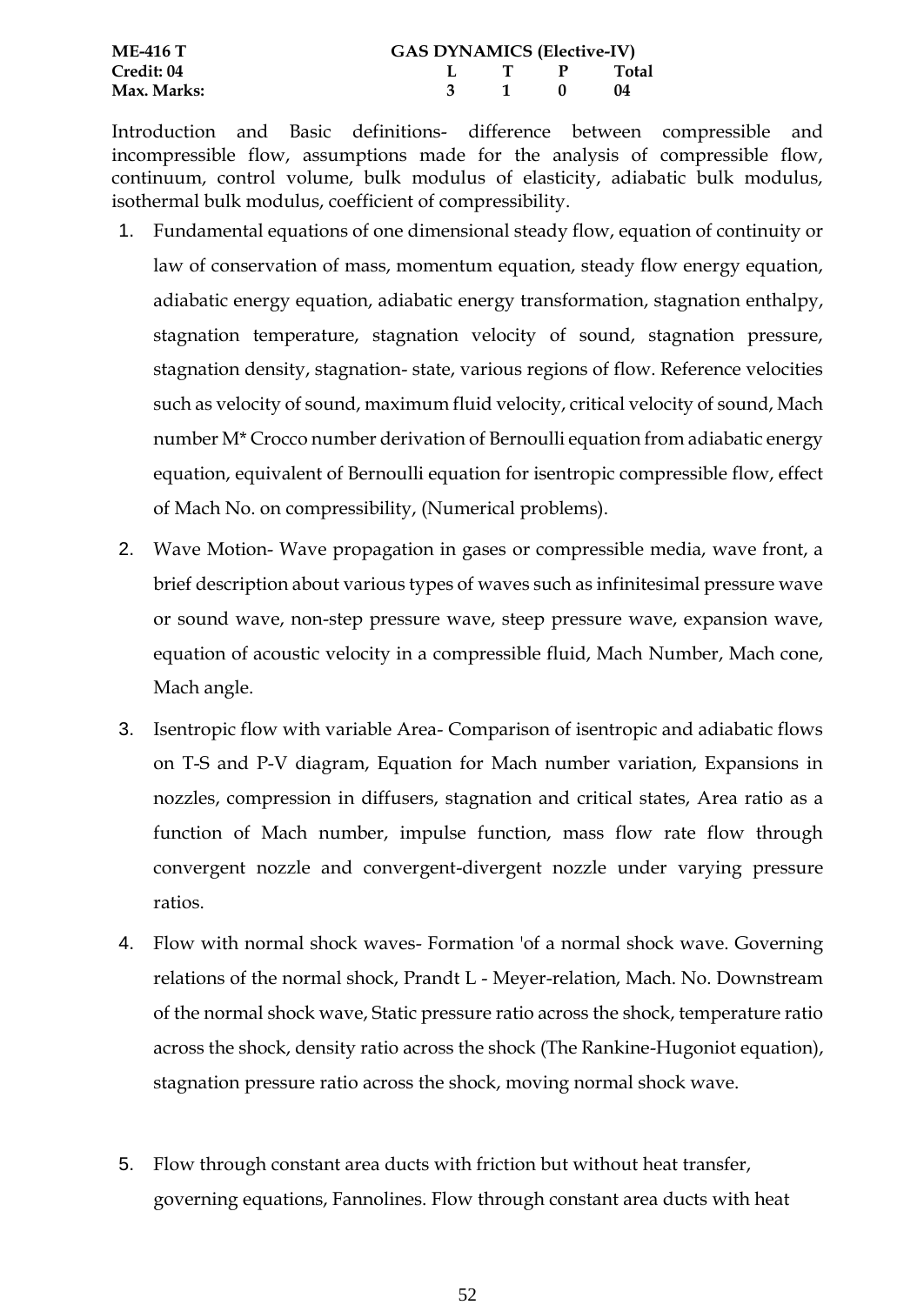| ME-416 T | GAS DYNAMICS (Elective-IV) | | | |
|---|---|---|---|---|
| Credit: 04 | L | T | P | Total |
| Max. Marks: | 3 | 1 | 0 | 04 |

Introduction and Basic definitions- difference between compressible and incompressible flow, assumptions made for the analysis of compressible flow, continuum, control volume, bulk modulus of elasticity, adiabatic bulk modulus, isothermal bulk modulus, coefficient of compressibility.

1. Fundamental equations of one dimensional steady flow, equation of continuity or law of conservation of mass, momentum equation, steady flow energy equation, adiabatic energy equation, adiabatic energy transformation, stagnation enthalpy, stagnation temperature, stagnation velocity of sound, stagnation pressure, stagnation density, stagnation- state, various regions of flow. Reference velocities such as velocity of sound, maximum fluid velocity, critical velocity of sound, Mach number M* Crocco number derivation of Bernoulli equation from adiabatic energy equation, equivalent of Bernoulli equation for isentropic compressible flow, effect of Mach No. on compressibility, (Numerical problems).

2. Wave Motion- Wave propagation in gases or compressible media, wave front, a brief description about various types of waves such as infinitesimal pressure wave or sound wave, non-step pressure wave, steep pressure wave, expansion wave, equation of acoustic velocity in a compressible fluid, Mach Number, Mach cone, Mach angle.

3. Isentropic flow with variable Area- Comparison of isentropic and adiabatic flows on T-S and P-V diagram, Equation for Mach number variation, Expansions in nozzles, compression in diffusers, stagnation and critical states, Area ratio as a function of Mach number, impulse function, mass flow rate flow through convergent nozzle and convergent-divergent nozzle under varying pressure ratios.

4. Flow with normal shock waves- Formation 'of a normal shock wave. Governing relations of the normal shock, Prandt L - Meyer-relation, Mach. No. Downstream of the normal shock wave, Static pressure ratio across the shock, temperature ratio across the shock, density ratio across the shock (The Rankine-Hugoniot equation), stagnation pressure ratio across the shock, moving normal shock wave.

5. Flow through constant area ducts with friction but without heat transfer, governing equations, Fannolines. Flow through constant area ducts with heat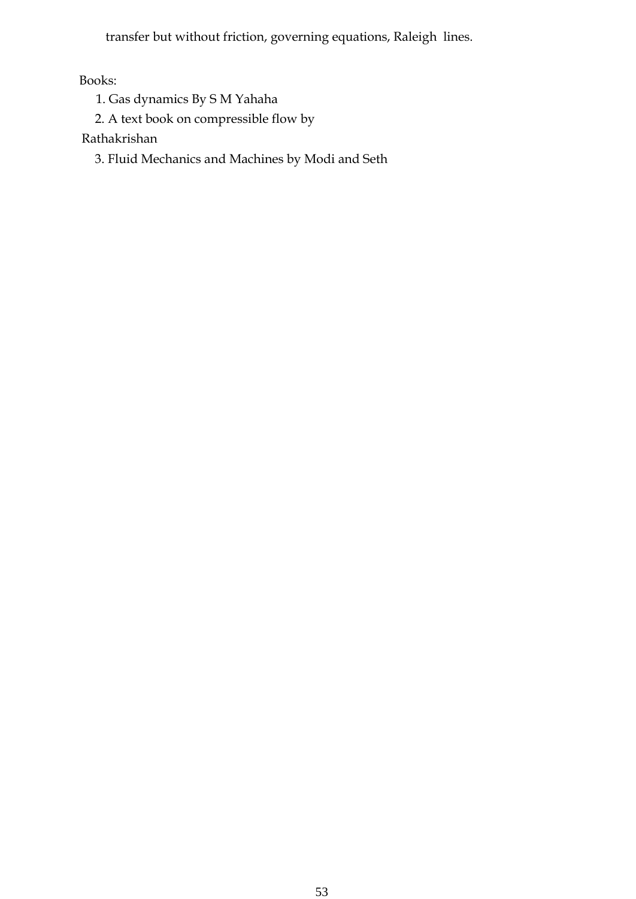transfer but without friction, governing equations, Raleigh lines.

Books:

1. Gas dynamics By S M Yahaha
2. A text book on compressible flow by Rathakrishan
3. Fluid Mechanics and Machines by Modi and Seth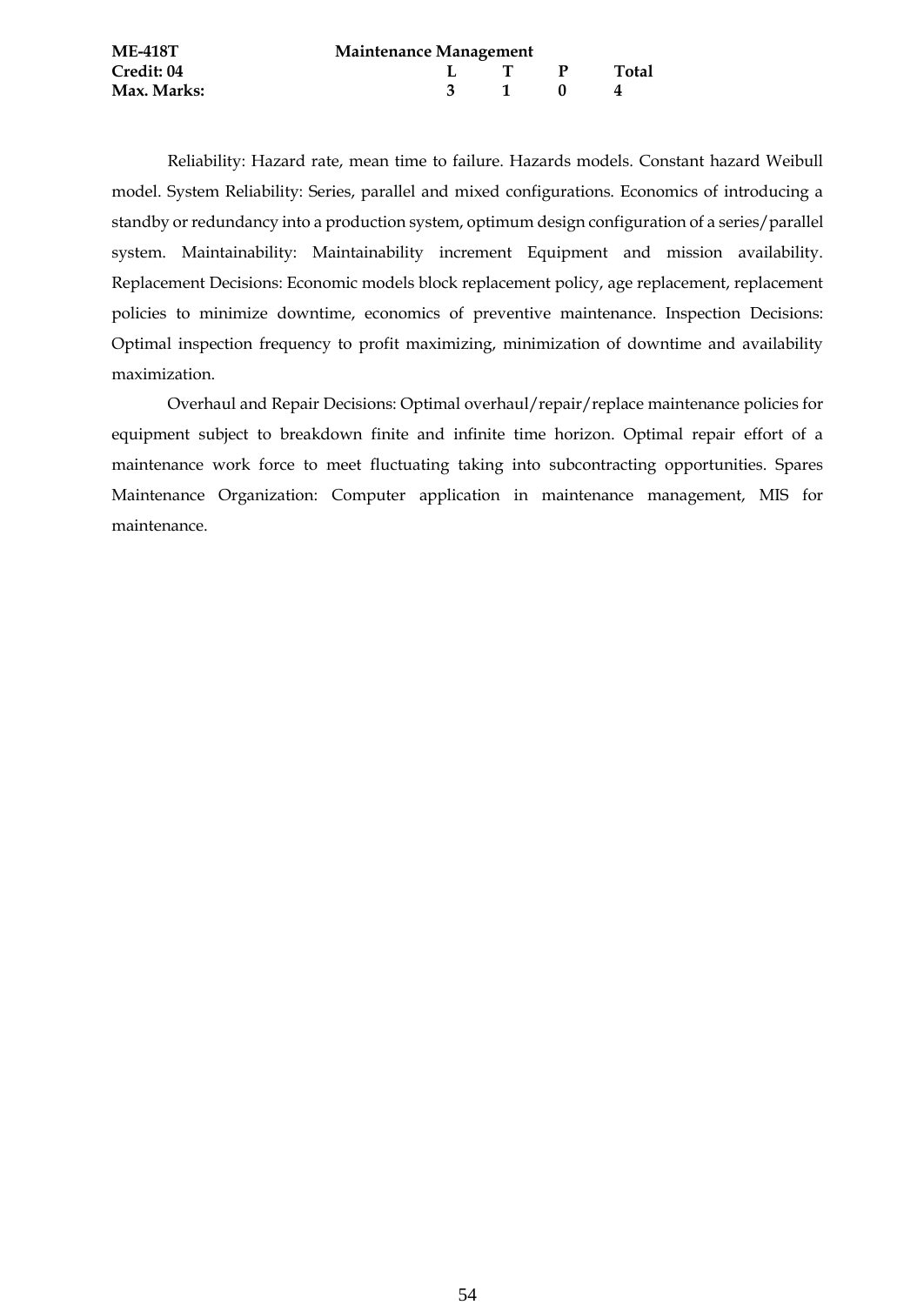| **ME-418T** | **Maintenance Management** | | | |
|---|---|---|---|---|
| **Credit: 04** | **L** | **T** | **P** | **Total** |
| **Max. Marks:** | **3** | **1** | **0** | **4** |

Reliability: Hazard rate, mean time to failure. Hazards models. Constant hazard Weibull model. System Reliability: Series, parallel and mixed configurations. Economics of introducing a standby or redundancy into a production system, optimum design configuration of a series/parallel system. Maintainability: Maintainability increment Equipment and mission availability. Replacement Decisions: Economic models block replacement policy, age replacement, replacement policies to minimize downtime, economics of preventive maintenance. Inspection Decisions: Optimal inspection frequency to profit maximizing, minimization of downtime and availability maximization.

Overhaul and Repair Decisions: Optimal overhaul/repair/replace maintenance policies for equipment subject to breakdown finite and infinite time horizon. Optimal repair effort of a maintenance work force to meet fluctuating taking into subcontracting opportunities. Spares Maintenance Organization: Computer application in maintenance management, MIS for maintenance.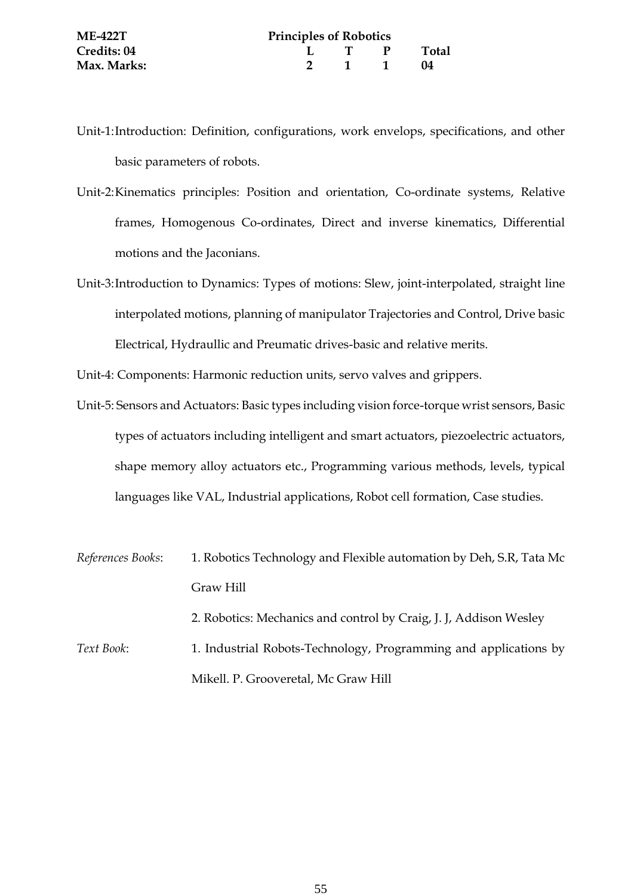| **ME-422T** | **Principles of Robotics** | | | |
|---|---|---|---|---|
| **Credits: 04** | **L** | **T** | **P** | **Total** |
| **Max. Marks:** | **2** | **1** | **1** | **04** |

Unit-1: Introduction: Definition, configurations, work envelops, specifications, and other basic parameters of robots.

Unit-2: Kinematics principles: Position and orientation, Co-ordinate systems, Relative frames, Homogenous Co-ordinates, Direct and inverse kinematics, Differential motions and the Jaconians.

Unit-3: Introduction to Dynamics: Types of motions: Slew, joint-interpolated, straight line interpolated motions, planning of manipulator Trajectories and Control, Drive basic Electrical, Hydraullic and Preumatic drives-basic and relative merits.

Unit-4: Components: Harmonic reduction units, servo valves and grippers.

Unit-5: Sensors and Actuators: Basic types including vision force-torque wrist sensors, Basic types of actuators including intelligent and smart actuators, piezoelectric actuators, shape memory alloy actuators etc., Programming various methods, levels, typical languages like VAL, Industrial applications, Robot cell formation, Case studies.

*References Books*:

1. Robotics Technology and Flexible automation by Deh, S.R, Tata Mc Graw Hill
2. Robotics: Mechanics and control by Craig, J. J, Addison Wesley

*Text Book*:

1. Industrial Robots-Technology, Programming and applications by Mikell. P. Grooveretal, Mc Graw Hill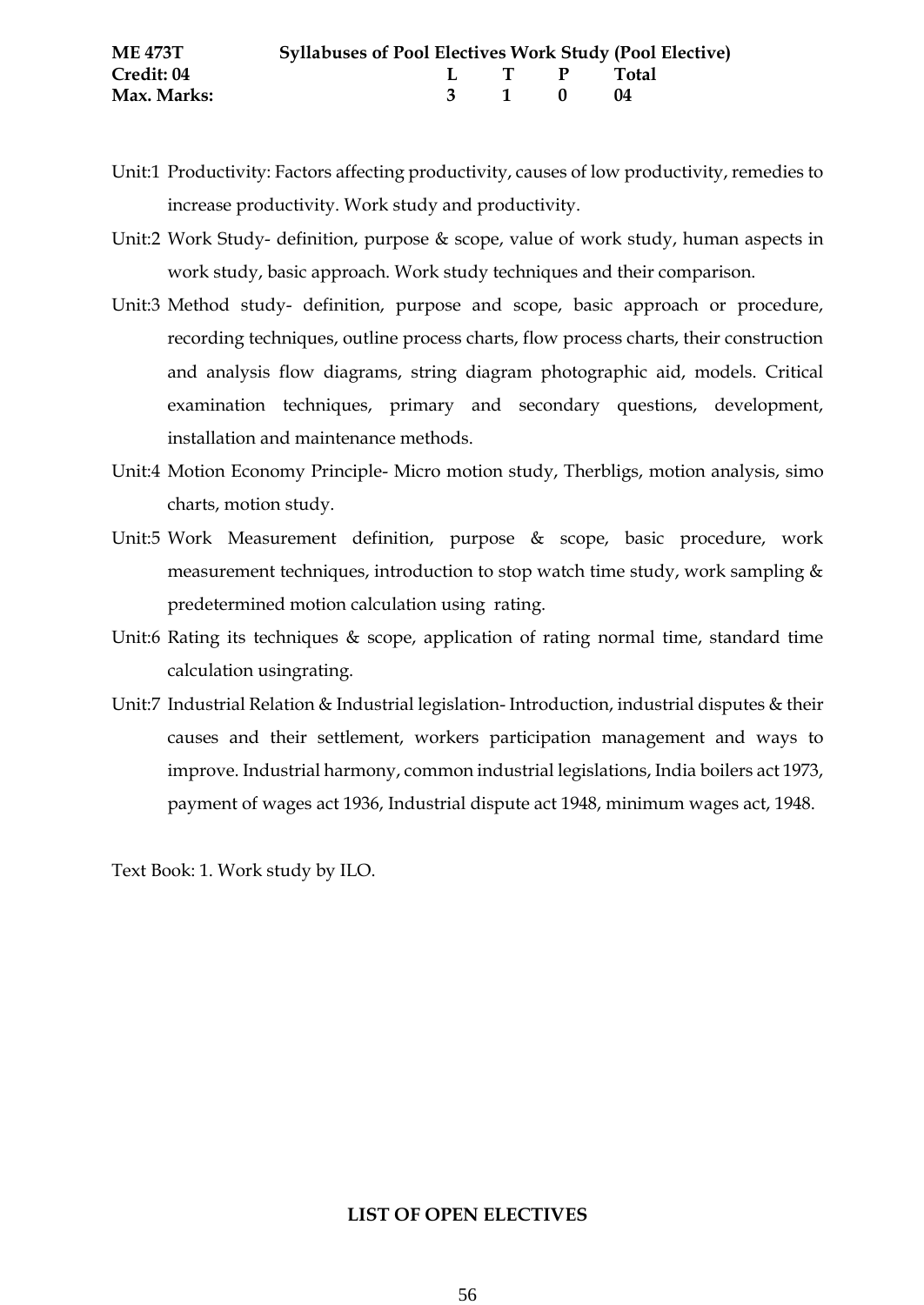| ME 473T | Syllabuses of Pool Electives Work Study (Pool Elective) | | | |
|---|---|---|---|---|
| Credit: 04 | L | T | P | Total |
| Max. Marks: | 3 | 1 | 0 | 04 |

- Unit:1 Productivity: Factors affecting productivity, causes of low productivity, remedies to increase productivity. Work study and productivity.
- Unit:2 Work Study- definition, purpose & scope, value of work study, human aspects in work study, basic approach. Work study techniques and their comparison.
- Unit:3 Method study- definition, purpose and scope, basic approach or procedure, recording techniques, outline process charts, flow process charts, their construction and analysis flow diagrams, string diagram photographic aid, models. Critical examination techniques, primary and secondary questions, development, installation and maintenance methods.
- Unit:4 Motion Economy Principle- Micro motion study, Therbligs, motion analysis, simo charts, motion study.
- Unit:5 Work Measurement definition, purpose & scope, basic procedure, work measurement techniques, introduction to stop watch time study, work sampling & predetermined motion calculation using rating.
- Unit:6 Rating its techniques & scope, application of rating normal time, standard time calculation usingrating.
- Unit:7 Industrial Relation & Industrial legislation- Introduction, industrial disputes & their causes and their settlement, workers participation management and ways to improve. Industrial harmony, common industrial legislations, India boilers act 1973, payment of wages act 1936, Industrial dispute act 1948, minimum wages act, 1948.

Text Book: 1. Work study by ILO.

## LIST OF OPEN ELECTIVES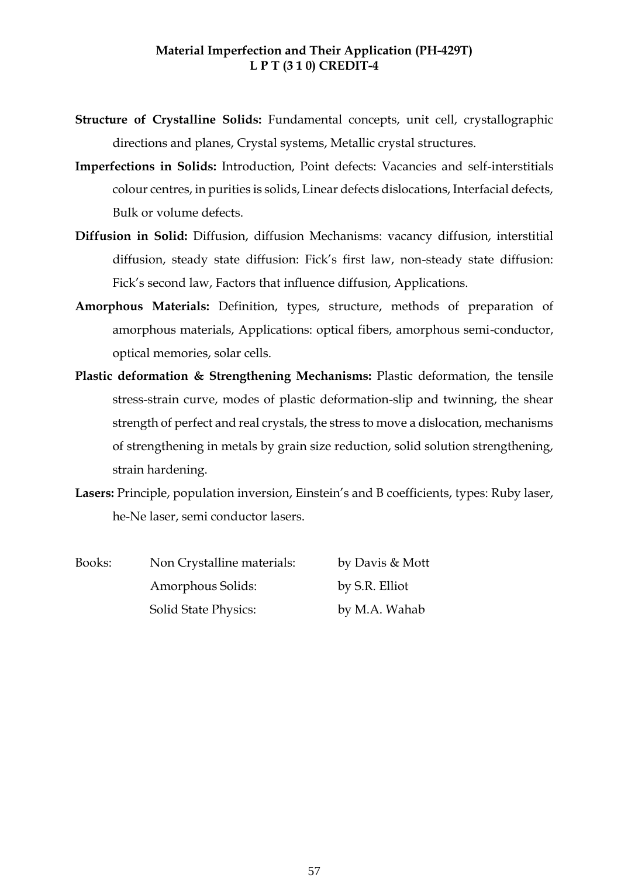**Material Imperfection and Their Application (PH-429T)**
**L P T (3 1 0) CREDIT-4**

**Structure of Crystalline Solids:** Fundamental concepts, unit cell, crystallographic directions and planes, Crystal systems, Metallic crystal structures.

**Imperfections in Solids:** Introduction, Point defects: Vacancies and self-interstitials colour centres, in purities is solids, Linear defects dislocations, Interfacial defects, Bulk or volume defects.

**Diffusion in Solid:** Diffusion, diffusion Mechanisms: vacancy diffusion, interstitial diffusion, steady state diffusion: Fick's first law, non-steady state diffusion: Fick's second law, Factors that influence diffusion, Applications.

**Amorphous Materials:** Definition, types, structure, methods of preparation of amorphous materials, Applications: optical fibers, amorphous semi-conductor, optical memories, solar cells.

**Plastic deformation & Strengthening Mechanisms:** Plastic deformation, the tensile stress-strain curve, modes of plastic deformation-slip and twinning, the shear strength of perfect and real crystals, the stress to move a dislocation, mechanisms of strengthening in metals by grain size reduction, solid solution strengthening, strain hardening.

**Lasers:** Principle, population inversion, Einstein's and B coefficients, types: Ruby laser, he-Ne laser, semi conductor lasers.

| Books: | Non Crystalline materials: | by Davis & Mott |
|---|---|---|
| | Amorphous Solids: | by S.R. Elliot |
| | Solid State Physics: | by M.A. Wahab |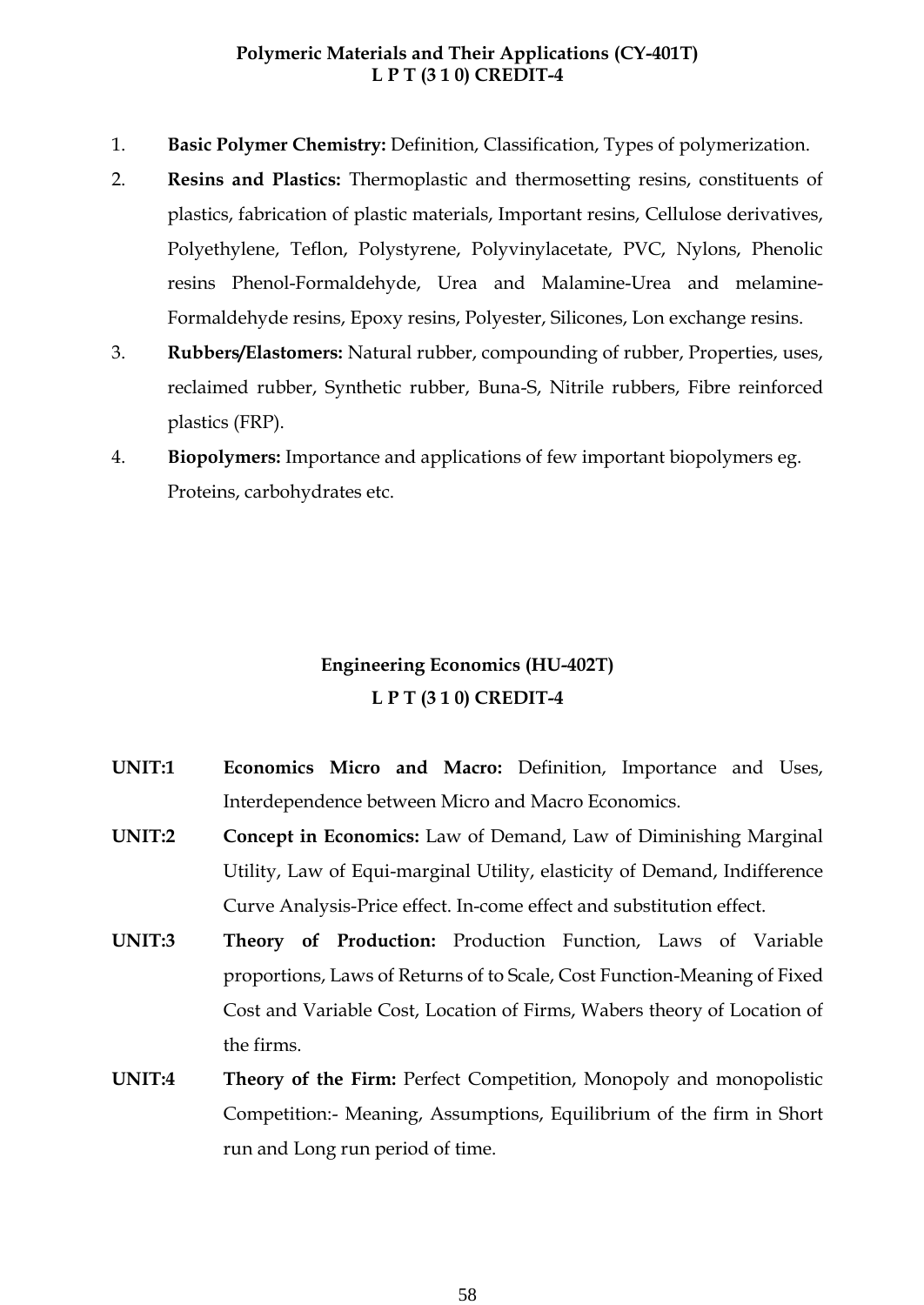## Polymeric Materials and Their Applications (CY-401T)
## L P T (3 1 0) CREDIT-4

1. **Basic Polymer Chemistry:** Definition, Classification, Types of polymerization.
2. **Resins and Plastics:** Thermoplastic and thermosetting resins, constituents of plastics, fabrication of plastic materials, Important resins, Cellulose derivatives, Polyethylene, Teflon, Polystyrene, Polyvinylacetate, PVC, Nylons, Phenolic resins Phenol-Formaldehyde, Urea and Malamine-Urea and melamine-Formaldehyde resins, Epoxy resins, Polyester, Silicones, Lon exchange resins.
3. **Rubbers/Elastomers:** Natural rubber, compounding of rubber, Properties, uses, reclaimed rubber, Synthetic rubber, Buna-S, Nitrile rubbers, Fibre reinforced plastics (FRP).
4. **Biopolymers:** Importance and applications of few important biopolymers eg. Proteins, carbohydrates etc.

## Engineering Economics (HU-402T)
## L P T (3 1 0) CREDIT-4

**UNIT:1** **Economics Micro and Macro:** Definition, Importance and Uses, Interdependence between Micro and Macro Economics.

**UNIT:2** **Concept in Economics:** Law of Demand, Law of Diminishing Marginal Utility, Law of Equi-marginal Utility, elasticity of Demand, Indifference Curve Analysis-Price effect. In-come effect and substitution effect.

**UNIT:3** **Theory of Production:** Production Function, Laws of Variable proportions, Laws of Returns of to Scale, Cost Function-Meaning of Fixed Cost and Variable Cost, Location of Firms, Wabers theory of Location of the firms.

**UNIT:4** **Theory of the Firm:** Perfect Competition, Monopoly and monopolistic Competition:- Meaning, Assumptions, Equilibrium of the firm in Short run and Long run period of time.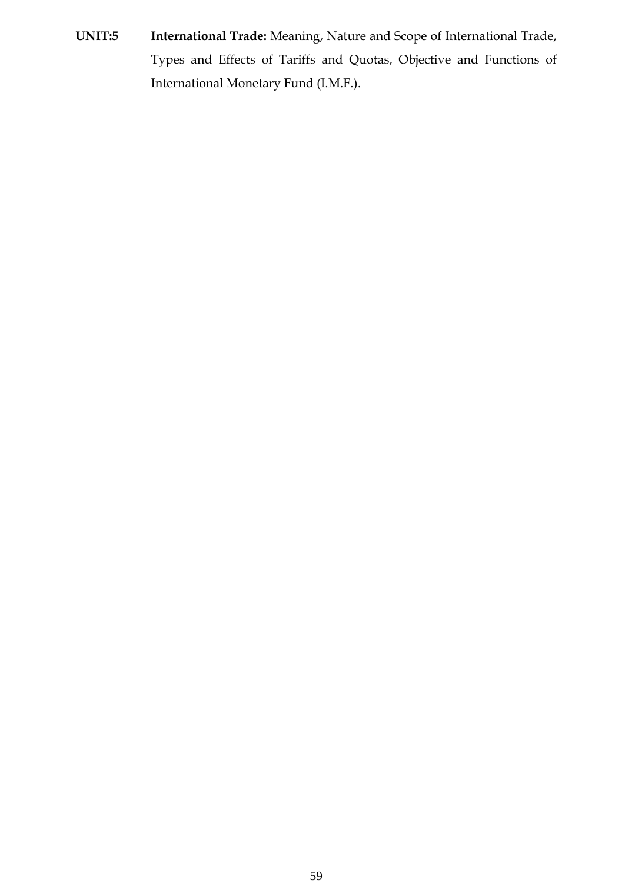**UNIT:5** **International Trade:** Meaning, Nature and Scope of International Trade, Types and Effects of Tariffs and Quotas, Objective and Functions of International Monetary Fund (I.M.F.).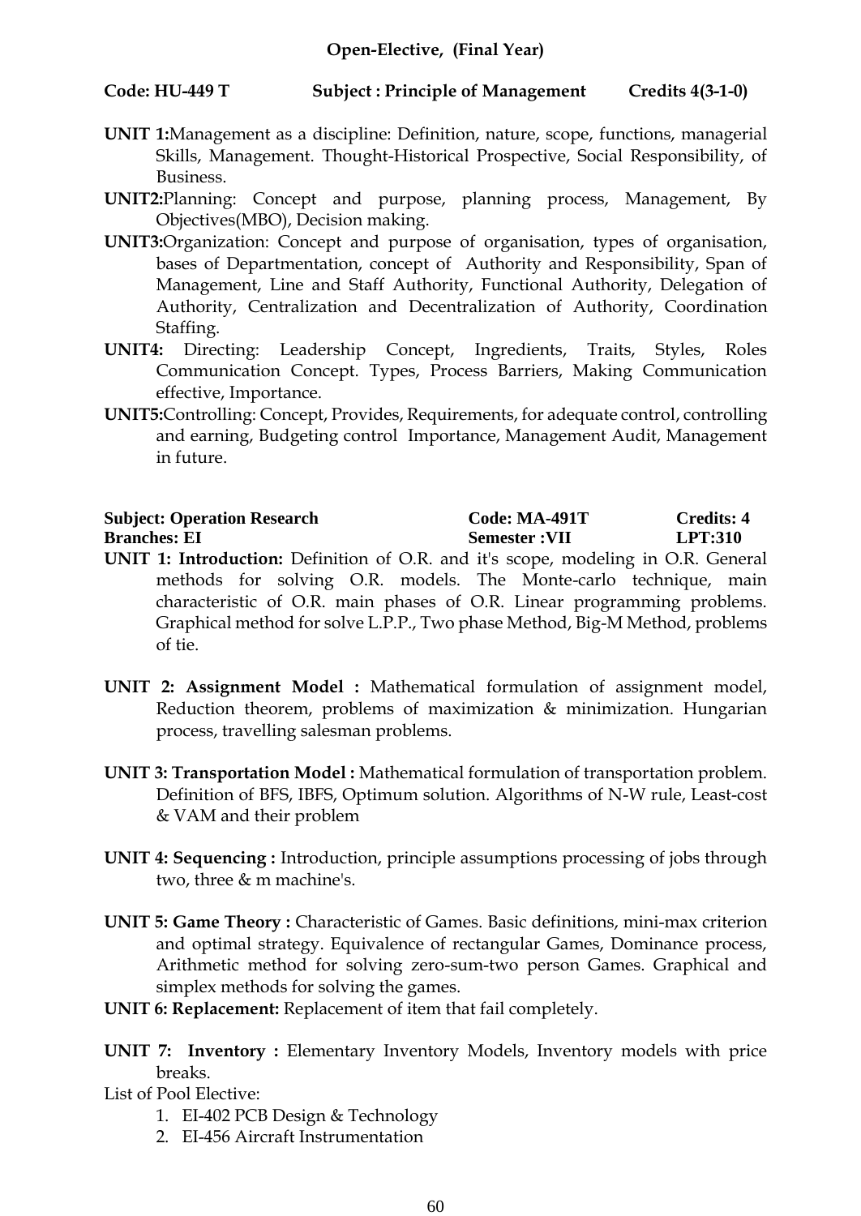**Open-Elective, (Final Year)**

**Code: HU-449 T** **Subject : Principle of Management** **Credits 4(3-1-0)**

**UNIT 1:**Management as a discipline: Definition, nature, scope, functions, managerial Skills, Management. Thought-Historical Prospective, Social Responsibility, of Business.

**UNIT2:**Planning: Concept and purpose, planning process, Management, By Objectives(MBO), Decision making.

**UNIT3:**Organization: Concept and purpose of organisation, types of organisation, bases of Departmentation, concept of Authority and Responsibility, Span of Management, Line and Staff Authority, Functional Authority, Delegation of Authority, Centralization and Decentralization of Authority, Coordination Staffing.

**UNIT4:** Directing: Leadership Concept, Ingredients, Traits, Styles, Roles Communication Concept. Types, Process Barriers, Making Communication effective, Importance.

**UNIT5:**Controlling: Concept, Provides, Requirements, for adequate control, controlling and earning, Budgeting control Importance, Management Audit, Management in future.

| **Subject: Operation Research** | **Code: MA-491T** | **Credits: 4** |
|---|---|---|
| **Branches: EI** | **Semester :VII** | **LPT:310** |

**UNIT 1: Introduction:** Definition of O.R. and it's scope, modeling in O.R. General methods for solving O.R. models. The Monte-carlo technique, main characteristic of O.R. main phases of O.R. Linear programming problems. Graphical method for solve L.P.P., Two phase Method, Big-M Method, problems of tie.

**UNIT 2: Assignment Model :** Mathematical formulation of assignment model, Reduction theorem, problems of maximization & minimization. Hungarian process, travelling salesman problems.

**UNIT 3: Transportation Model :** Mathematical formulation of transportation problem. Definition of BFS, IBFS, Optimum solution. Algorithms of N-W rule, Least-cost & VAM and their problem

**UNIT 4: Sequencing :** Introduction, principle assumptions processing of jobs through two, three & m machine's.

**UNIT 5: Game Theory :** Characteristic of Games. Basic definitions, mini-max criterion and optimal strategy. Equivalence of rectangular Games, Dominance process, Arithmetic method for solving zero-sum-two person Games. Graphical and simplex methods for solving the games.

**UNIT 6: Replacement:** Replacement of item that fail completely.

**UNIT 7: Inventory :** Elementary Inventory Models, Inventory models with price breaks.

List of Pool Elective:

1. EI-402 PCB Design & Technology
2. EI-456 Aircraft Instrumentation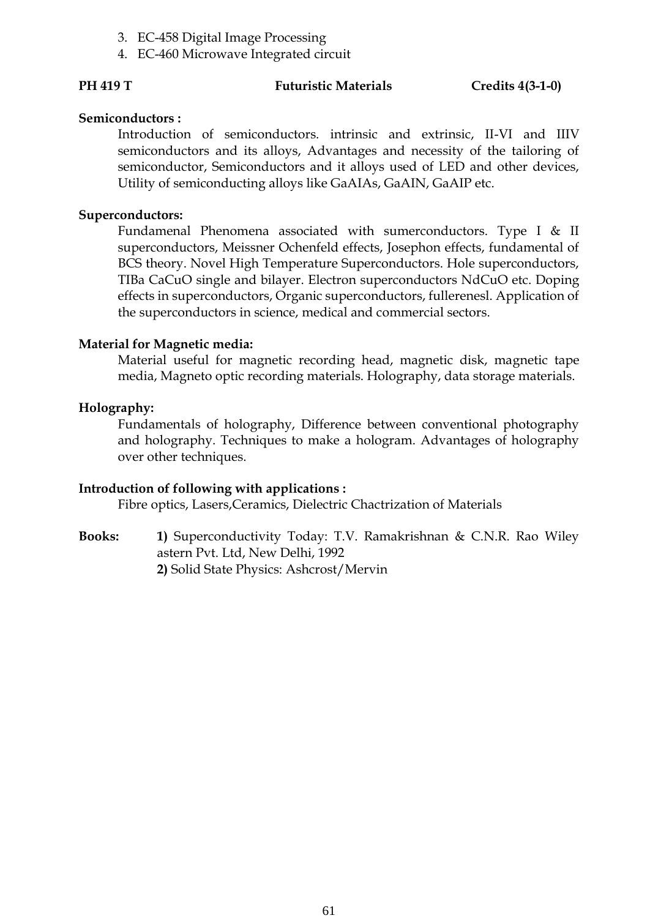3. EC-458 Digital Image Processing
4. EC-460 Microwave Integrated circuit

**PH 419 T** **Futuristic Materials** **Credits 4(3-1-0)**

**Semiconductors :**

Introduction of semiconductors. intrinsic and extrinsic, II-VI and IIIV semiconductors and its alloys, Advantages and necessity of the tailoring of semiconductor, Semiconductors and it alloys used of LED and other devices, Utility of semiconducting alloys like GaAIAs, GaAIN, GaAIP etc.

**Superconductors:**

Fundamenal Phenomena associated with sumerconductors. Type I & II superconductors, Meissner Ochenfeld effects, Josephon effects, fundamental of BCS theory. Novel High Temperature Superconductors. Hole superconductors, TIBa CaCuO single and bilayer. Electron superconductors NdCuO etc. Doping effects in superconductors, Organic superconductors, fullerenesl. Application of the superconductors in science, medical and commercial sectors.

**Material for Magnetic media:**

Material useful for magnetic recording head, magnetic disk, magnetic tape media, Magneto optic recording materials. Holography, data storage materials.

**Holography:**

Fundamentals of holography, Difference between conventional photography and holography. Techniques to make a hologram. Advantages of holography over other techniques.

**Introduction of following with applications :**

Fibre optics, Lasers,Ceramics, Dielectric Chactrization of Materials

**Books:**

**1)** Superconductivity Today: T.V. Ramakrishnan & C.N.R. Rao Wiley astern Pvt. Ltd, New Delhi, 1992

**2)** Solid State Physics: Ashcrost/Mervin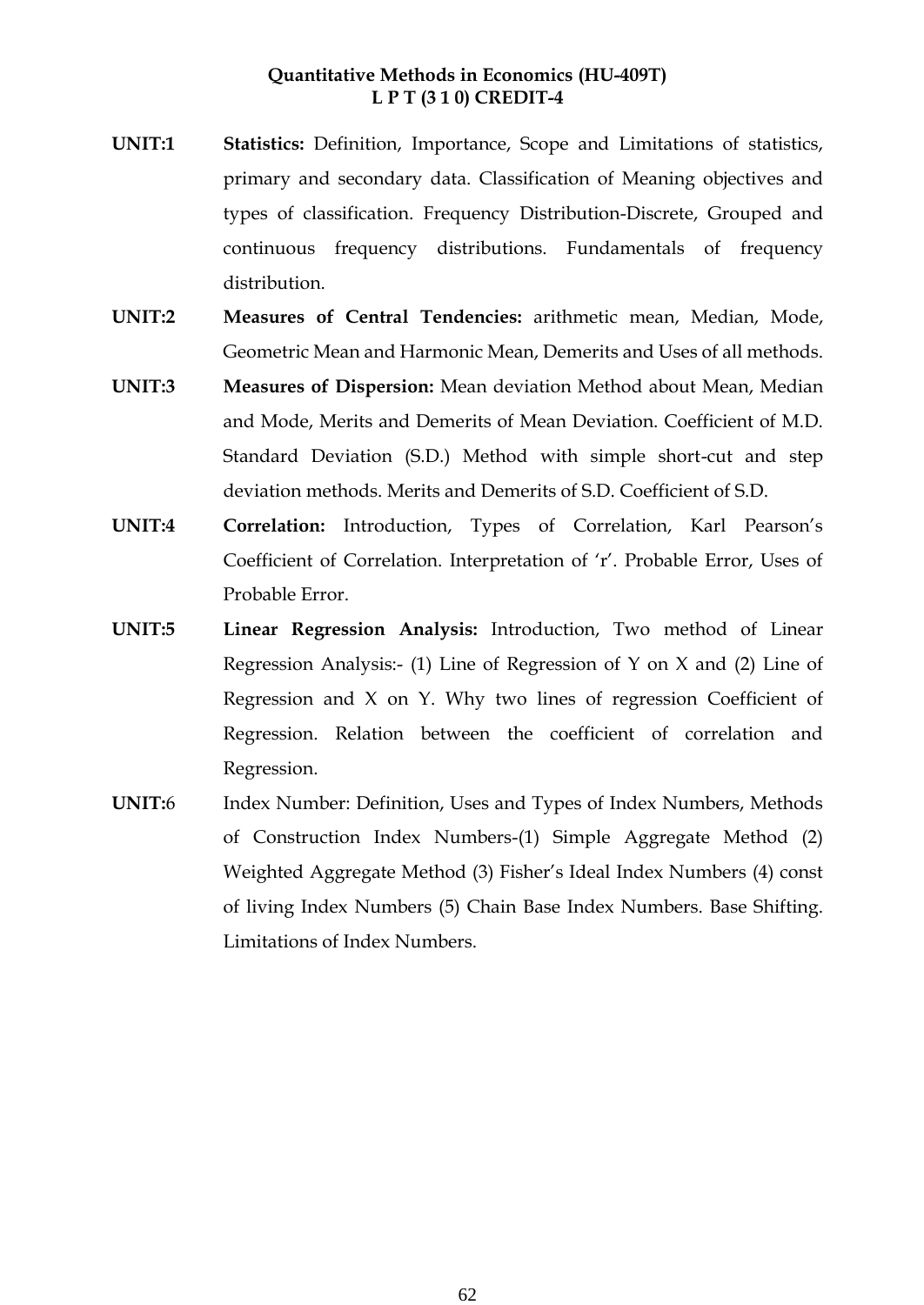**Quantitative Methods in Economics (HU-409T)**
**L P T (3 1 0) CREDIT-4**

**UNIT:1** **Statistics:** Definition, Importance, Scope and Limitations of statistics, primary and secondary data. Classification of Meaning objectives and types of classification. Frequency Distribution-Discrete, Grouped and continuous frequency distributions. Fundamentals of frequency distribution.

**UNIT:2** **Measures of Central Tendencies:** arithmetic mean, Median, Mode, Geometric Mean and Harmonic Mean, Demerits and Uses of all methods.

**UNIT:3** **Measures of Dispersion:** Mean deviation Method about Mean, Median and Mode, Merits and Demerits of Mean Deviation. Coefficient of M.D. Standard Deviation (S.D.) Method with simple short-cut and step deviation methods. Merits and Demerits of S.D. Coefficient of S.D.

**UNIT:4** **Correlation:** Introduction, Types of Correlation, Karl Pearson's Coefficient of Correlation. Interpretation of 'r'. Probable Error, Uses of Probable Error.

**UNIT:5** **Linear Regression Analysis:** Introduction, Two method of Linear Regression Analysis:- (1) Line of Regression of Y on X and (2) Line of Regression and X on Y. Why two lines of regression Coefficient of Regression. Relation between the coefficient of correlation and Regression.

**UNIT:**6 Index Number: Definition, Uses and Types of Index Numbers, Methods of Construction Index Numbers-(1) Simple Aggregate Method (2) Weighted Aggregate Method (3) Fisher's Ideal Index Numbers (4) const of living Index Numbers (5) Chain Base Index Numbers. Base Shifting. Limitations of Index Numbers.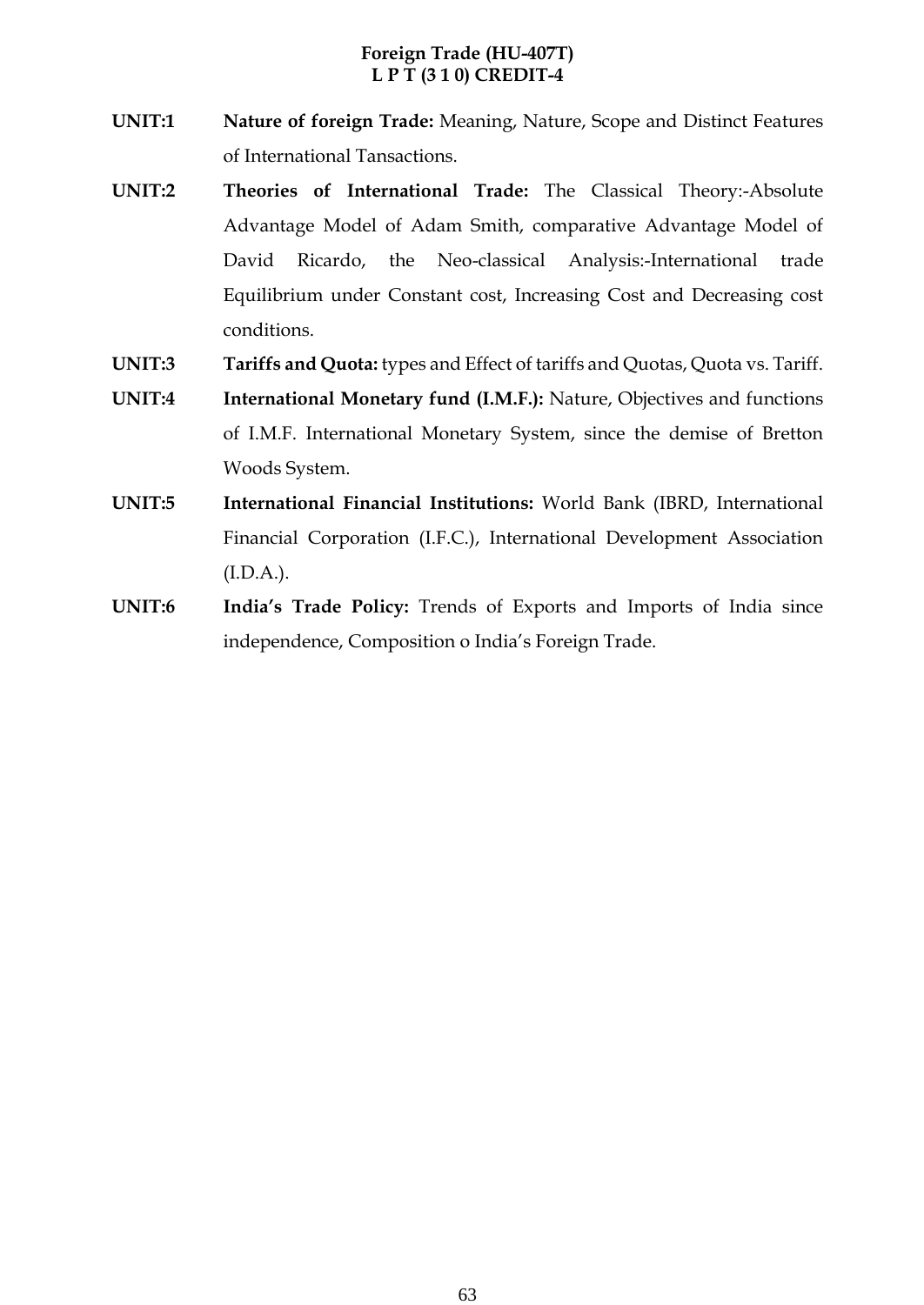**Foreign Trade (HU-407T)**
**L P T (3 1 0) CREDIT-4**

**UNIT:1** **Nature of foreign Trade:** Meaning, Nature, Scope and Distinct Features of International Tansactions.

**UNIT:2** **Theories of International Trade:** The Classical Theory:-Absolute Advantage Model of Adam Smith, comparative Advantage Model of David Ricardo, the Neo-classical Analysis:-International trade Equilibrium under Constant cost, Increasing Cost and Decreasing cost conditions.

**UNIT:3** **Tariffs and Quota:** types and Effect of tariffs and Quotas, Quota vs. Tariff.

**UNIT:4** **International Monetary fund (I.M.F.):** Nature, Objectives and functions of I.M.F. International Monetary System, since the demise of Bretton Woods System.

**UNIT:5** **International Financial Institutions:** World Bank (IBRD, International Financial Corporation (I.F.C.), International Development Association (I.D.A.).

**UNIT:6** **India's Trade Policy:** Trends of Exports and Imports of India since independence, Composition o India's Foreign Trade.